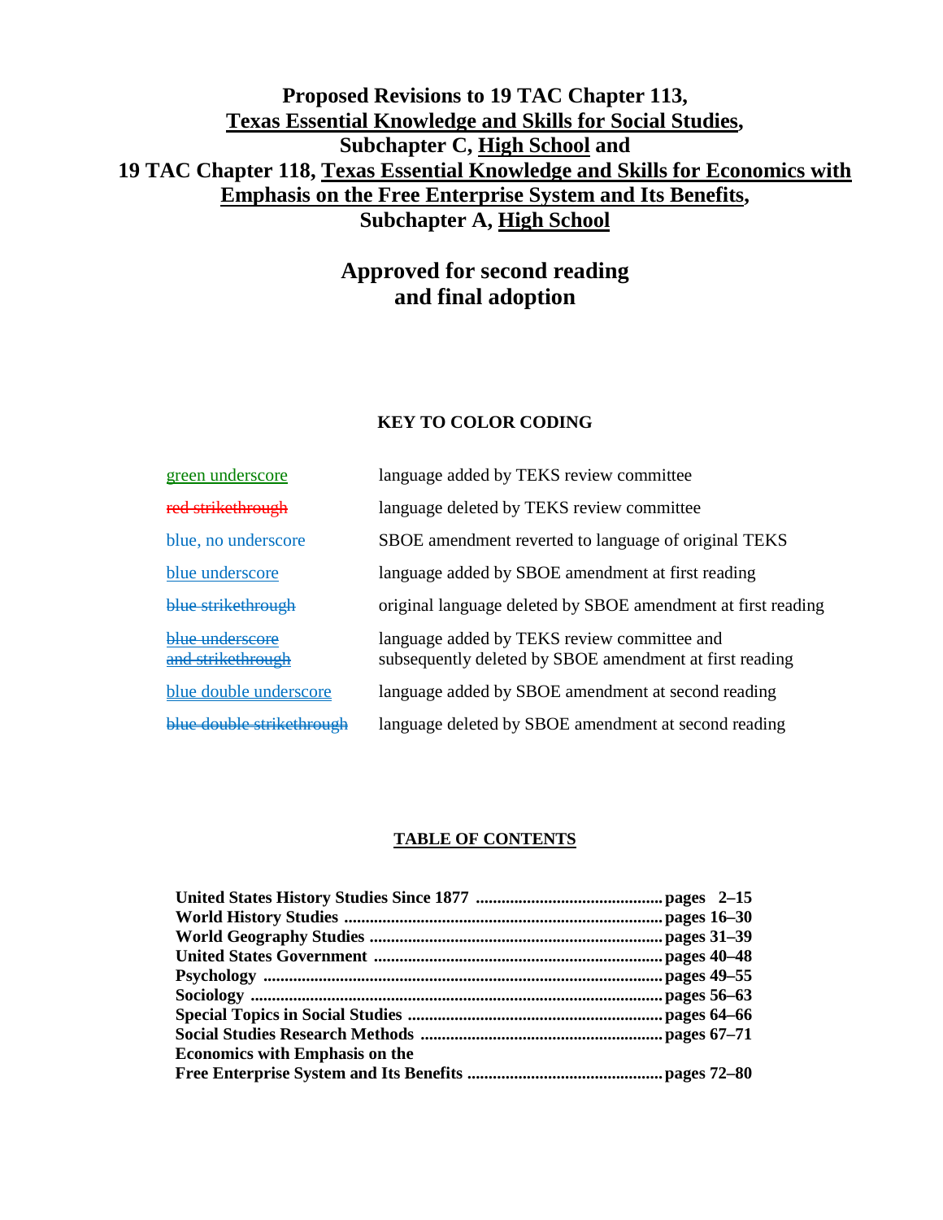# Proposed Revisions to 19 TAC Chapter 113, Texas Essential Knowledge and Skills for Social Studies, Subchapter C, High School and 19 TAC Chapter 118, Texas Essential Knowledge and Skills for Economics with Emphasis on the Free Enterprise System and Its Benefits, Subchapter A, High School

## Approved for second reading and final adoption

### KEY TO COLOR CODING

| | |
|---|---|
| green underscore | language added by TEKS review committee |
| ~~red strikethrough~~ | language deleted by TEKS review committee |
| blue, no underscore | SBOE amendment reverted to language of original TEKS |
| blue underscore | language added by SBOE amendment at first reading |
| ~~blue strikethrough~~ | original language deleted by SBOE amendment at first reading |
| ~~blue underscore and strikethrough~~ | language added by TEKS review committee and subsequently deleted by SBOE amendment at first reading |
| blue double underscore | language added by SBOE amendment at second reading |
| ~~blue double strikethrough~~ | language deleted by SBOE amendment at second reading |

### TABLE OF CONTENTS

| | |
|---|---|
| **United States History Studies Since 1877** | **pages 2–15** |
| **World History Studies** | **pages 16–30** |
| **World Geography Studies** | **pages 31–39** |
| **United States Government** | **pages 40–48** |
| **Psychology** | **pages 49–55** |
| **Sociology** | **pages 56–63** |
| **Special Topics in Social Studies** | **pages 64–66** |
| **Social Studies Research Methods** | **pages 67–71** |
| **Economics with Emphasis on the Free Enterprise System and Its Benefits** | **pages 72–80** |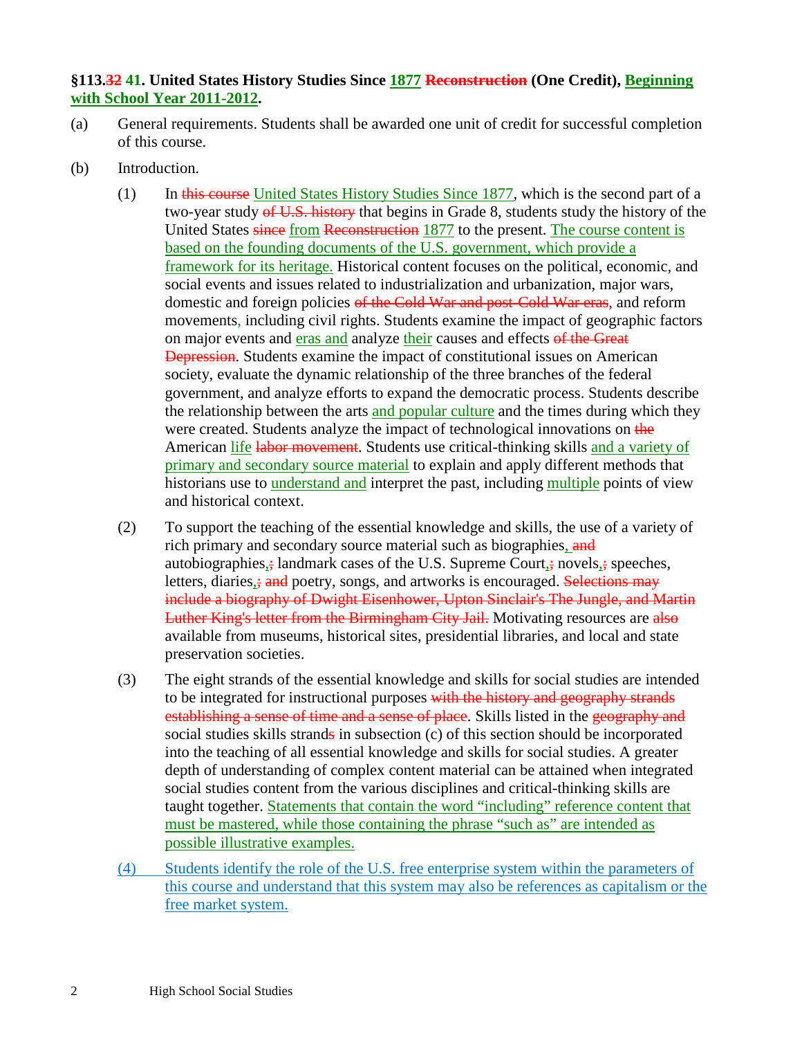**§113.~~32~~ <u>41</u>. United States History Studies Since <u>1877</u> ~~Reconstruction~~ (One Credit), <u>Beginning with School Year 2011-2012</u>.**

(a) General requirements. Students shall be awarded one unit of credit for successful completion of this course.

(b) Introduction.

(1) In ~~this course~~ <u>United States History Studies Since 1877</u>, which is the second part of a two-year study ~~of U.S. history~~ that begins in Grade 8, students study the history of the United States ~~since~~ <u>from</u> ~~Reconstruction~~ <u>1877</u> to the present. <u>The course content is based on the founding documents of the U.S. government, which provide a framework for its heritage.</u> Historical content focuses on the political, economic, and social events and issues related to industrialization and urbanization, major wars, domestic and foreign policies ~~of the Cold War and post-Cold War eras~~, and reform movements, including civil rights. Students examine the impact of geographic factors on major events and <u>eras and</u> analyze <u>their</u> causes and effects ~~of the Great Depression~~. Students examine the impact of constitutional issues on American society, evaluate the dynamic relationship of the three branches of the federal government, and analyze efforts to expand the democratic process. Students describe the relationship between the arts <u>and popular culture</u> and the times during which they were created. Students analyze the impact of technological innovations on ~~the~~ American <u>life</u> ~~labor movement~~. Students use critical-thinking skills <u>and a variety of primary and secondary source material</u> to explain and apply different methods that historians use to <u>understand and</u> interpret the past, including <u>multiple</u> points of view and historical context.

(2) To support the teaching of the essential knowledge and skills, the use of a variety of rich primary and secondary source material such as biographies<u>,</u> ~~and~~ autobiographies<u>,</u>~~;~~ landmark cases of the U.S. Supreme Court<u>,</u>~~;~~ novels<u>,</u>~~;~~ speeches, letters, diaries<u>,</u>~~;~~ ~~and~~ poetry, songs, and artworks is encouraged. ~~Selections may include a biography of Dwight Eisenhower, Upton Sinclair's The Jungle, and Martin Luther King's letter from the Birmingham City Jail.~~ Motivating resources are ~~also~~ available from museums, historical sites, presidential libraries, and local and state preservation societies.

(3) The eight strands of the essential knowledge and skills for social studies are intended to be integrated for instructional purposes ~~with the history and geography strands establishing a sense of time and a sense of place~~. Skills listed in the ~~geography and~~ social studies skills strand~~s~~ in subsection (c) of this section should be incorporated into the teaching of all essential knowledge and skills for social studies. A greater depth of understanding of complex content material can be attained when integrated social studies content from the various disciplines and critical-thinking skills are taught together. <u>Statements that contain the word "including" reference content that must be mastered, while those containing the phrase "such as" are intended as possible illustrative examples.</u>

<u>(4) Students identify the role of the U.S. free enterprise system within the parameters of this course and understand that this system may also be references as capitalism or the free market system.</u>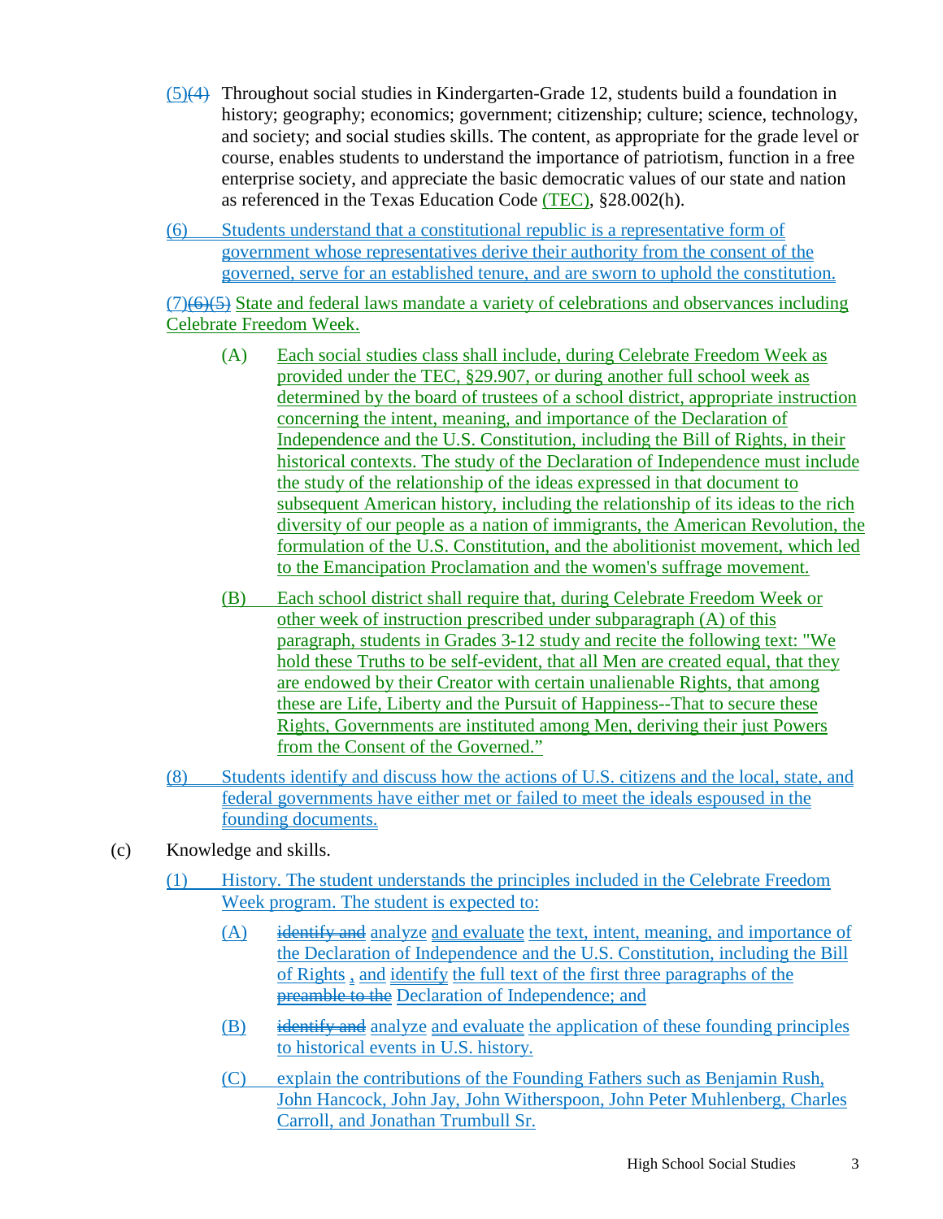(5)~~(4)~~ Throughout social studies in Kindergarten-Grade 12, students build a foundation in history; geography; economics; government; citizenship; culture; science, technology, and society; and social studies skills. The content, as appropriate for the grade level or course, enables students to understand the importance of patriotism, function in a free enterprise society, and appreciate the basic democratic values of our state and nation as referenced in the Texas Education Code (TEC), §28.002(h).

(6) Students understand that a constitutional republic is a representative form of government whose representatives derive their authority from the consent of the governed, serve for an established tenure, and are sworn to uphold the constitution.

(7)~~(6)~~~~(5)~~ State and federal laws mandate a variety of celebrations and observances including Celebrate Freedom Week.

- (A) Each social studies class shall include, during Celebrate Freedom Week as provided under the TEC, §29.907, or during another full school week as determined by the board of trustees of a school district, appropriate instruction concerning the intent, meaning, and importance of the Declaration of Independence and the U.S. Constitution, including the Bill of Rights, in their historical contexts. The study of the Declaration of Independence must include the study of the relationship of the ideas expressed in that document to subsequent American history, including the relationship of its ideas to the rich diversity of our people as a nation of immigrants, the American Revolution, the formulation of the U.S. Constitution, and the abolitionist movement, which led to the Emancipation Proclamation and the women's suffrage movement.
- (B) Each school district shall require that, during Celebrate Freedom Week or other week of instruction prescribed under subparagraph (A) of this paragraph, students in Grades 3-12 study and recite the following text: "We hold these Truths to be self-evident, that all Men are created equal, that they are endowed by their Creator with certain unalienable Rights, that among these are Life, Liberty and the Pursuit of Happiness--That to secure these Rights, Governments are instituted among Men, deriving their just Powers from the Consent of the Governed."

(8) Students identify and discuss how the actions of U.S. citizens and the local, state, and federal governments have either met or failed to meet the ideals espoused in the founding documents.

(c) Knowledge and skills.

(1) History. The student understands the principles included in the Celebrate Freedom Week program. The student is expected to:

- (A) ~~identify and~~ analyze and evaluate the text, intent, meaning, and importance of the Declaration of Independence and the U.S. Constitution, including the Bill of Rights , and identify the full text of the first three paragraphs of the ~~preamble to the~~ Declaration of Independence; and
- (B) ~~identify and~~ analyze and evaluate the application of these founding principles to historical events in U.S. history.
- (C) explain the contributions of the Founding Fathers such as Benjamin Rush, John Hancock, John Jay, John Witherspoon, John Peter Muhlenberg, Charles Carroll, and Jonathan Trumbull Sr.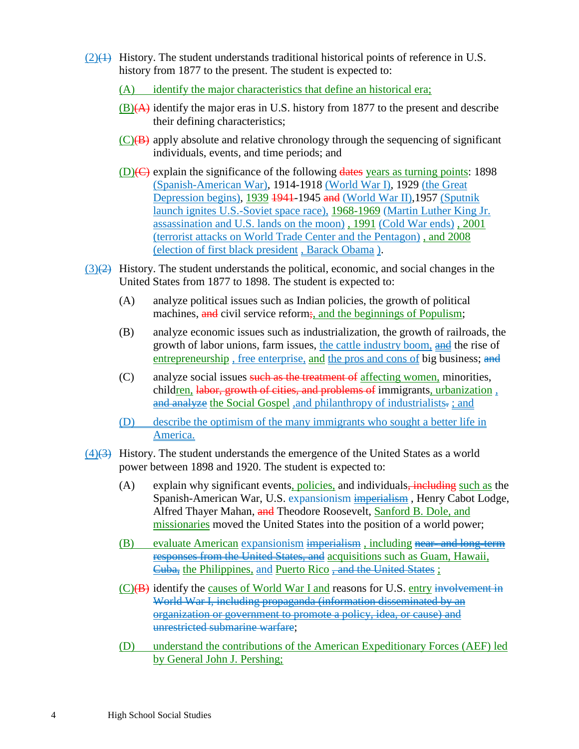(2)(1) History. The student understands traditional historical points of reference in U.S. history from 1877 to the present. The student is expected to:

(A) identify the major characteristics that define an historical era;

(B)(A) identify the major eras in U.S. history from 1877 to the present and describe their defining characteristics;

(C)(B) apply absolute and relative chronology through the sequencing of significant individuals, events, and time periods; and

(D)(C) explain the significance of the following dates years as turning points: 1898 (Spanish-American War), 1914-1918 (World War I), 1929 (the Great Depression begins), 1939 1941-1945 and (World War II),1957 (Sputnik launch ignites U.S.-Soviet space race), 1968-1969 (Martin Luther King Jr. assassination and U.S. lands on the moon) , 1991 (Cold War ends) , 2001 (terrorist attacks on World Trade Center and the Pentagon) , and 2008 (election of first black president , Barack Obama ).

(3)(2) History. The student understands the political, economic, and social changes in the United States from 1877 to 1898. The student is expected to:

(A) analyze political issues such as Indian policies, the growth of political machines, and civil service reform;, and the beginnings of Populism;

(B) analyze economic issues such as industrialization, the growth of railroads, the growth of labor unions, farm issues, the cattle industry boom, and the rise of entrepreneurship , free enterprise, and the pros and cons of big business; and

(C) analyze social issues such as the treatment of affecting women, minorities, children, labor, growth of cities, and problems of immigrants, urbanization , and analyze the Social Gospel ,and philanthropy of industrialists. ; and

(D) describe the optimism of the many immigrants who sought a better life in America.

(4)(3) History. The student understands the emergence of the United States as a world power between 1898 and 1920. The student is expected to:

(A) explain why significant events, policies, and individuals, including such as the Spanish-American War, U.S. expansionism imperialism , Henry Cabot Lodge, Alfred Thayer Mahan, and Theodore Roosevelt, Sanford B. Dole, and missionaries moved the United States into the position of a world power;

(B) evaluate American expansionism imperialism , including near- and long-term responses from the United States, and acquisitions such as Guam, Hawaii, Cuba, the Philippines, and Puerto Rico , and the United States ;

(C)(B) identify the causes of World War I and reasons for U.S. entry involvement in World War I, including propaganda (information disseminated by an organization or government to promote a policy, idea, or cause) and unrestricted submarine warfare;

(D) understand the contributions of the American Expeditionary Forces (AEF) led by General John J. Pershing;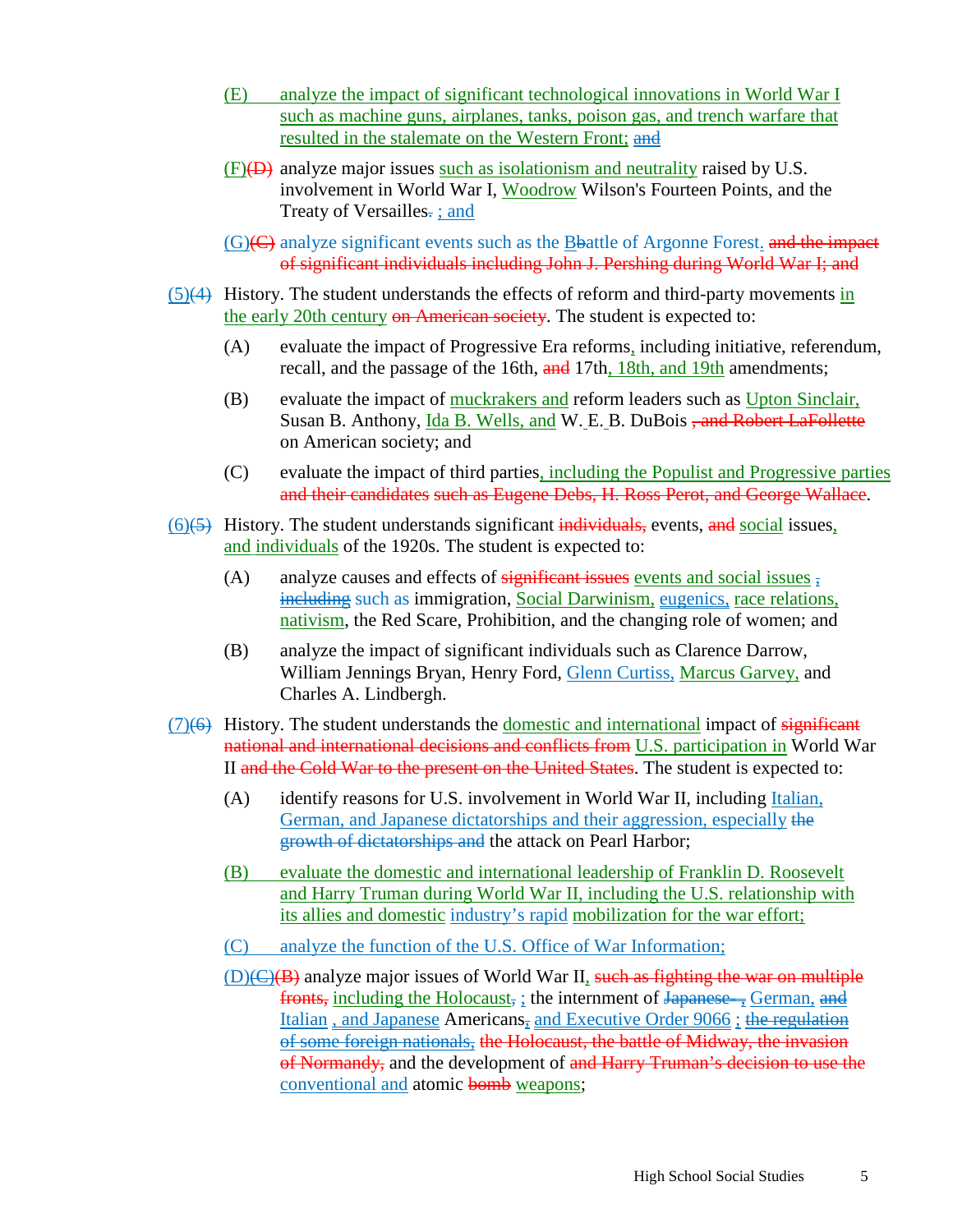(E) analyze the impact of significant technological innovations in World War I such as machine guns, airplanes, tanks, poison gas, and trench warfare that resulted in the stalemate on the Western Front; ~~and~~

(F)~~(D)~~ analyze major issues such as isolationism and neutrality raised by U.S. involvement in World War I, Woodrow Wilson's Fourteen Points, and the Treaty of Versailles~~.~~ ; and

(G)~~(C)~~ analyze significant events such as the B~~b~~attle of Argonne Forest. ~~and the impact of significant individuals including John J. Pershing during World War I; and~~

(5)~~(4)~~ History. The student understands the effects of reform and third-party movements in the early 20th century ~~on American society~~. The student is expected to:

(A) evaluate the impact of Progressive Era reforms, including initiative, referendum, recall, and the passage of the 16th, ~~and~~ 17th, 18th, and 19th amendments;

(B) evaluate the impact of muckrakers and reform leaders such as Upton Sinclair, Susan B. Anthony, Ida B. Wells, and W. E. B. DuBois ~~, and Robert LaFollette~~ on American society; and

(C) evaluate the impact of third parties, including the Populist and Progressive parties ~~and their candidates such as Eugene Debs, H. Ross Perot, and George Wallace~~.

(6)~~(5)~~ History. The student understands significant ~~individuals,~~ events, ~~and~~ social issues, and individuals of the 1920s. The student is expected to:

(A) analyze causes and effects of ~~significant issues~~ events and social issues ~~,~~ ~~including~~ such as immigration, Social Darwinism, eugenics, race relations, nativism, the Red Scare, Prohibition, and the changing role of women; and

(B) analyze the impact of significant individuals such as Clarence Darrow, William Jennings Bryan, Henry Ford, Glenn Curtiss, Marcus Garvey, and Charles A. Lindbergh.

(7)~~(6)~~ History. The student understands the domestic and international impact of ~~significant national and international decisions and conflicts from~~ U.S. participation in World War II ~~and the Cold War to the present on the United States~~. The student is expected to:

(A) identify reasons for U.S. involvement in World War II, including Italian, German, and Japanese dictatorships and their aggression, especially ~~the growth of dictatorships and~~ the attack on Pearl Harbor;

(B) evaluate the domestic and international leadership of Franklin D. Roosevelt and Harry Truman during World War II, including the U.S. relationship with its allies and domestic industry's rapid mobilization for the war effort;

(C) analyze the function of the U.S. Office of War Information;

(D)~~(C)~~~~(B)~~ analyze major issues of World War II, ~~such as fighting the war on multiple fronts,~~ including the Holocaust~~,~~ ; the internment of ~~Japanese ,~~ German, ~~and~~ Italian , and Japanese Americans~~,~~ and Executive Order 9066 ; ~~the regulation of some foreign nationals,~~ ~~the Holocaust, the battle of Midway, the invasion of Normandy,~~ and the development of ~~and Harry Truman's decision to use the~~ conventional and atomic ~~bomb~~ weapons;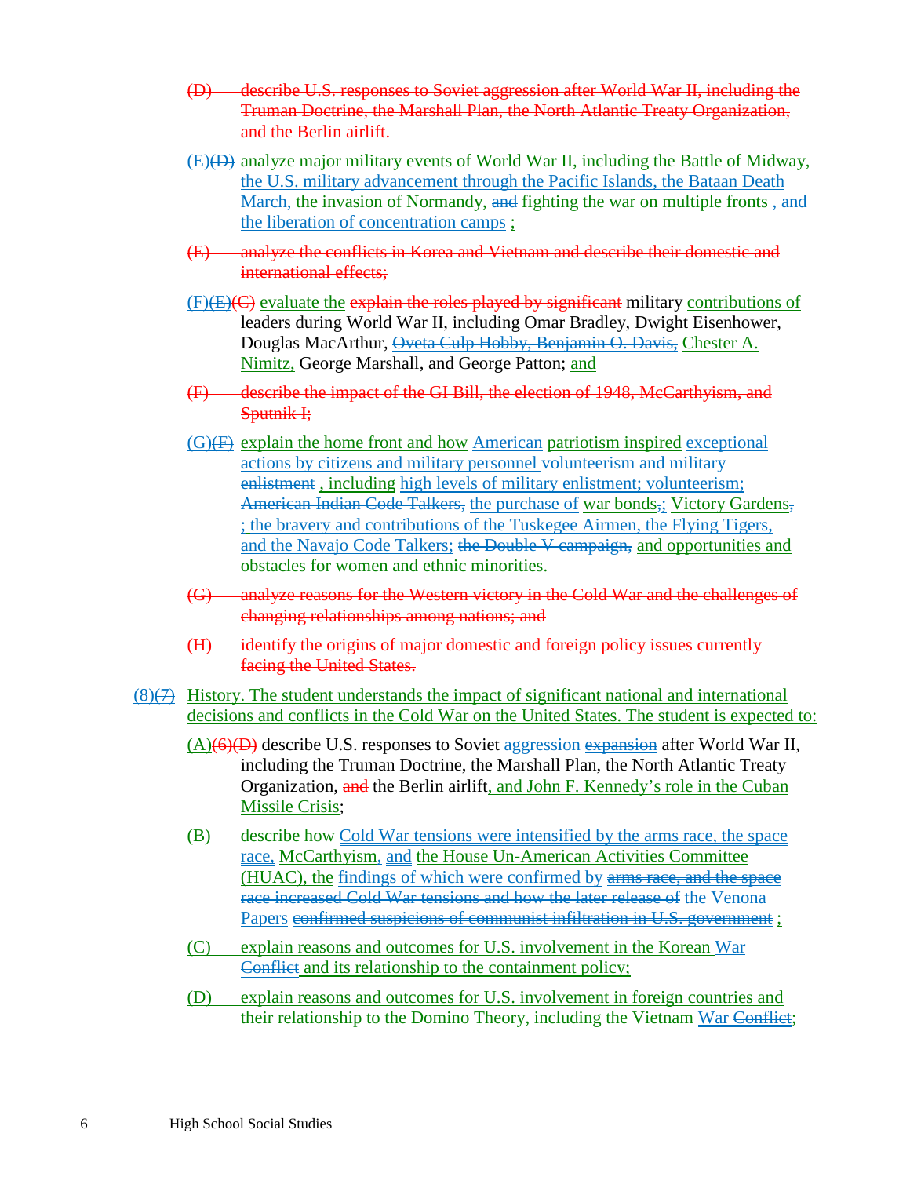(D) describe U.S. responses to Soviet aggression after World War II, including the Truman Doctrine, the Marshall Plan, the North Atlantic Treaty Organization, and the Berlin airlift.

(E)(D) analyze major military events of World War II, including the Battle of Midway, the U.S. military advancement through the Pacific Islands, the Bataan Death March, the invasion of Normandy, and fighting the war on multiple fronts , and the liberation of concentration camps ;

(E) analyze the conflicts in Korea and Vietnam and describe their domestic and international effects;

(F)(E)(C) evaluate the explain the roles played by significant military contributions of leaders during World War II, including Omar Bradley, Dwight Eisenhower, Douglas MacArthur, Oveta Culp Hobby, Benjamin O. Davis, Chester A. Nimitz, George Marshall, and George Patton; and

(F) describe the impact of the GI Bill, the election of 1948, McCarthyism, and Sputnik I;

(G)(F) explain the home front and how American patriotism inspired exceptional actions by citizens and military personnel volunteerism and military enlistment , including high levels of military enlistment; volunteerism; American Indian Code Talkers, the purchase of war bonds,; Victory Gardens, ; the bravery and contributions of the Tuskegee Airmen, the Flying Tigers, and the Navajo Code Talkers; the Double V campaign, and opportunities and obstacles for women and ethnic minorities.

(G) analyze reasons for the Western victory in the Cold War and the challenges of changing relationships among nations; and

(H) identify the origins of major domestic and foreign policy issues currently facing the United States.

(8)(7) History. The student understands the impact of significant national and international decisions and conflicts in the Cold War on the United States. The student is expected to:

(A)(6)(D) describe U.S. responses to Soviet aggression expansion after World War II, including the Truman Doctrine, the Marshall Plan, the North Atlantic Treaty Organization, and the Berlin airlift, and John F. Kennedy's role in the Cuban Missile Crisis;

(B) describe how Cold War tensions were intensified by the arms race, the space race, McCarthyism, and the House Un-American Activities Committee (HUAC), the findings of which were confirmed by arms race, and the space race increased Cold War tensions and how the later release of the Venona Papers confirmed suspicions of communist infiltration in U.S. government ;

(C) explain reasons and outcomes for U.S. involvement in the Korean War Conflict and its relationship to the containment policy;

(D) explain reasons and outcomes for U.S. involvement in foreign countries and their relationship to the Domino Theory, including the Vietnam War Conflict;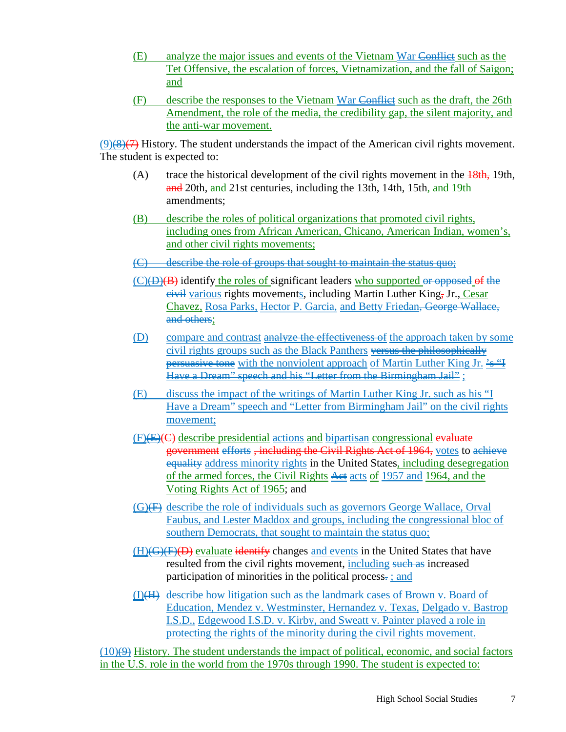(E) analyze the major issues and events of the Vietnam War ~~Conflict~~ such as the Tet Offensive, the escalation of forces, Vietnamization, and the fall of Saigon; and

(F) describe the responses to the Vietnam War ~~Conflict~~ such as the draft, the 26th Amendment, the role of the media, the credibility gap, the silent majority, and the anti-war movement.

(9)~~(8)~~~~(7)~~ History. The student understands the impact of the American civil rights movement. The student is expected to:

(A) trace the historical development of the civil rights movement in the ~~18th,~~ 19th, ~~and~~ 20th, and 21st centuries, including the 13th, 14th, 15th, and 19th amendments;

(B) describe the roles of political organizations that promoted civil rights, including ones from African American, Chicano, American Indian, women's, and other civil rights movements;

~~(C) describe the role of groups that sought to maintain the status quo;~~

(C)~~(D)~~~~(B)~~ identify the roles of significant leaders who supported ~~or opposed~~ ~~of~~ ~~the~~ ~~civil~~ various rights movements, including Martin Luther King~~,~~ Jr., Cesar Chavez, Rosa Parks, Hector P. Garcia, and Betty Friedan~~, George Wallace, and others~~;

(D) compare and contrast ~~analyze the effectiveness of~~ the approach taken by some civil rights groups such as the Black Panthers ~~versus the philosophically persuasive tone~~ with the nonviolent approach of Martin Luther King Jr. ~~'s "I Have a Dream" speech and his "Letter from the Birmingham Jail"~~ ;

(E) discuss the impact of the writings of Martin Luther King Jr. such as his "I Have a Dream" speech and "Letter from Birmingham Jail" on the civil rights movement;

(F)~~(E)~~~~(C)~~ describe presidential actions and ~~bipartisan~~ congressional ~~evaluate government~~ ~~efforts~~ ~~, including the Civil Rights Act of 1964,~~ votes to ~~achieve equality~~ address minority rights in the United States, including desegregation of the armed forces, the Civil Rights ~~Act~~ acts of 1957 and 1964, and the Voting Rights Act of 1965; and

(G)~~(F)~~ describe the role of individuals such as governors George Wallace, Orval Faubus, and Lester Maddox and groups, including the congressional bloc of southern Democrats, that sought to maintain the status quo;

(H)~~(G)~~~~(F)~~~~(D)~~ evaluate ~~identify~~ changes and events in the United States that have resulted from the civil rights movement, including ~~such as~~ increased participation of minorities in the political process~~.~~ ; and

(I)~~(H)~~ describe how litigation such as the landmark cases of Brown v. Board of Education, Mendez v. Westminster, Hernandez v. Texas, Delgado v. Bastrop I.S.D., Edgewood I.S.D. v. Kirby, and Sweatt v. Painter played a role in protecting the rights of the minority during the civil rights movement.

(10)~~(9)~~ History. The student understands the impact of political, economic, and social factors in the U.S. role in the world from the 1970s through 1990. The student is expected to: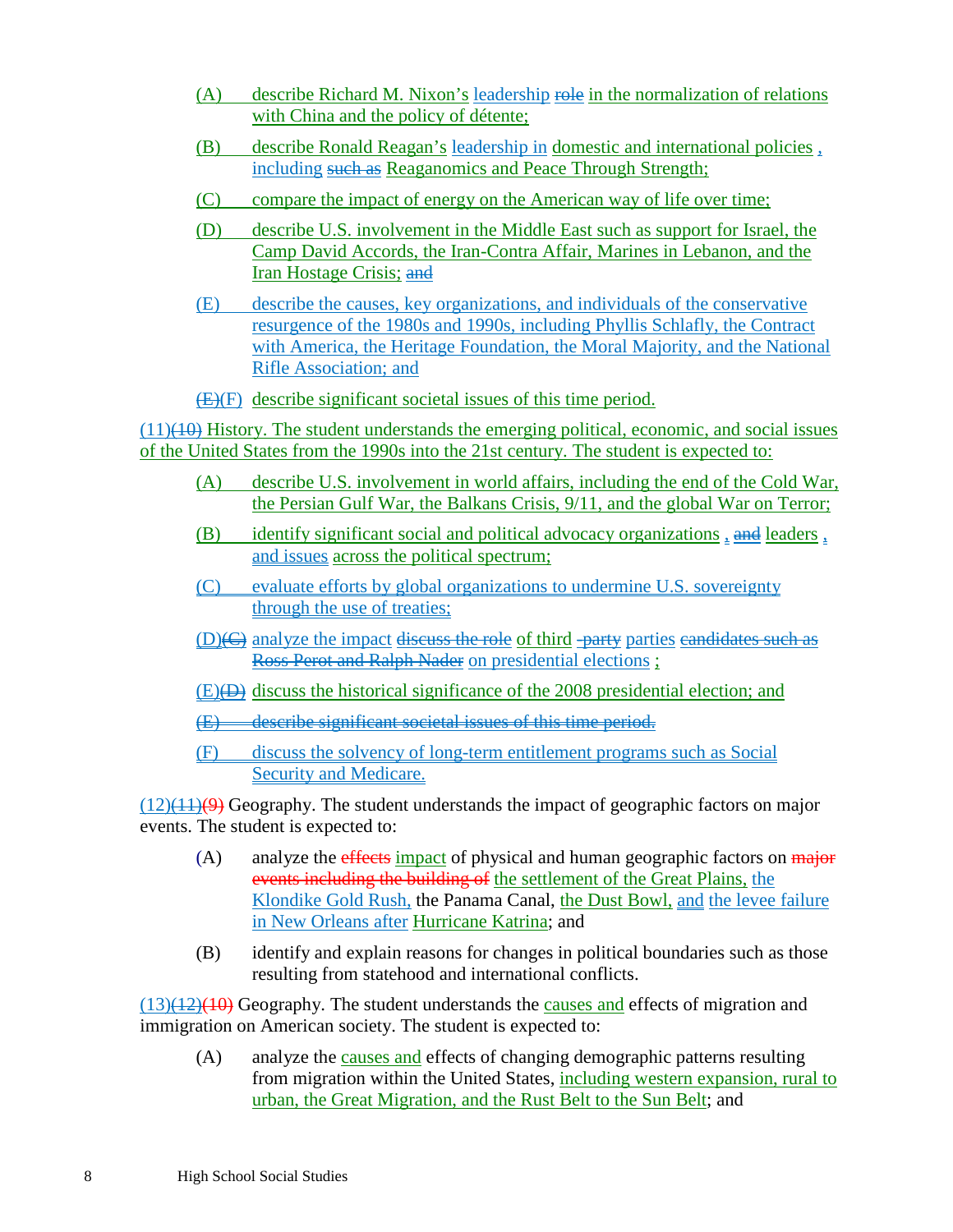(A) describe Richard M. Nixon's leadership ~~role~~ in the normalization of relations with China and the policy of détente;

(B) describe Ronald Reagan's leadership in domestic and international policies , including ~~such as~~ Reaganomics and Peace Through Strength;

(C) compare the impact of energy on the American way of life over time;

(D) describe U.S. involvement in the Middle East such as support for Israel, the Camp David Accords, the Iran-Contra Affair, Marines in Lebanon, and the Iran Hostage Crisis; ~~and~~

(E) describe the causes, key organizations, and individuals of the conservative resurgence of the 1980s and 1990s, including Phyllis Schlafly, the Contract with America, the Heritage Foundation, the Moral Majority, and the National Rifle Association; and

~~(E)~~(F) describe significant societal issues of this time period.

(11)~~(10)~~ History. The student understands the emerging political, economic, and social issues of the United States from the 1990s into the 21st century. The student is expected to:

(A) describe U.S. involvement in world affairs, including the end of the Cold War, the Persian Gulf War, the Balkans Crisis, 9/11, and the global War on Terror;

(B) identify significant social and political advocacy organizations , ~~and~~ leaders , and issues across the political spectrum;

(C) evaluate efforts by global organizations to undermine U.S. sovereignty through the use of treaties;

(D)~~(C)~~ analyze the impact ~~discuss the role~~ of third ~~-party~~ parties ~~candidates such as Ross Perot and Ralph Nader~~ on presidential elections ;

(E)~~(D)~~ discuss the historical significance of the 2008 presidential election; and

~~(E) describe significant societal issues of this time period.~~

(F) discuss the solvency of long-term entitlement programs such as Social Security and Medicare.

(12)~~(11)~~~~(9)~~ Geography. The student understands the impact of geographic factors on major events. The student is expected to:

(A) analyze the ~~effects~~ impact of physical and human geographic factors on ~~major events including the building of~~ the settlement of the Great Plains, the Klondike Gold Rush, the Panama Canal, the Dust Bowl, and the levee failure in New Orleans after Hurricane Katrina; and

(B) identify and explain reasons for changes in political boundaries such as those resulting from statehood and international conflicts.

(13)~~(12)~~~~(10)~~ Geography. The student understands the causes and effects of migration and immigration on American society. The student is expected to:

(A) analyze the causes and effects of changing demographic patterns resulting from migration within the United States, including western expansion, rural to urban, the Great Migration, and the Rust Belt to the Sun Belt; and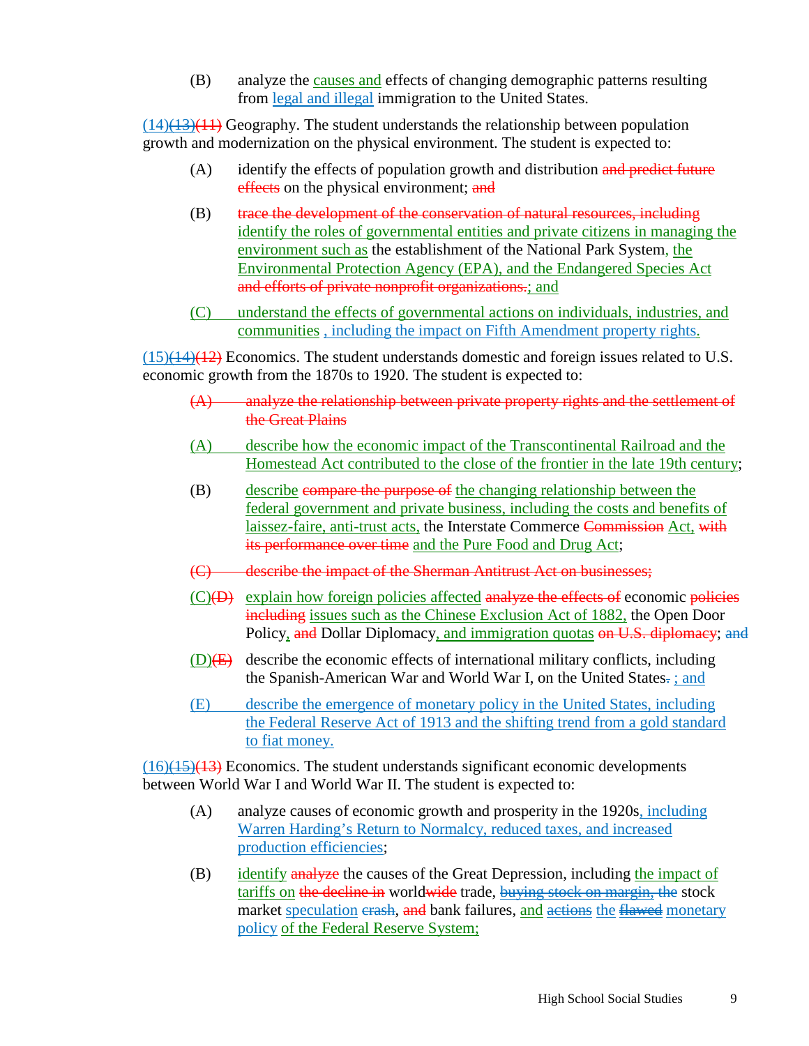(B) analyze the causes and effects of changing demographic patterns resulting from legal and illegal immigration to the United States.

(14)(13)(11) Geography. The student understands the relationship between population growth and modernization on the physical environment. The student is expected to:

(A) identify the effects of population growth and distribution and predict future effects on the physical environment; and

(B) trace the development of the conservation of natural resources, including identify the roles of governmental entities and private citizens in managing the environment such as the establishment of the National Park System, the Environmental Protection Agency (EPA), and the Endangered Species Act and efforts of private nonprofit organizations.; and

(C) understand the effects of governmental actions on individuals, industries, and communities , including the impact on Fifth Amendment property rights.

(15)(14)(12) Economics. The student understands domestic and foreign issues related to U.S. economic growth from the 1870s to 1920. The student is expected to:

(A) analyze the relationship between private property rights and the settlement of the Great Plains

(A) describe how the economic impact of the Transcontinental Railroad and the Homestead Act contributed to the close of the frontier in the late 19th century;

(B) describe compare the purpose of the changing relationship between the federal government and private business, including the costs and benefits of laissez-faire, anti-trust acts, the Interstate Commerce Commission Act, with its performance over time and the Pure Food and Drug Act;

(C) describe the impact of the Sherman Antitrust Act on businesses;

(C)(D) explain how foreign policies affected analyze the effects of economic policies including issues such as the Chinese Exclusion Act of 1882, the Open Door Policy, and Dollar Diplomacy, and immigration quotas on U.S. diplomacy; and

(D)(E) describe the economic effects of international military conflicts, including the Spanish-American War and World War I, on the United States. ; and

(E) describe the emergence of monetary policy in the United States, including the Federal Reserve Act of 1913 and the shifting trend from a gold standard to fiat money.

(16)(15)(13) Economics. The student understands significant economic developments between World War I and World War II. The student is expected to:

(A) analyze causes of economic growth and prosperity in the 1920s, including Warren Harding's Return to Normalcy, reduced taxes, and increased production efficiencies;

(B) identify analyze the causes of the Great Depression, including the impact of tariffs on the decline in worldwide trade, buying stock on margin, the stock market speculation crash, and bank failures, and actions the flawed monetary policy of the Federal Reserve System;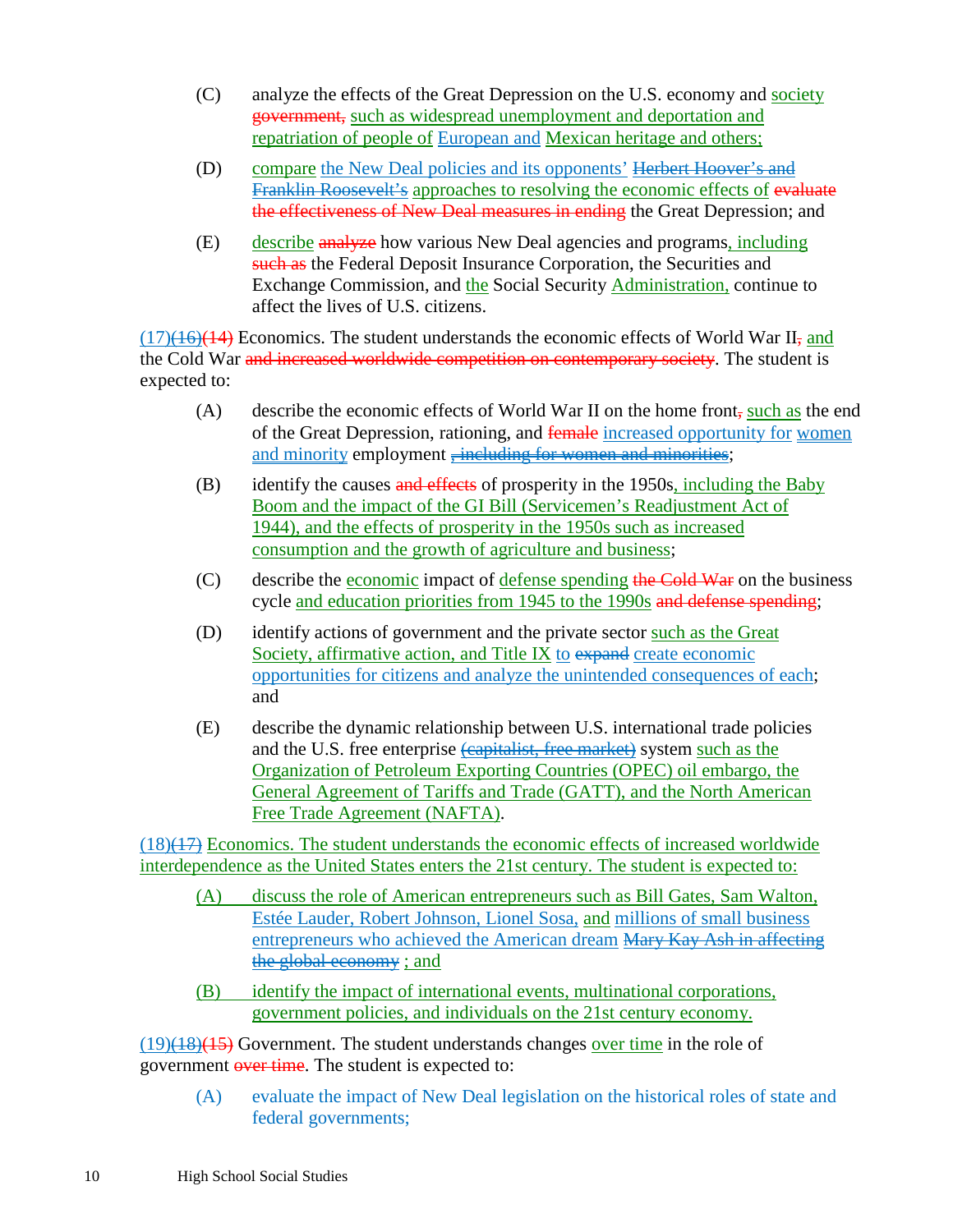(C) analyze the effects of the Great Depression on the U.S. economy and society government, such as widespread unemployment and deportation and repatriation of people of European and Mexican heritage and others;

(D) compare the New Deal policies and its opponents' Herbert Hoover's and Franklin Roosevelt's approaches to resolving the economic effects of evaluate the effectiveness of New Deal measures in ending the Great Depression; and

(E) describe analyze how various New Deal agencies and programs, including such as the Federal Deposit Insurance Corporation, the Securities and Exchange Commission, and the Social Security Administration, continue to affect the lives of U.S. citizens.

(17)(16)(14) Economics. The student understands the economic effects of World War II, and the Cold War and increased worldwide competition on contemporary society. The student is expected to:

(A) describe the economic effects of World War II on the home front, such as the end of the Great Depression, rationing, and female increased opportunity for women and minority employment , including for women and minorities;

(B) identify the causes and effects of prosperity in the 1950s, including the Baby Boom and the impact of the GI Bill (Servicemen's Readjustment Act of 1944), and the effects of prosperity in the 1950s such as increased consumption and the growth of agriculture and business;

(C) describe the economic impact of defense spending the Cold War on the business cycle and education priorities from 1945 to the 1990s and defense spending;

(D) identify actions of government and the private sector such as the Great Society, affirmative action, and Title IX to expand create economic opportunities for citizens and analyze the unintended consequences of each; and

(E) describe the dynamic relationship between U.S. international trade policies and the U.S. free enterprise (capitalist, free market) system such as the Organization of Petroleum Exporting Countries (OPEC) oil embargo, the General Agreement of Tariffs and Trade (GATT), and the North American Free Trade Agreement (NAFTA).

(18)(17) Economics. The student understands the economic effects of increased worldwide interdependence as the United States enters the 21st century. The student is expected to:

(A) discuss the role of American entrepreneurs such as Bill Gates, Sam Walton, Estée Lauder, Robert Johnson, Lionel Sosa, and millions of small business entrepreneurs who achieved the American dream Mary Kay Ash in affecting the global economy ; and

(B) identify the impact of international events, multinational corporations, government policies, and individuals on the 21st century economy.

(19)(18)(15) Government. The student understands changes over time in the role of government over time. The student is expected to:

(A) evaluate the impact of New Deal legislation on the historical roles of state and federal governments;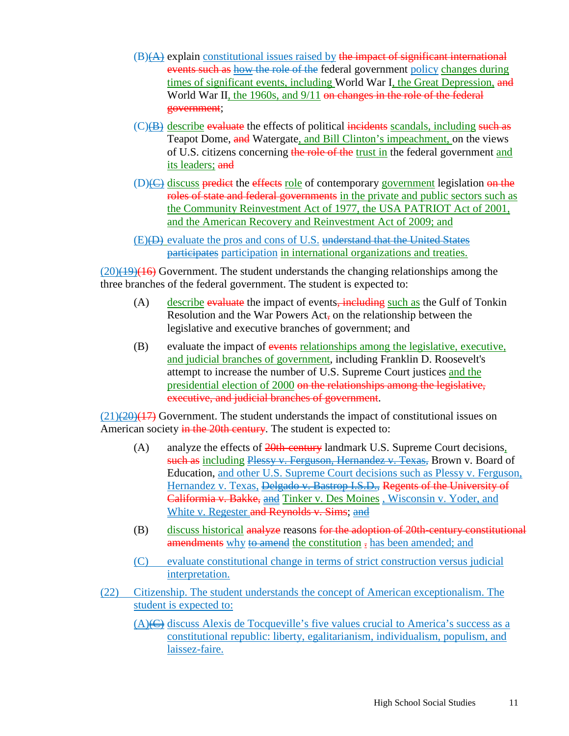(B)~~(A)~~ explain constitutional issues raised by ~~the impact of significant international events such as~~ ~~how~~ ~~the role of the~~ federal government policy changes during times of significant events, including World War I, the Great Depression, ~~and~~ World War II, the 1960s, and 9/11 ~~on changes in the role of the federal government~~;

(C)~~(B)~~ describe ~~evaluate~~ the effects of political ~~incidents~~ scandals, including ~~such as~~ Teapot Dome, ~~and~~ Watergate, and Bill Clinton's impeachment, on the views of U.S. citizens concerning ~~the role of the~~ trust in the federal government and its leaders; ~~and~~

(D)~~(C)~~ discuss ~~predict~~ the ~~effects~~ role of contemporary government legislation ~~on the roles of state and federal governments~~ in the private and public sectors such as the Community Reinvestment Act of 1977, the USA PATRIOT Act of 2001, and the American Recovery and Reinvestment Act of 2009; and

(E)~~(D)~~ evaluate the pros and cons of U.S. ~~understand that the United States participates~~ participation in international organizations and treaties.

(20)~~(19)~~~~(16)~~ Government. The student understands the changing relationships among the three branches of the federal government. The student is expected to:

(A) describe ~~evaluate~~ the impact of events~~, including~~ such as the Gulf of Tonkin Resolution and the War Powers Act~~,~~ on the relationship between the legislative and executive branches of government; and

(B) evaluate the impact of ~~events~~ relationships among the legislative, executive, and judicial branches of government, including Franklin D. Roosevelt's attempt to increase the number of U.S. Supreme Court justices and the presidential election of 2000 ~~on the relationships among the legislative, executive, and judicial branches of government~~.

(21)~~(20)~~~~(17)~~ Government. The student understands the impact of constitutional issues on American society ~~in the 20th century~~. The student is expected to:

(A) analyze the effects of ~~20th-century~~ landmark U.S. Supreme Court decisions, ~~such as~~ including ~~Plessy v. Ferguson, Hernandez v. Texas,~~ Brown v. Board of Education, and other U.S. Supreme Court decisions such as Plessy v. Ferguson, Hernandez v. Texas, ~~Delgado v. Bastrop I.S.D.,~~ ~~Regents of the University of California v. Bakke,~~ and Tinker v. Des Moines , Wisconsin v. Yoder, and White v. Regester ~~and Reynolds v. Sims~~; and

(B) discuss historical ~~analyze~~ reasons ~~for the adoption of 20th-century constitutional amendments~~ why ~~to amend~~ the constitution ~~.~~ has been amended; and

(C) evaluate constitutional change in terms of strict construction versus judicial interpretation.

(22) Citizenship. The student understands the concept of American exceptionalism. The student is expected to:

(A)~~(C)~~ discuss Alexis de Tocqueville's five values crucial to America's success as a constitutional republic: liberty, egalitarianism, individualism, populism, and laissez-faire.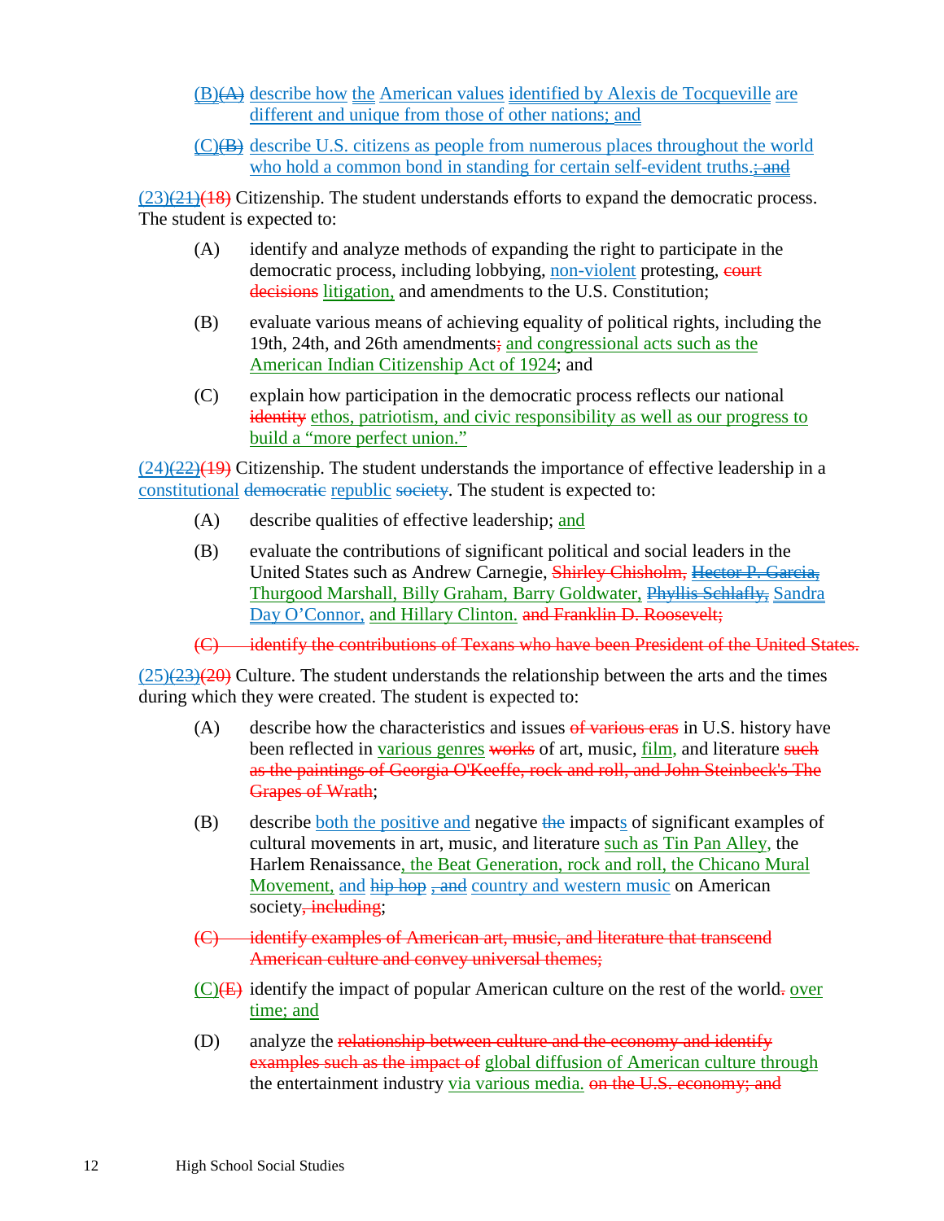(B)(A) describe how the American values identified by Alexis de Tocqueville are different and unique from those of other nations; and

(C)(B) describe U.S. citizens as people from numerous places throughout the world who hold a common bond in standing for certain self-evident truths.; and

(23)(21)(18) Citizenship. The student understands efforts to expand the democratic process. The student is expected to:

(A) identify and analyze methods of expanding the right to participate in the democratic process, including lobbying, non-violent protesting, court decisions litigation, and amendments to the U.S. Constitution;

(B) evaluate various means of achieving equality of political rights, including the 19th, 24th, and 26th amendments; and congressional acts such as the American Indian Citizenship Act of 1924; and

(C) explain how participation in the democratic process reflects our national identity ethos, patriotism, and civic responsibility as well as our progress to build a "more perfect union."

(24)(22)(19) Citizenship. The student understands the importance of effective leadership in a constitutional democratic republic society. The student is expected to:

(A) describe qualities of effective leadership; and

(B) evaluate the contributions of significant political and social leaders in the United States such as Andrew Carnegie, Shirley Chisholm, Hector P. Garcia, Thurgood Marshall, Billy Graham, Barry Goldwater, Phyllis Schlafly, Sandra Day O'Connor, and Hillary Clinton. and Franklin D. Roosevelt;

~~(C) identify the contributions of Texans who have been President of the United States.~~

(25)(23)(20) Culture. The student understands the relationship between the arts and the times during which they were created. The student is expected to:

(A) describe how the characteristics and issues of various eras in U.S. history have been reflected in various genres works of art, music, film, and literature such as the paintings of Georgia O'Keeffe, rock and roll, and John Steinbeck's The Grapes of Wrath;

(B) describe both the positive and negative the impacts of significant examples of cultural movements in art, music, and literature such as Tin Pan Alley, the Harlem Renaissance, the Beat Generation, rock and roll, the Chicano Mural Movement, and hip hop , and country and western music on American society, including;

~~(C) identify examples of American art, music, and literature that transcend American culture and convey universal themes;~~

(C)(E) identify the impact of popular American culture on the rest of the world. over time; and

(D) analyze the relationship between culture and the economy and identify examples such as the impact of global diffusion of American culture through the entertainment industry via various media. on the U.S. economy; and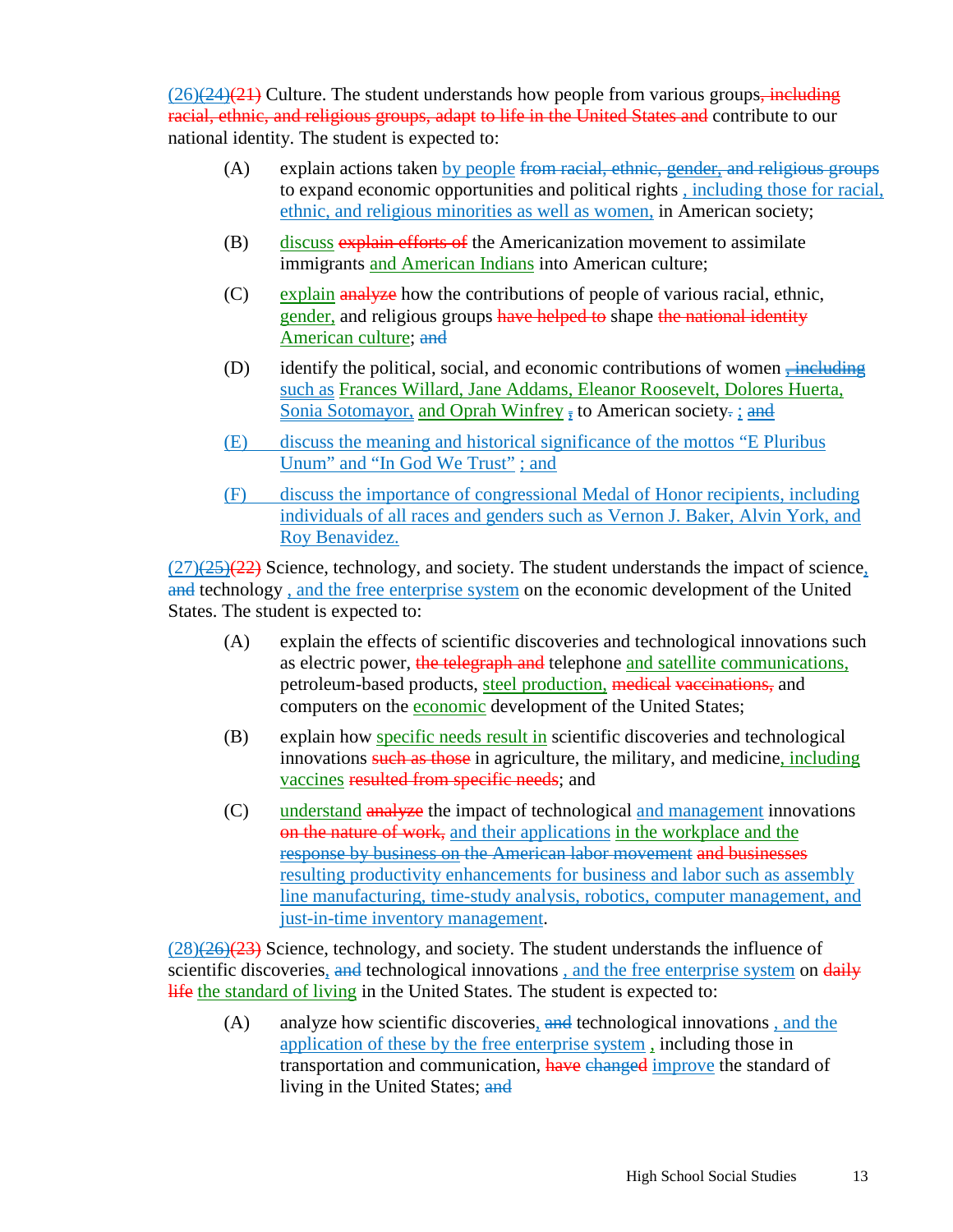<u>(26)</u>~~(24)~~~~(21)~~ Culture. The student understands how people from various groups~~, including racial, ethnic, and religious groups, adapt to life in the United States and~~ contribute to our national identity. The student is expected to:

- (A) explain actions taken <u>by people</u> ~~from racial, ethnic, gender, and religious groups~~ to expand economic opportunities and political rights <u>, including those for racial, ethnic, and religious minorities as well as women,</u> in American society;
- (B) <u>discuss</u> ~~explain efforts of~~ the Americanization movement to assimilate immigrants <u>and American Indians</u> into American culture;
- (C) <u>explain</u> ~~analyze~~ how the contributions of people of various racial, ethnic, <u>gender,</u> and religious groups ~~have helped to~~ shape ~~the national identity~~ <u>American culture</u>; ~~and~~
- (D) identify the political, social, and economic contributions of women ~~, including~~ <u>such as</u> <u>Frances Willard, Jane Addams, Eleanor Roosevelt, Dolores Huerta, Sonia Sotomayor,</u> <u>and Oprah Winfrey</u> ~~,~~ to American society~~.~~ <u>;</u> ~~and~~
- <u>(E) discuss the meaning and historical significance of the mottos “E Pluribus Unum” and “In God We Trust” ; and</u>
- <u>(F) discuss the importance of congressional Medal of Honor recipients, including individuals of all races and genders such as Vernon J. Baker, Alvin York, and Roy Benavidez.</u>

<u>(27)</u>~~(25)~~~~(22)~~ Science, technology, and society. The student understands the impact of science<u>,</u> ~~and~~ technology <u>, and the free enterprise system</u> on the economic development of the United States. The student is expected to:

- (A) explain the effects of scientific discoveries and technological innovations such as electric power, ~~the telegraph and~~ telephone <u>and satellite communications,</u> petroleum-based products, <u>steel production,</u> ~~medical~~ ~~vaccinations,~~ and computers on the <u>economic</u> development of the United States;
- (B) explain how <u>specific needs result in</u> scientific discoveries and technological innovations ~~such as those~~ in agriculture, the military, and medicine<u>, including vaccines</u> ~~resulted from specific needs~~; and
- (C) <u>understand</u> ~~analyze~~ the impact of technological <u>and management</u> innovations ~~on the nature of work,~~ <u>and their applications</u> <u>in the workplace and the</u> ~~response by business on the American labor movement~~ ~~and businesses~~ <u>resulting productivity enhancements for business and labor such as assembly line manufacturing, time-study analysis, robotics, computer management, and just-in-time inventory management</u>.

<u>(28)</u>~~(26)~~~~(23)~~ Science, technology, and society. The student understands the influence of scientific discoveries<u>,</u> ~~and~~ technological innovations <u>, and the free enterprise system</u> on ~~daily life~~ <u>the standard of living</u> in the United States. The student is expected to:

- (A) analyze how scientific discoveries<u>,</u> ~~and~~ technological innovations <u>, and the application of these by the free enterprise system</u> <u>,</u> including those in transportation and communication, ~~have~~ ~~changed~~ <u>improve</u> the standard of living in the United States; ~~and~~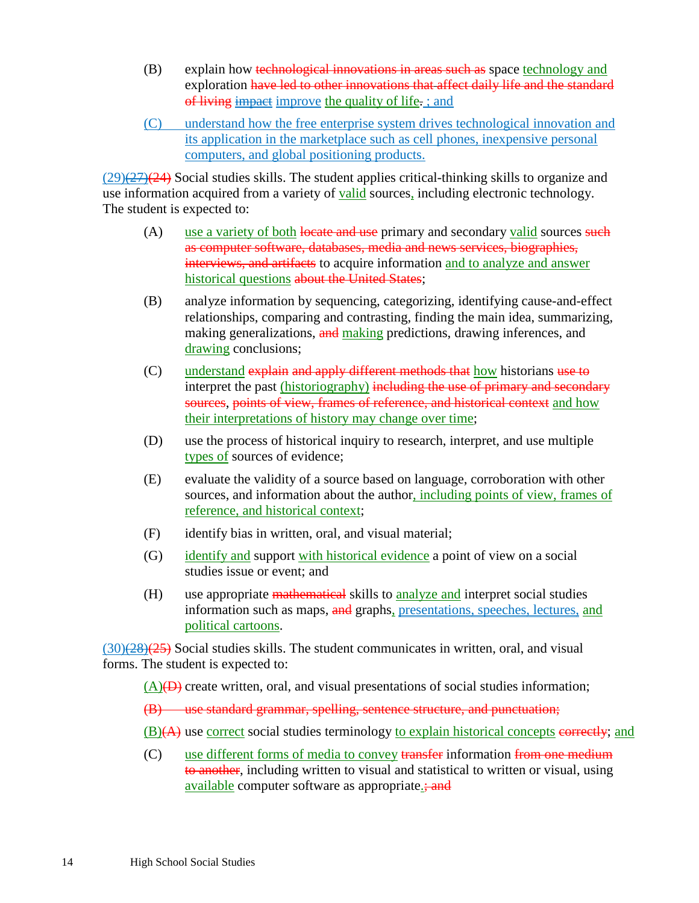(B) explain how ~~technological innovations in areas such as~~ space technology and exploration ~~have led to other innovations that affect daily life and the standard of living~~ ~~impact~~ improve the quality of life~~.~~ ; and

(C) understand how the free enterprise system drives technological innovation and its application in the marketplace such as cell phones, inexpensive personal computers, and global positioning products.

(29)~~(27)~~~~(24)~~ Social studies skills. The student applies critical-thinking skills to organize and use information acquired from a variety of valid sources, including electronic technology. The student is expected to:

(A) use a variety of both ~~locate and use~~ primary and secondary valid sources ~~such as computer software, databases, media and news services, biographies, interviews, and artifacts~~ to acquire information and to analyze and answer historical questions ~~about the United States~~;

(B) analyze information by sequencing, categorizing, identifying cause-and-effect relationships, comparing and contrasting, finding the main idea, summarizing, making generalizations, ~~and~~ making predictions, drawing inferences, and drawing conclusions;

(C) understand ~~explain~~ ~~and apply different methods that~~ how historians ~~use to~~ interpret the past (historiography) ~~including the use of primary and secondary sources~~, ~~points of view, frames of reference, and historical context~~ and how their interpretations of history may change over time;

(D) use the process of historical inquiry to research, interpret, and use multiple types of sources of evidence;

(E) evaluate the validity of a source based on language, corroboration with other sources, and information about the author, including points of view, frames of reference, and historical context;

(F) identify bias in written, oral, and visual material;

(G) identify and support with historical evidence a point of view on a social studies issue or event; and

(H) use appropriate ~~mathematical~~ skills to analyze and interpret social studies information such as maps, ~~and~~ graphs, presentations, speeches, lectures, and political cartoons.

(30)~~(28)~~~~(25)~~ Social studies skills. The student communicates in written, oral, and visual forms. The student is expected to:

(A)~~(D)~~ create written, oral, and visual presentations of social studies information;

~~(B) use standard grammar, spelling, sentence structure, and punctuation;~~

(B)~~(A)~~ use correct social studies terminology to explain historical concepts ~~correctly~~; and

(C) use different forms of media to convey ~~transfer~~ information ~~from one medium to another~~, including written to visual and statistical to written or visual, using available computer software as appropriate.~~; and~~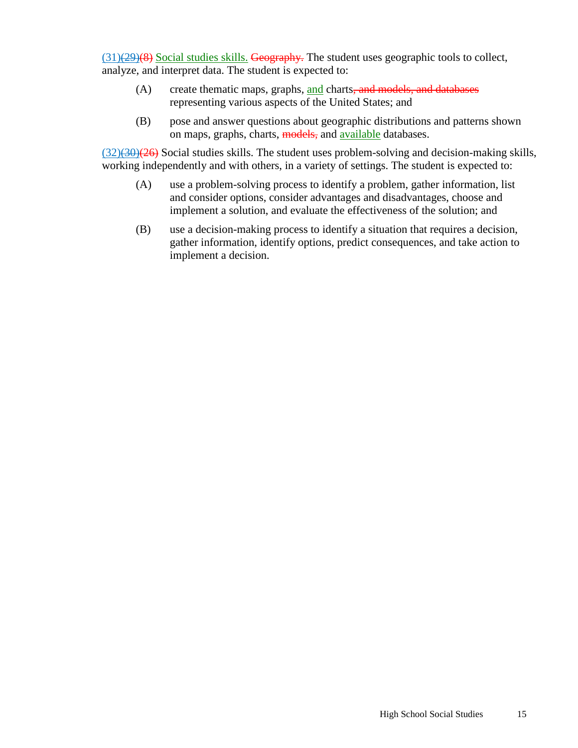(31)~~(29)~~~~(8)~~ <u>Social studies skills.</u> ~~Geography.~~ The student uses geographic tools to collect, analyze, and interpret data. The student is expected to:

(A) create thematic maps, graphs, <u>and</u> charts~~, and models, and databases~~ representing various aspects of the United States; and

(B) pose and answer questions about geographic distributions and patterns shown on maps, graphs, charts, ~~models,~~ and <u>available</u> databases.

(32)~~(30)~~~~(26)~~ Social studies skills. The student uses problem-solving and decision-making skills, working independently and with others, in a variety of settings. The student is expected to:

(A) use a problem-solving process to identify a problem, gather information, list and consider options, consider advantages and disadvantages, choose and implement a solution, and evaluate the effectiveness of the solution; and

(B) use a decision-making process to identify a situation that requires a decision, gather information, identify options, predict consequences, and take action to implement a decision.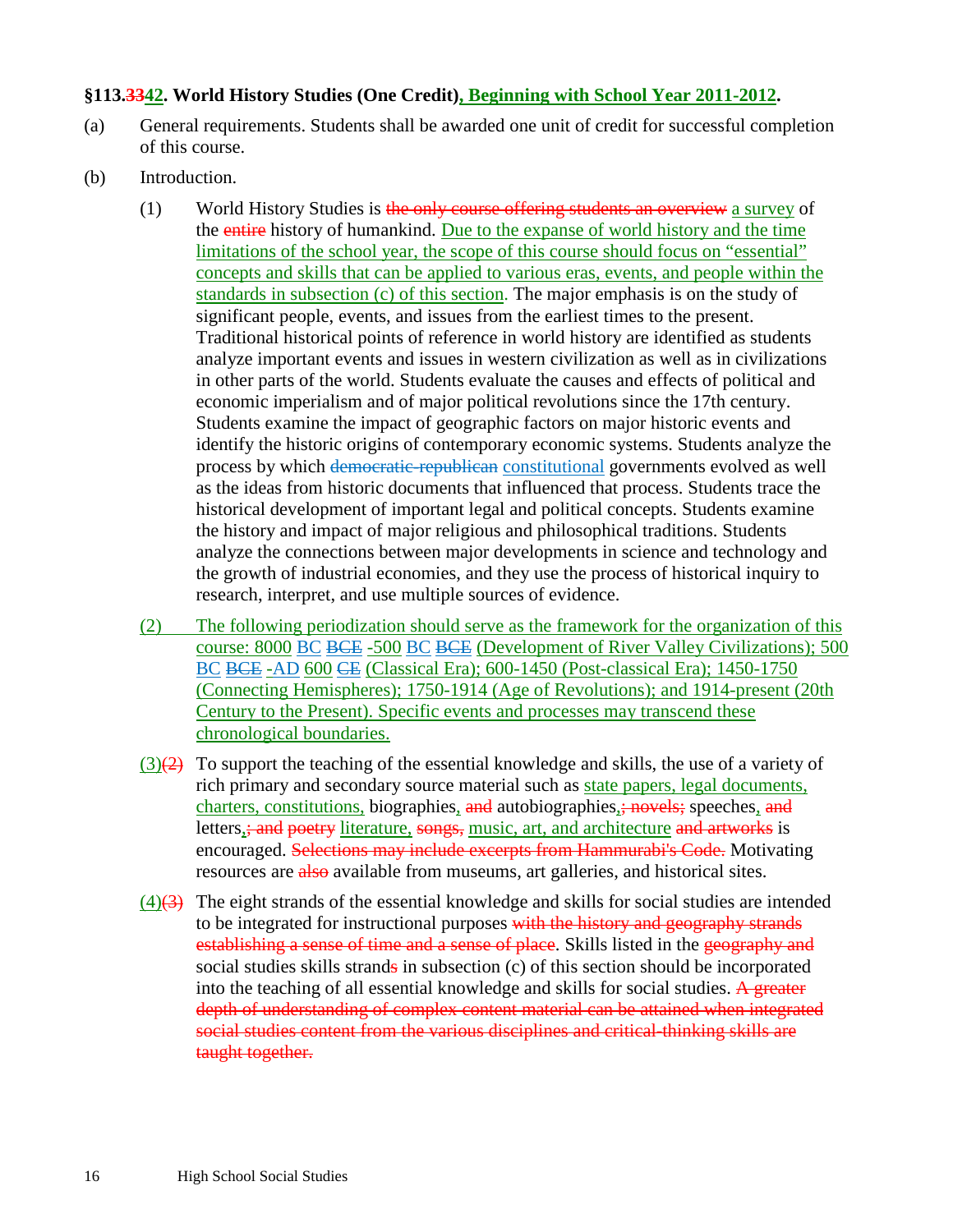### §113.~~33~~42. World History Studies (One Credit), Beginning with School Year 2011-2012.

(a) General requirements. Students shall be awarded one unit of credit for successful completion of this course.

(b) Introduction.

(1) World History Studies is ~~the only course offering students an overview~~ a survey of the ~~entire~~ history of humankind. Due to the expanse of world history and the time limitations of the school year, the scope of this course should focus on "essential" concepts and skills that can be applied to various eras, events, and people within the standards in subsection (c) of this section. The major emphasis is on the study of significant people, events, and issues from the earliest times to the present. Traditional historical points of reference in world history are identified as students analyze important events and issues in western civilization as well as in civilizations in other parts of the world. Students evaluate the causes and effects of political and economic imperialism and of major political revolutions since the 17th century. Students examine the impact of geographic factors on major historic events and identify the historic origins of contemporary economic systems. Students analyze the process by which ~~democratic-republican~~ constitutional governments evolved as well as the ideas from historic documents that influenced that process. Students trace the historical development of important legal and political concepts. Students examine the history and impact of major religious and philosophical traditions. Students analyze the connections between major developments in science and technology and the growth of industrial economies, and they use the process of historical inquiry to research, interpret, and use multiple sources of evidence.

(2) The following periodization should serve as the framework for the organization of this course: 8000 BC ~~BCE~~ -500 BC ~~BCE~~ (Development of River Valley Civilizations); 500 BC ~~BCE~~ -AD 600 ~~CE~~ (Classical Era); 600-1450 (Post-classical Era); 1450-1750 (Connecting Hemispheres); 1750-1914 (Age of Revolutions); and 1914-present (20th Century to the Present). Specific events and processes may transcend these chronological boundaries.

(3)~~(2)~~ To support the teaching of the essential knowledge and skills, the use of a variety of rich primary and secondary source material such as state papers, legal documents, charters, constitutions, biographies, ~~and~~ autobiographies, ~~; novels;~~ speeches, ~~and~~ letters, ~~; and poetry~~ literature, ~~songs,~~ music, art, and architecture ~~and artworks~~ is encouraged. ~~Selections may include excerpts from Hammurabi's Code.~~ Motivating resources are ~~also~~ available from museums, art galleries, and historical sites.

(4)~~(3)~~ The eight strands of the essential knowledge and skills for social studies are intended to be integrated for instructional purposes ~~with the history and geography strands establishing a sense of time and a sense of place~~. Skills listed in the ~~geography and~~ social studies skills strand~~s~~ in subsection (c) of this section should be incorporated into the teaching of all essential knowledge and skills for social studies. ~~A greater depth of understanding of complex content material can be attained when integrated social studies content from the various disciplines and critical-thinking skills are taught together.~~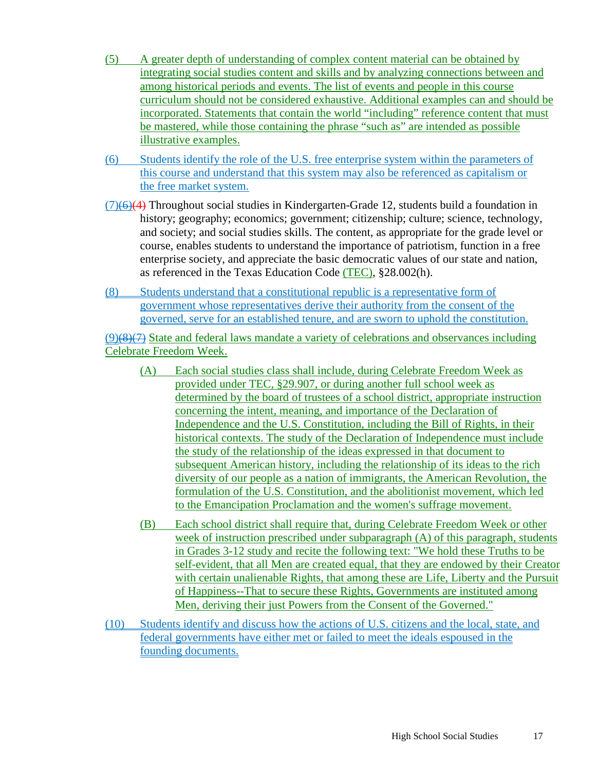(5) A greater depth of understanding of complex content material can be obtained by integrating social studies content and skills and by analyzing connections between and among historical periods and events. The list of events and people in this course curriculum should not be considered exhaustive. Additional examples can and should be incorporated. Statements that contain the world "including" reference content that must be mastered, while those containing the phrase "such as" are intended as possible illustrative examples.

(6) Students identify the role of the U.S. free enterprise system within the parameters of this course and understand that this system may also be referenced as capitalism or the free market system.

(7)(6)(4) Throughout social studies in Kindergarten-Grade 12, students build a foundation in history; geography; economics; government; citizenship; culture; science, technology, and society; and social studies skills. The content, as appropriate for the grade level or course, enables students to understand the importance of patriotism, function in a free enterprise society, and appreciate the basic democratic values of our state and nation, as referenced in the Texas Education Code (TEC), §28.002(h).

(8) Students understand that a constitutional republic is a representative form of government whose representatives derive their authority from the consent of the governed, serve for an established tenure, and are sworn to uphold the constitution.

(9)(8)(7) State and federal laws mandate a variety of celebrations and observances including Celebrate Freedom Week.

- (A) Each social studies class shall include, during Celebrate Freedom Week as provided under TEC, §29.907, or during another full school week as determined by the board of trustees of a school district, appropriate instruction concerning the intent, meaning, and importance of the Declaration of Independence and the U.S. Constitution, including the Bill of Rights, in their historical contexts. The study of the Declaration of Independence must include the study of the relationship of the ideas expressed in that document to subsequent American history, including the relationship of its ideas to the rich diversity of our people as a nation of immigrants, the American Revolution, the formulation of the U.S. Constitution, and the abolitionist movement, which led to the Emancipation Proclamation and the women's suffrage movement.

- (B) Each school district shall require that, during Celebrate Freedom Week or other week of instruction prescribed under subparagraph (A) of this paragraph, students in Grades 3-12 study and recite the following text: "We hold these Truths to be self-evident, that all Men are created equal, that they are endowed by their Creator with certain unalienable Rights, that among these are Life, Liberty and the Pursuit of Happiness--That to secure these Rights, Governments are instituted among Men, deriving their just Powers from the Consent of the Governed."

(10) Students identify and discuss how the actions of U.S. citizens and the local, state, and federal governments have either met or failed to meet the ideals espoused in the founding documents.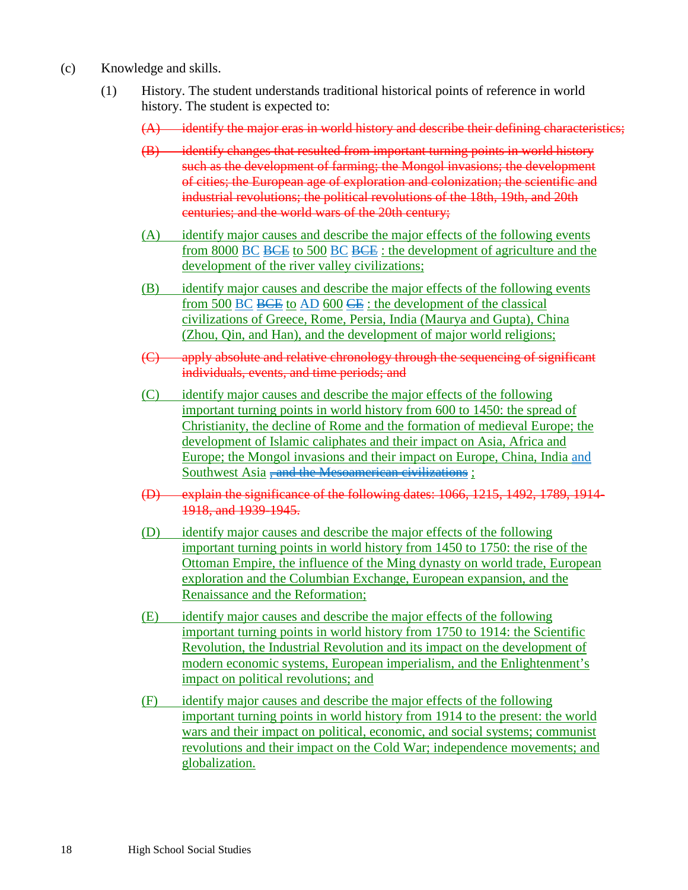(c) Knowledge and skills.

(1) History. The student understands traditional historical points of reference in world history. The student is expected to:

~~(A) identify the major eras in world history and describe their defining characteristics;~~

~~(B) identify changes that resulted from important turning points in world history such as the development of farming; the Mongol invasions; the development of cities; the European age of exploration and colonization; the scientific and industrial revolutions; the political revolutions of the 18th, 19th, and 20th centuries; and the world wars of the 20th century;~~

(A) identify major causes and describe the major effects of the following events from 8000 BC ~~BCE~~ to 500 BC ~~BCE~~ : the development of agriculture and the development of the river valley civilizations;

(B) identify major causes and describe the major effects of the following events from 500 BC ~~BCE~~ to AD 600 ~~CE~~ : the development of the classical civilizations of Greece, Rome, Persia, India (Maurya and Gupta), China (Zhou, Qin, and Han), and the development of major world religions;

~~(C) apply absolute and relative chronology through the sequencing of significant individuals, events, and time periods; and~~

(C) identify major causes and describe the major effects of the following important turning points in world history from 600 to 1450: the spread of Christianity, the decline of Rome and the formation of medieval Europe; the development of Islamic caliphates and their impact on Asia, Africa and Europe; the Mongol invasions and their impact on Europe, China, India and Southwest Asia ~~, and the Mesoamerican civilizations~~ ;

~~(D) explain the significance of the following dates: 1066, 1215, 1492, 1789, 1914-1918, and 1939-1945.~~

(D) identify major causes and describe the major effects of the following important turning points in world history from 1450 to 1750: the rise of the Ottoman Empire, the influence of the Ming dynasty on world trade, European exploration and the Columbian Exchange, European expansion, and the Renaissance and the Reformation;

(E) identify major causes and describe the major effects of the following important turning points in world history from 1750 to 1914: the Scientific Revolution, the Industrial Revolution and its impact on the development of modern economic systems, European imperialism, and the Enlightenment's impact on political revolutions; and

(F) identify major causes and describe the major effects of the following important turning points in world history from 1914 to the present: the world wars and their impact on political, economic, and social systems; communist revolutions and their impact on the Cold War; independence movements; and globalization.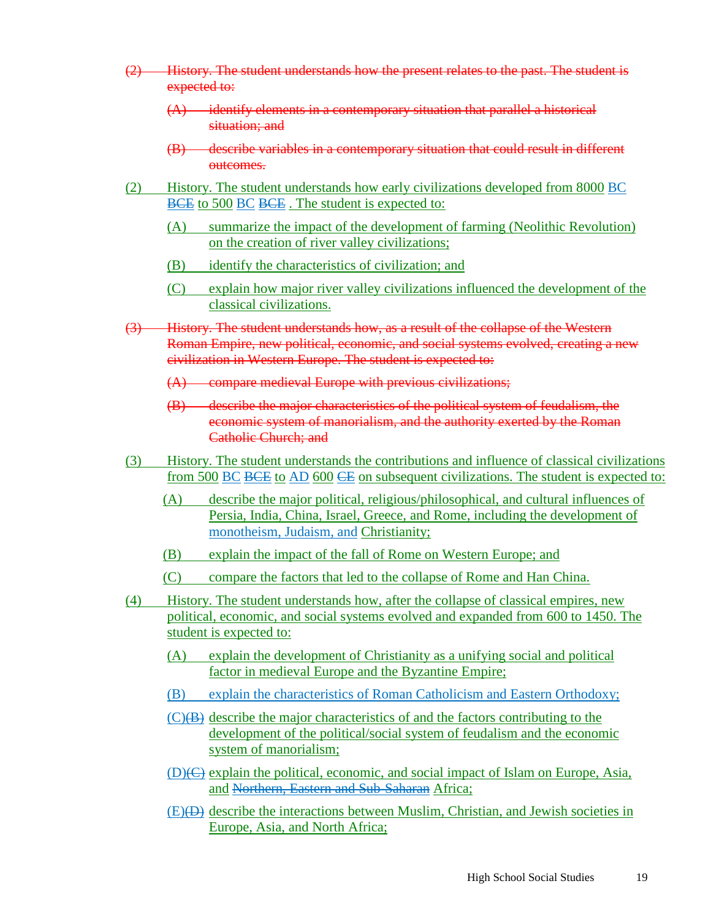~~(2) History. The student understands how the present relates to the past. The student is expected to:~~

~~(A) identify elements in a contemporary situation that parallel a historical situation; and~~

~~(B) describe variables in a contemporary situation that could result in different outcomes.~~

(2) History. The student understands how early civilizations developed from 8000 BC ~~BCE~~ to 500 BC ~~BCE~~ . The student is expected to:

(A) summarize the impact of the development of farming (Neolithic Revolution) on the creation of river valley civilizations;

(B) identify the characteristics of civilization; and

(C) explain how major river valley civilizations influenced the development of the classical civilizations.

~~(3) History. The student understands how, as a result of the collapse of the Western Roman Empire, new political, economic, and social systems evolved, creating a new civilization in Western Europe. The student is expected to:~~

~~(A) compare medieval Europe with previous civilizations;~~

~~(B) describe the major characteristics of the political system of feudalism, the economic system of manorialism, and the authority exerted by the Roman Catholic Church; and~~

(3) History. The student understands the contributions and influence of classical civilizations from 500 BC ~~BCE~~ to AD 600 ~~CE~~ on subsequent civilizations. The student is expected to:

(A) describe the major political, religious/philosophical, and cultural influences of Persia, India, China, Israel, Greece, and Rome, including the development of monotheism, Judaism, and Christianity;

(B) explain the impact of the fall of Rome on Western Europe; and

(C) compare the factors that led to the collapse of Rome and Han China.

(4) History. The student understands how, after the collapse of classical empires, new political, economic, and social systems evolved and expanded from 600 to 1450. The student is expected to:

(A) explain the development of Christianity as a unifying social and political factor in medieval Europe and the Byzantine Empire;

(B) explain the characteristics of Roman Catholicism and Eastern Orthodoxy;

(C)~~(B)~~ describe the major characteristics of and the factors contributing to the development of the political/social system of feudalism and the economic system of manorialism;

(D)~~(C)~~ explain the political, economic, and social impact of Islam on Europe, Asia, and ~~Northern, Eastern and Sub-Saharan~~ Africa;

(E)~~(D)~~ describe the interactions between Muslim, Christian, and Jewish societies in Europe, Asia, and North Africa;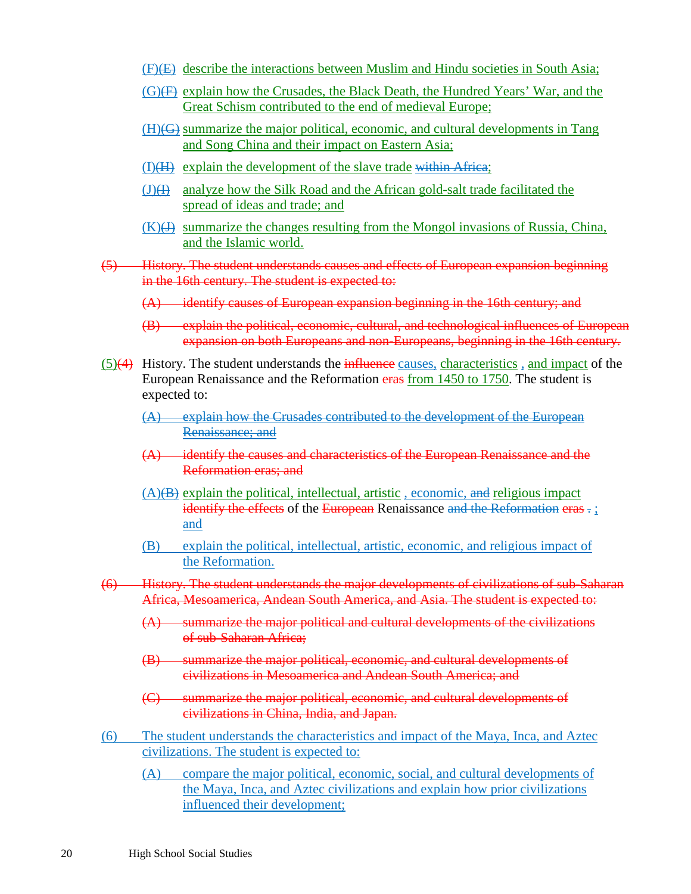(F)(E) describe the interactions between Muslim and Hindu societies in South Asia;

(G)(F) explain how the Crusades, the Black Death, the Hundred Years' War, and the Great Schism contributed to the end of medieval Europe;

(H)(G) summarize the major political, economic, and cultural developments in Tang and Song China and their impact on Eastern Asia;

(I)(H) explain the development of the slave trade within Africa;

(J)(I) analyze how the Silk Road and the African gold-salt trade facilitated the spread of ideas and trade; and

(K)(J) summarize the changes resulting from the Mongol invasions of Russia, China, and the Islamic world.

(5) History. The student understands causes and effects of European expansion beginning in the 16th century. The student is expected to:

(A) identify causes of European expansion beginning in the 16th century; and

(B) explain the political, economic, cultural, and technological influences of European expansion on both Europeans and non-Europeans, beginning in the 16th century.

(5)(4) History. The student understands the influence causes, characteristics , and impact of the European Renaissance and the Reformation eras from 1450 to 1750. The student is expected to:

(A) explain how the Crusades contributed to the development of the European Renaissance; and

(A) identify the causes and characteristics of the European Renaissance and the Reformation eras; and

(A)(B) explain the political, intellectual, artistic , economic, and religious impact identify the effects of the European Renaissance and the Reformation eras . ; and

(B) explain the political, intellectual, artistic, economic, and religious impact of the Reformation.

(6) History. The student understands the major developments of civilizations of sub-Saharan Africa, Mesoamerica, Andean South America, and Asia. The student is expected to:

(A) summarize the major political and cultural developments of the civilizations of sub-Saharan Africa;

(B) summarize the major political, economic, and cultural developments of civilizations in Mesoamerica and Andean South America; and

(C) summarize the major political, economic, and cultural developments of civilizations in China, India, and Japan.

(6) The student understands the characteristics and impact of the Maya, Inca, and Aztec civilizations. The student is expected to:

(A) compare the major political, economic, social, and cultural developments of the Maya, Inca, and Aztec civilizations and explain how prior civilizations influenced their development;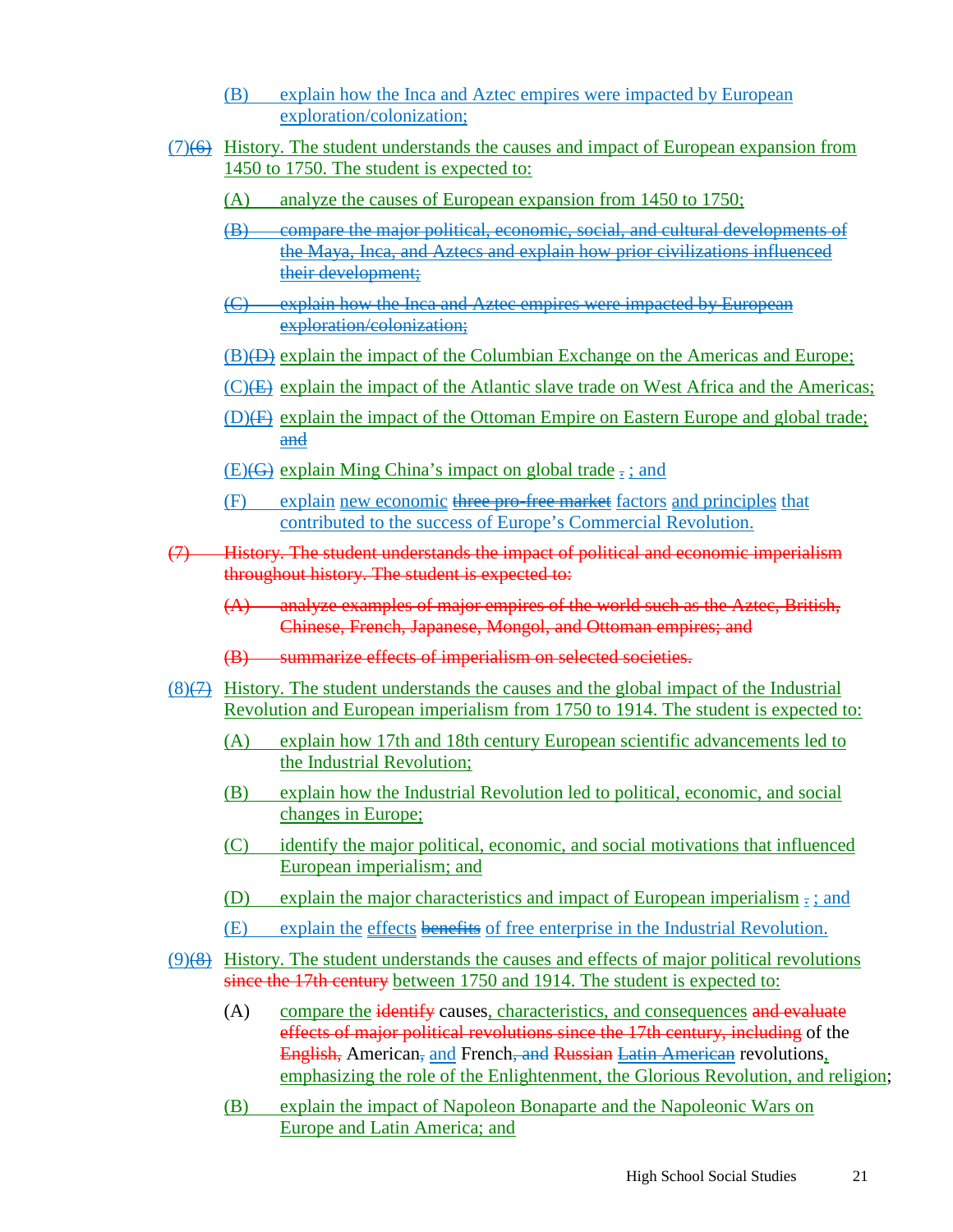(B) explain how the Inca and Aztec empires were impacted by European exploration/colonization;

(7)~~(6)~~ History. The student understands the causes and impact of European expansion from 1450 to 1750. The student is expected to:

(A) analyze the causes of European expansion from 1450 to 1750;

~~(B) compare the major political, economic, social, and cultural developments of the Maya, Inca, and Aztecs and explain how prior civilizations influenced their development;~~

~~(C) explain how the Inca and Aztec empires were impacted by European exploration/colonization;~~

(B)~~(D)~~ explain the impact of the Columbian Exchange on the Americas and Europe;

(C)~~(E)~~ explain the impact of the Atlantic slave trade on West Africa and the Americas;

(D)~~(F)~~ explain the impact of the Ottoman Empire on Eastern Europe and global trade; ~~and~~

(E)~~(G)~~ explain Ming China's impact on global trade ~~.~~ ; and

(F) explain new economic ~~three pro-free market~~ factors and principles that contributed to the success of Europe's Commercial Revolution.

~~(7) History. The student understands the impact of political and economic imperialism throughout history. The student is expected to:~~

~~(A) analyze examples of major empires of the world such as the Aztec, British, Chinese, French, Japanese, Mongol, and Ottoman empires; and~~

~~(B) summarize effects of imperialism on selected societies.~~

(8)~~(7)~~ History. The student understands the causes and the global impact of the Industrial Revolution and European imperialism from 1750 to 1914. The student is expected to:

(A) explain how 17th and 18th century European scientific advancements led to the Industrial Revolution;

(B) explain how the Industrial Revolution led to political, economic, and social changes in Europe;

(C) identify the major political, economic, and social motivations that influenced European imperialism; and

(D) explain the major characteristics and impact of European imperialism ~~.~~ ; and

(E) explain the effects ~~benefits~~ of free enterprise in the Industrial Revolution.

(9)~~(8)~~ History. The student understands the causes and effects of major political revolutions ~~since the 17th century~~ between 1750 and 1914. The student is expected to:

(A) compare the ~~identify~~ causes, characteristics, and consequences ~~and evaluate effects of major political revolutions since the 17th century, including~~ of the ~~English,~~ American~~,~~ and French~~, and~~ ~~Russian~~ ~~Latin American~~ revolutions, emphasizing the role of the Enlightenment, the Glorious Revolution, and religion;

(B) explain the impact of Napoleon Bonaparte and the Napoleonic Wars on Europe and Latin America; and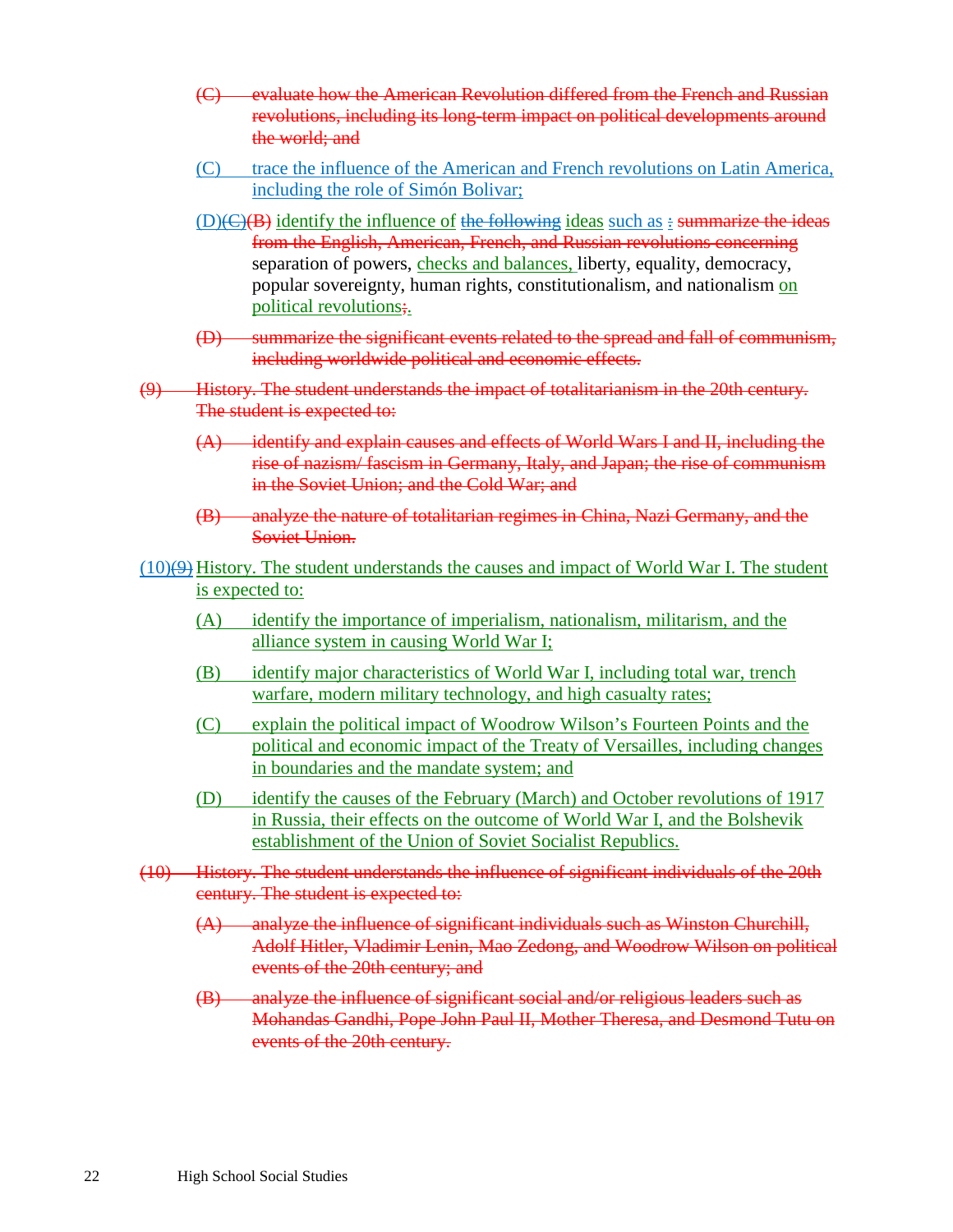~~(C) evaluate how the American Revolution differed from the French and Russian revolutions, including its long-term impact on political developments around the world; and~~

<u>(C) trace the influence of the American and French revolutions on Latin America, including the role of Simón Bolivar;</u>

<u>(D)</u>~~(C)(B)~~ <u>identify the influence of</u> ~~the following~~ <u>ideas such as</u> ~~:~~ ~~summarize the ideas from the English, American, French, and Russian revolutions concerning~~ separation of powers, <u>checks and balances,</u> liberty, equality, democracy, popular sovereignty, human rights, constitutionalism, and nationalism <u>on political revolutions</u>~~;~~<u>.</u>

~~(D) summarize the significant events related to the spread and fall of communism, including worldwide political and economic effects.~~

~~(9) History. The student understands the impact of totalitarianism in the 20th century. The student is expected to:~~

~~(A) identify and explain causes and effects of World Wars I and II, including the rise of nazism/ fascism in Germany, Italy, and Japan; the rise of communism in the Soviet Union; and the Cold War; and~~

~~(B) analyze the nature of totalitarian regimes in China, Nazi Germany, and the Soviet Union.~~

<u>(10)</u>~~(9)~~ <u>History. The student understands the causes and impact of World War I. The student is expected to:</u>

<u>(A) identify the importance of imperialism, nationalism, militarism, and the alliance system in causing World War I;</u>

<u>(B) identify major characteristics of World War I, including total war, trench warfare, modern military technology, and high casualty rates;</u>

<u>(C) explain the political impact of Woodrow Wilson's Fourteen Points and the political and economic impact of the Treaty of Versailles, including changes in boundaries and the mandate system; and</u>

<u>(D) identify the causes of the February (March) and October revolutions of 1917 in Russia, their effects on the outcome of World War I, and the Bolshevik establishment of the Union of Soviet Socialist Republics.</u>

~~(10) History. The student understands the influence of significant individuals of the 20th century. The student is expected to:~~

~~(A) analyze the influence of significant individuals such as Winston Churchill, Adolf Hitler, Vladimir Lenin, Mao Zedong, and Woodrow Wilson on political events of the 20th century; and~~

~~(B) analyze the influence of significant social and/or religious leaders such as Mohandas Gandhi, Pope John Paul II, Mother Theresa, and Desmond Tutu on events of the 20th century.~~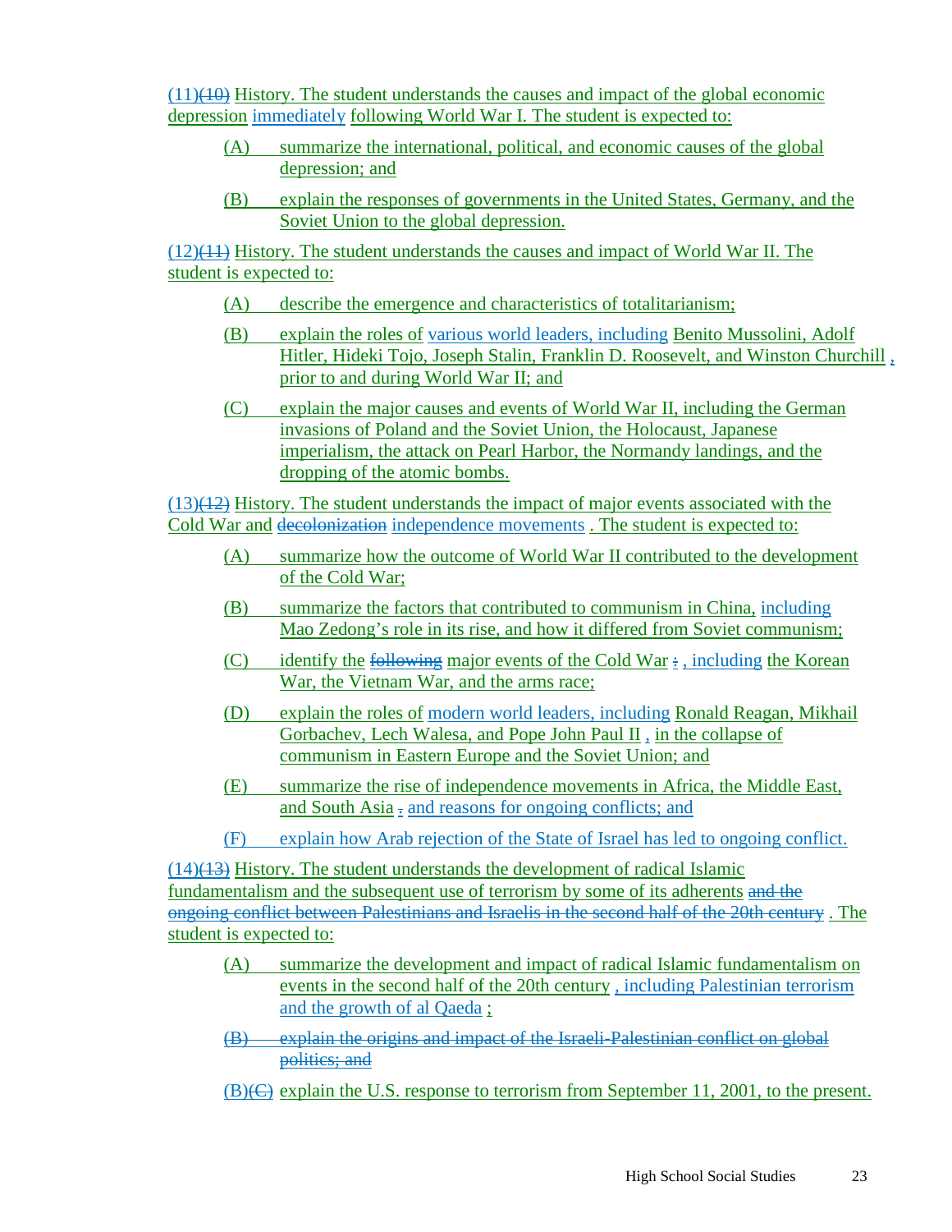(11)~~(10)~~ History. The student understands the causes and impact of the global economic depression immediately following World War I. The student is expected to:

- (A) summarize the international, political, and economic causes of the global depression; and
- (B) explain the responses of governments in the United States, Germany, and the Soviet Union to the global depression.

(12)~~(11)~~ History. The student understands the causes and impact of World War II. The student is expected to:

- (A) describe the emergence and characteristics of totalitarianism;
- (B) explain the roles of various world leaders, including Benito Mussolini, Adolf Hitler, Hideki Tojo, Joseph Stalin, Franklin D. Roosevelt, and Winston Churchill , prior to and during World War II; and
- (C) explain the major causes and events of World War II, including the German invasions of Poland and the Soviet Union, the Holocaust, Japanese imperialism, the attack on Pearl Harbor, the Normandy landings, and the dropping of the atomic bombs.

(13)~~(12)~~ History. The student understands the impact of major events associated with the Cold War and ~~decolonization~~ independence movements . The student is expected to:

- (A) summarize how the outcome of World War II contributed to the development of the Cold War;
- (B) summarize the factors that contributed to communism in China, including Mao Zedong's role in its rise, and how it differed from Soviet communism;
- (C) identify the ~~following~~ major events of the Cold War ~~:~~ , including the Korean War, the Vietnam War, and the arms race;
- (D) explain the roles of modern world leaders, including Ronald Reagan, Mikhail Gorbachev, Lech Walesa, and Pope John Paul II , in the collapse of communism in Eastern Europe and the Soviet Union; and
- (E) summarize the rise of independence movements in Africa, the Middle East, and South Asia ~~.~~ and reasons for ongoing conflicts; and
- (F) explain how Arab rejection of the State of Israel has led to ongoing conflict.

(14)~~(13)~~ History. The student understands the development of radical Islamic fundamentalism and the subsequent use of terrorism by some of its adherents ~~and the ongoing conflict between Palestinians and Israelis in the second half of the 20th century~~ . The student is expected to:

- (A) summarize the development and impact of radical Islamic fundamentalism on events in the second half of the 20th century , including Palestinian terrorism and the growth of al Qaeda ;
- ~~(B) explain the origins and impact of the Israeli-Palestinian conflict on global politics; and~~
- (B)~~(C)~~ explain the U.S. response to terrorism from September 11, 2001, to the present.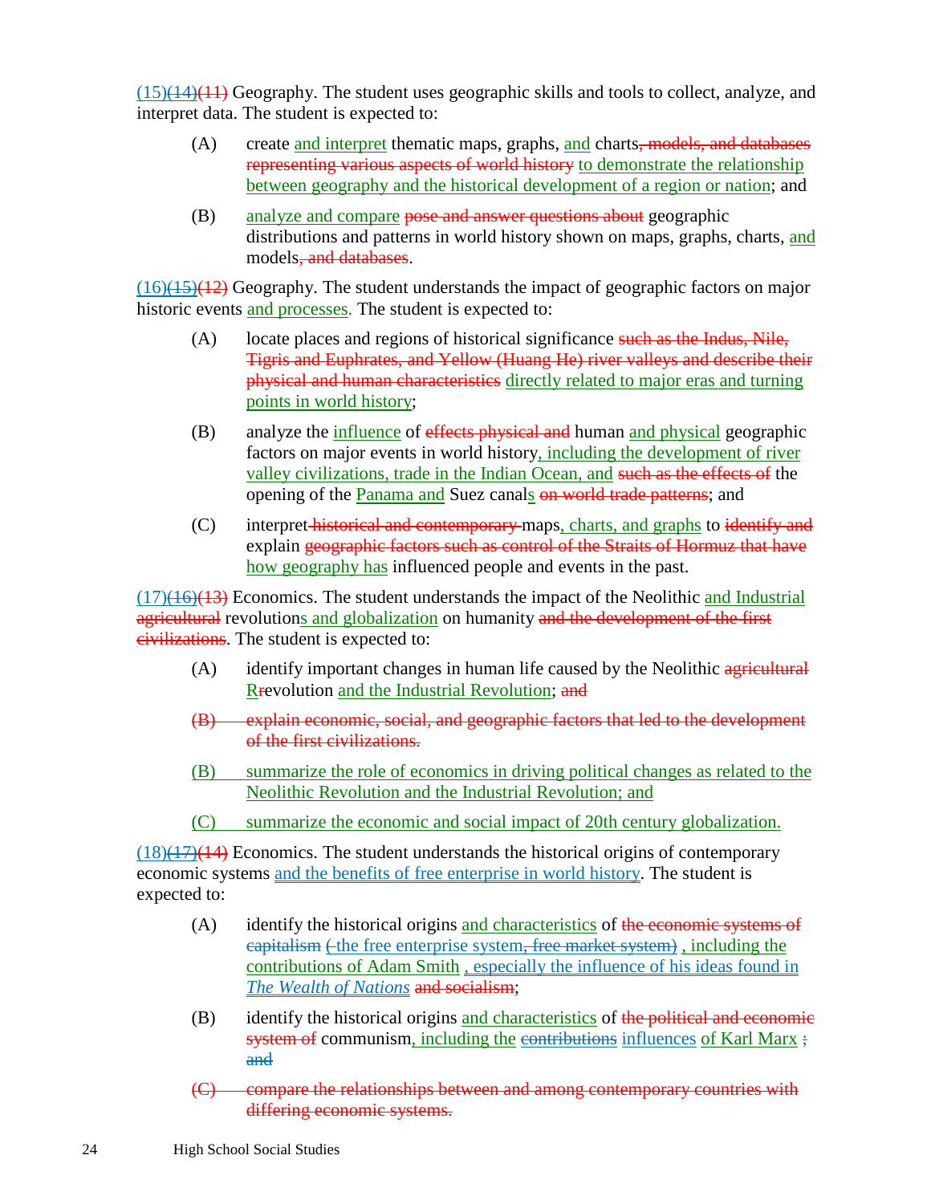<u>(15)</u>~~(14)~~~~(11)~~ Geography. The student uses geographic skills and tools to collect, analyze, and interpret data. The student is expected to:

(A) create <u>and interpret</u> thematic maps, graphs, <u>and</u> charts~~, models, and databases representing various aspects of world history~~ <u>to demonstrate the relationship between geography and the historical development of a region or nation</u>; and

(B) <u>analyze and compare</u> ~~pose and answer questions about~~ geographic distributions and patterns in world history shown on maps, graphs, charts, <u>and</u> models~~, and databases~~.

<u>(16)</u>~~(15)~~~~(12)~~ Geography. The student understands the impact of geographic factors on major historic events <u>and processes.</u> The student is expected to:

(A) locate places and regions of historical significance ~~such as the Indus, Nile, Tigris and Euphrates, and Yellow (Huang He) river valleys and describe their physical and human characteristics~~ <u>directly related to major eras and turning points in world history</u>;

(B) analyze the <u>influence</u> of ~~effects physical and~~ human <u>and physical</u> geographic factors on major events in world history<u>, including the development of river valley civilizations, trade in the Indian Ocean, and</u> ~~such as the effects of~~ the opening of the <u>Panama and</u> Suez canal<u>s</u> ~~on world trade patterns~~; and

(C) interpret~~ historical and contemporary~~ maps<u>, charts, and graphs</u> to ~~identify and~~ explain ~~geographic factors such as control of the Straits of Hormuz that have~~ <u>how geography has</u> influenced people and events in the past.

<u>(17)</u>~~(16)~~~~(13)~~ Economics. The student understands the impact of the Neolithic <u>and Industrial</u> ~~agricultural~~ revolution<u>s and globalization</u> on humanity ~~and the development of the first civilizations~~. The student is expected to:

(A) identify important changes in human life caused by the Neolithic ~~agricultural~~ <u>R</u>~~r~~evolution <u>and the Industrial Revolution</u>; ~~and~~

~~(B) explain economic, social, and geographic factors that led to the development of the first civilizations.~~

<u>(B) summarize the role of economics in driving political changes as related to the Neolithic Revolution and the Industrial Revolution; and</u>

<u>(C) summarize the economic and social impact of 20th century globalization.</u>

<u>(18)</u>~~(17)~~~~(14)~~ Economics. The student understands the historical origins of contemporary economic systems <u>and the benefits of free enterprise in world history</u>. The student is expected to:

(A) identify the historical origins <u>and characteristics</u> of ~~the economic systems of capitalism~~ ~~(~~<u>the free enterprise system</u>~~, free market system)~~ <u>, including the contributions of Adam Smith</u> <u>, especially the influence of his ideas found in *The Wealth of Nations*</u> ~~and socialism~~;

(B) identify the historical origins <u>and characteristics</u> of ~~the political and economic system of~~ communism<u>, including the</u> ~~contributions~~ <u>influences</u> <u>of Karl Marx</u> ~~; and~~

~~(C) compare the relationships between and among contemporary countries with differing economic systems.~~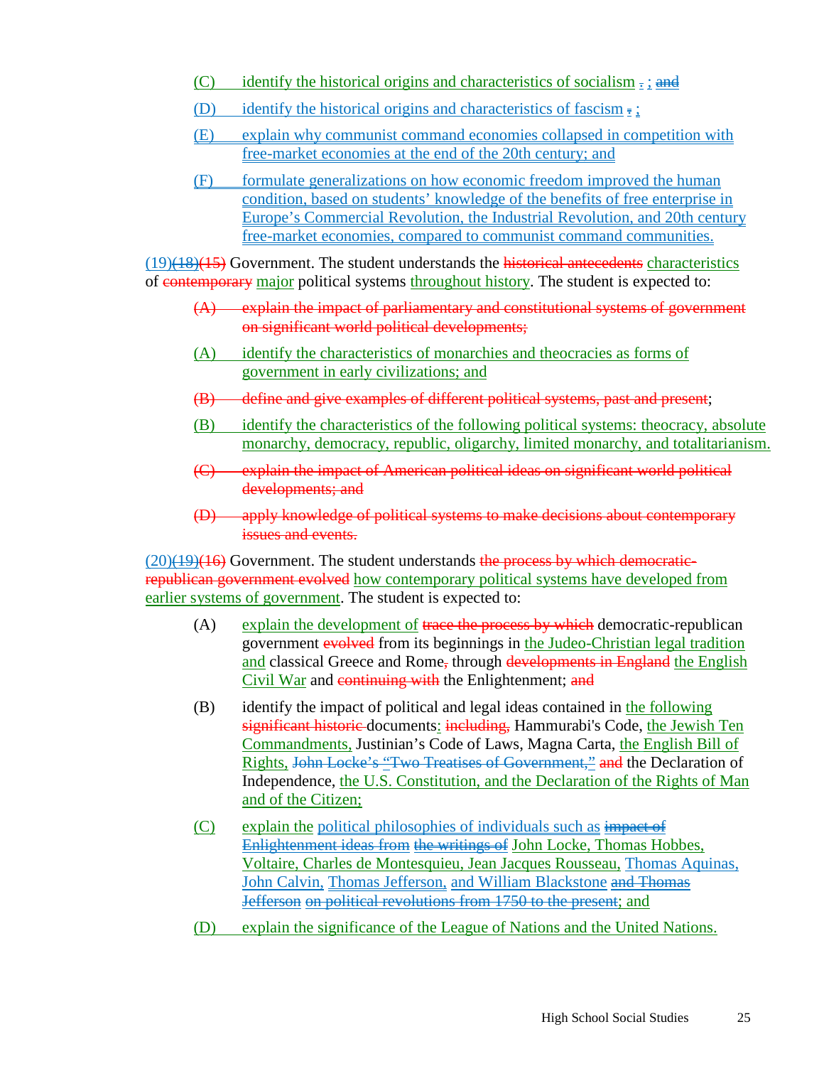(C) identify the historical origins and characteristics of socialism . ; and

(D) identify the historical origins and characteristics of fascism . ;

(E) explain why communist command economies collapsed in competition with free-market economies at the end of the 20th century; and

(F) formulate generalizations on how economic freedom improved the human condition, based on students' knowledge of the benefits of free enterprise in Europe's Commercial Revolution, the Industrial Revolution, and 20th century free-market economies, compared to communist command communities.

(19)~~(18)~~~~(15)~~ Government. The student understands the ~~historical antecedents~~ characteristics of ~~contemporary~~ major political systems throughout history. The student is expected to:

~~(A) explain the impact of parliamentary and constitutional systems of government on significant world political developments;~~

(A) identify the characteristics of monarchies and theocracies as forms of government in early civilizations; and

~~(B) define and give examples of different political systems, past and present~~;

(B) identify the characteristics of the following political systems: theocracy, absolute monarchy, democracy, republic, oligarchy, limited monarchy, and totalitarianism.

~~(C) explain the impact of American political ideas on significant world political developments; and~~

~~(D) apply knowledge of political systems to make decisions about contemporary issues and events.~~

(20)~~(19)~~~~(16)~~ Government. The student understands ~~the process by which democratic-republican government evolved~~ how contemporary political systems have developed from earlier systems of government. The student is expected to:

(A) explain the development of ~~trace the process by which~~ democratic-republican government ~~evolved~~ from its beginnings in the Judeo-Christian legal tradition and classical Greece and Rome~~,~~ through ~~developments in England~~ the English Civil War and ~~continuing with~~ the Enlightenment; ~~and~~

(B) identify the impact of political and legal ideas contained in the following ~~significant historic~~ documents: ~~including,~~ Hammurabi's Code, the Jewish Ten Commandments, Justinian's Code of Laws, Magna Carta, the English Bill of Rights, ~~John Locke's "Two Treatises of Government,"~~ ~~and~~ the Declaration of Independence, the U.S. Constitution, and the Declaration of the Rights of Man and of the Citizen;

(C) explain the political philosophies of individuals such as ~~impact of Enlightenment ideas from~~ ~~the writings of~~ John Locke, Thomas Hobbes, Voltaire, Charles de Montesquieu, Jean Jacques Rousseau, Thomas Aquinas, John Calvin, Thomas Jefferson, and William Blackstone ~~and Thomas Jefferson~~ ~~on political revolutions from 1750 to the present~~; and

(D) explain the significance of the League of Nations and the United Nations.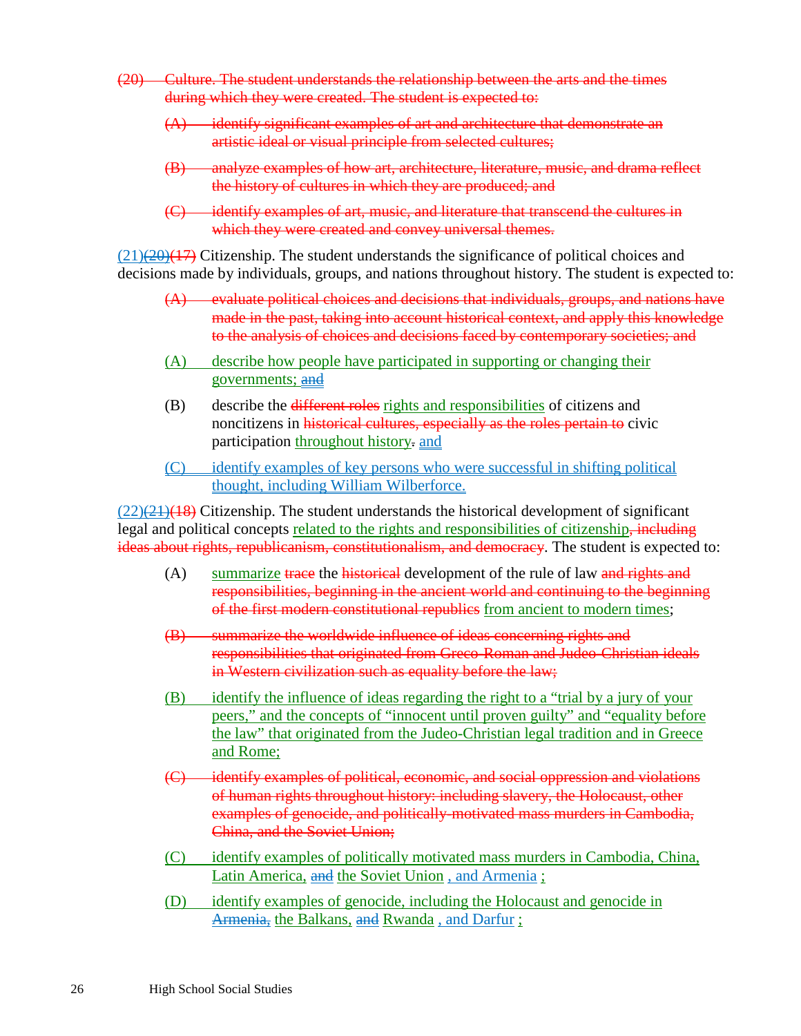~~(20) Culture. The student understands the relationship between the arts and the times during which they were created. The student is expected to:~~

- ~~(A) identify significant examples of art and architecture that demonstrate an artistic ideal or visual principle from selected cultures;~~
- ~~(B) analyze examples of how art, architecture, literature, music, and drama reflect the history of cultures in which they are produced; and~~
- ~~(C) identify examples of art, music, and literature that transcend the cultures in which they were created and convey universal themes.~~

(21)~~(20)~~~~(17)~~ Citizenship. The student understands the significance of political choices and decisions made by individuals, groups, and nations throughout history. The student is expected to:

- ~~(A) evaluate political choices and decisions that individuals, groups, and nations have made in the past, taking into account historical context, and apply this knowledge to the analysis of choices and decisions faced by contemporary societies; and~~
- (A) describe how people have participated in supporting or changing their governments; ~~and~~
- (B) describe the ~~different roles~~ rights and responsibilities of citizens and noncitizens in ~~historical cultures, especially as the roles pertain to~~ civic participation throughout history~~.~~ and
- (C) identify examples of key persons who were successful in shifting political thought, including William Wilberforce.

(22)~~(21)~~~~(18)~~ Citizenship. The student understands the historical development of significant legal and political concepts related to the rights and responsibilities of citizenship~~, including ideas about rights, republicanism, constitutionalism, and democracy~~. The student is expected to:

- (A) summarize ~~trace~~ the ~~historical~~ development of the rule of law ~~and rights and responsibilities, beginning in the ancient world and continuing to the beginning of the first modern constitutional republics~~ from ancient to modern times;
- ~~(B) summarize the worldwide influence of ideas concerning rights and responsibilities that originated from Greco-Roman and Judeo-Christian ideals in Western civilization such as equality before the law;~~
- (B) identify the influence of ideas regarding the right to a "trial by a jury of your peers," and the concepts of "innocent until proven guilty" and "equality before the law" that originated from the Judeo-Christian legal tradition and in Greece and Rome;
- ~~(C) identify examples of political, economic, and social oppression and violations of human rights throughout history: including slavery, the Holocaust, other examples of genocide, and politically-motivated mass murders in Cambodia, China, and the Soviet Union;~~
- (C) identify examples of politically motivated mass murders in Cambodia, China, Latin America, ~~and~~ the Soviet Union , and Armenia ;
- (D) identify examples of genocide, including the Holocaust and genocide in ~~Armenia,~~ the Balkans, ~~and~~ Rwanda , and Darfur ;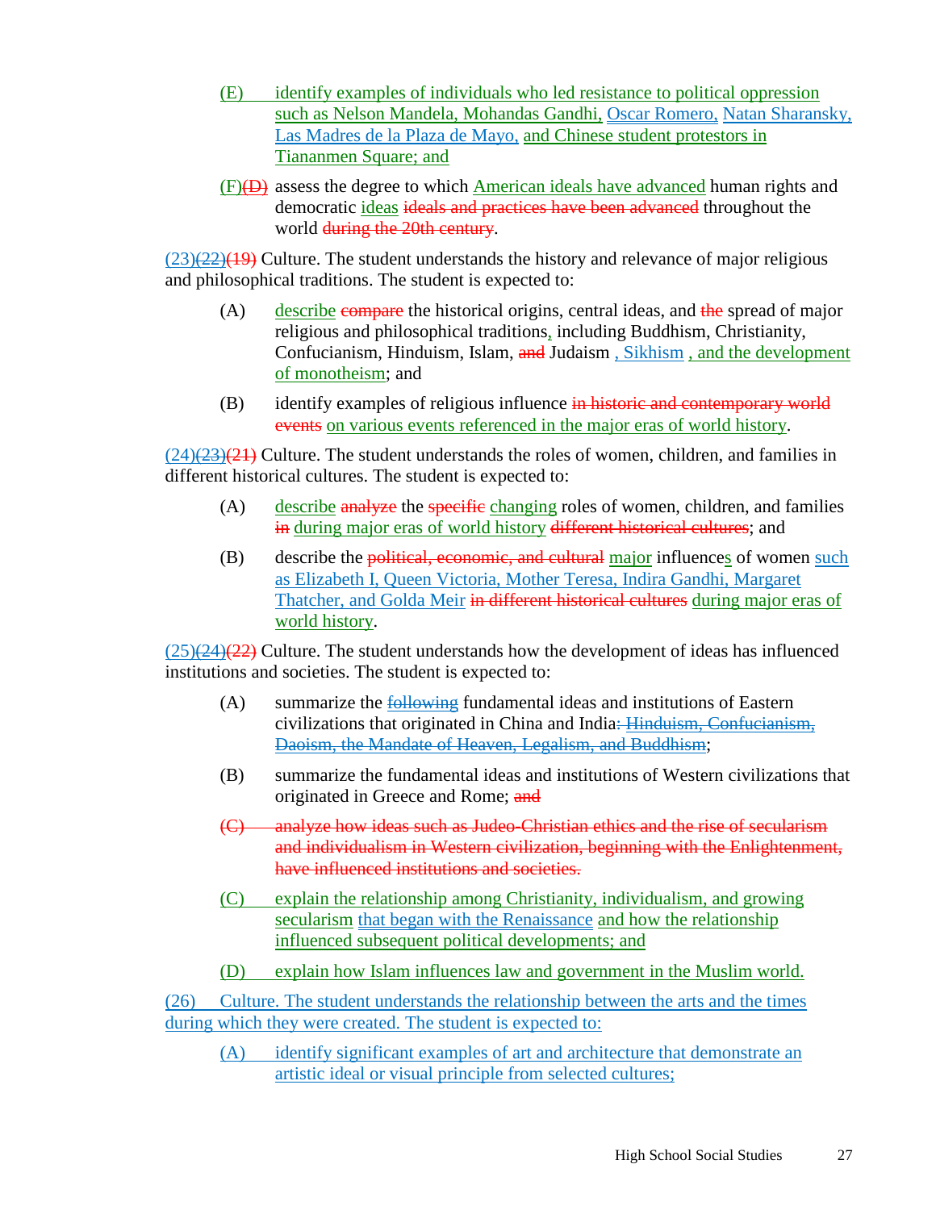(E) identify examples of individuals who led resistance to political oppression such as Nelson Mandela, Mohandas Gandhi, Oscar Romero, Natan Sharansky, Las Madres de la Plaza de Mayo, and Chinese student protestors in Tiananmen Square; and

(F)~~(D)~~ assess the degree to which American ideals have advanced human rights and democratic ideas ~~ideals and practices have been advanced~~ throughout the world ~~during the 20th century~~.

(23)~~(22)~~~~(19)~~ Culture. The student understands the history and relevance of major religious and philosophical traditions. The student is expected to:

(A) describe ~~compare~~ the historical origins, central ideas, and ~~the~~ spread of major religious and philosophical traditions, including Buddhism, Christianity, Confucianism, Hinduism, Islam, ~~and~~ Judaism , Sikhism , and the development of monotheism; and

(B) identify examples of religious influence ~~in historic and contemporary world events~~ on various events referenced in the major eras of world history.

(24)~~(23)~~~~(21)~~ Culture. The student understands the roles of women, children, and families in different historical cultures. The student is expected to:

(A) describe ~~analyze~~ the ~~specific~~ changing roles of women, children, and families ~~in~~ during major eras of world history ~~different historical cultures~~; and

(B) describe the ~~political, economic, and cultural~~ major influences of women such as Elizabeth I, Queen Victoria, Mother Teresa, Indira Gandhi, Margaret Thatcher, and Golda Meir ~~in different historical cultures~~ during major eras of world history.

(25)~~(24)~~~~(22)~~ Culture. The student understands how the development of ideas has influenced institutions and societies. The student is expected to:

(A) summarize the ~~following~~ fundamental ideas and institutions of Eastern civilizations that originated in China and India~~: Hinduism, Confucianism, Daoism, the Mandate of Heaven, Legalism, and Buddhism~~;

(B) summarize the fundamental ideas and institutions of Western civilizations that originated in Greece and Rome; ~~and~~

~~(C) analyze how ideas such as Judeo-Christian ethics and the rise of secularism and individualism in Western civilization, beginning with the Enlightenment, have influenced institutions and societies.~~

(C) explain the relationship among Christianity, individualism, and growing secularism that began with the Renaissance and how the relationship influenced subsequent political developments; and

(D) explain how Islam influences law and government in the Muslim world.

(26) Culture. The student understands the relationship between the arts and the times during which they were created. The student is expected to:

(A) identify significant examples of art and architecture that demonstrate an artistic ideal or visual principle from selected cultures;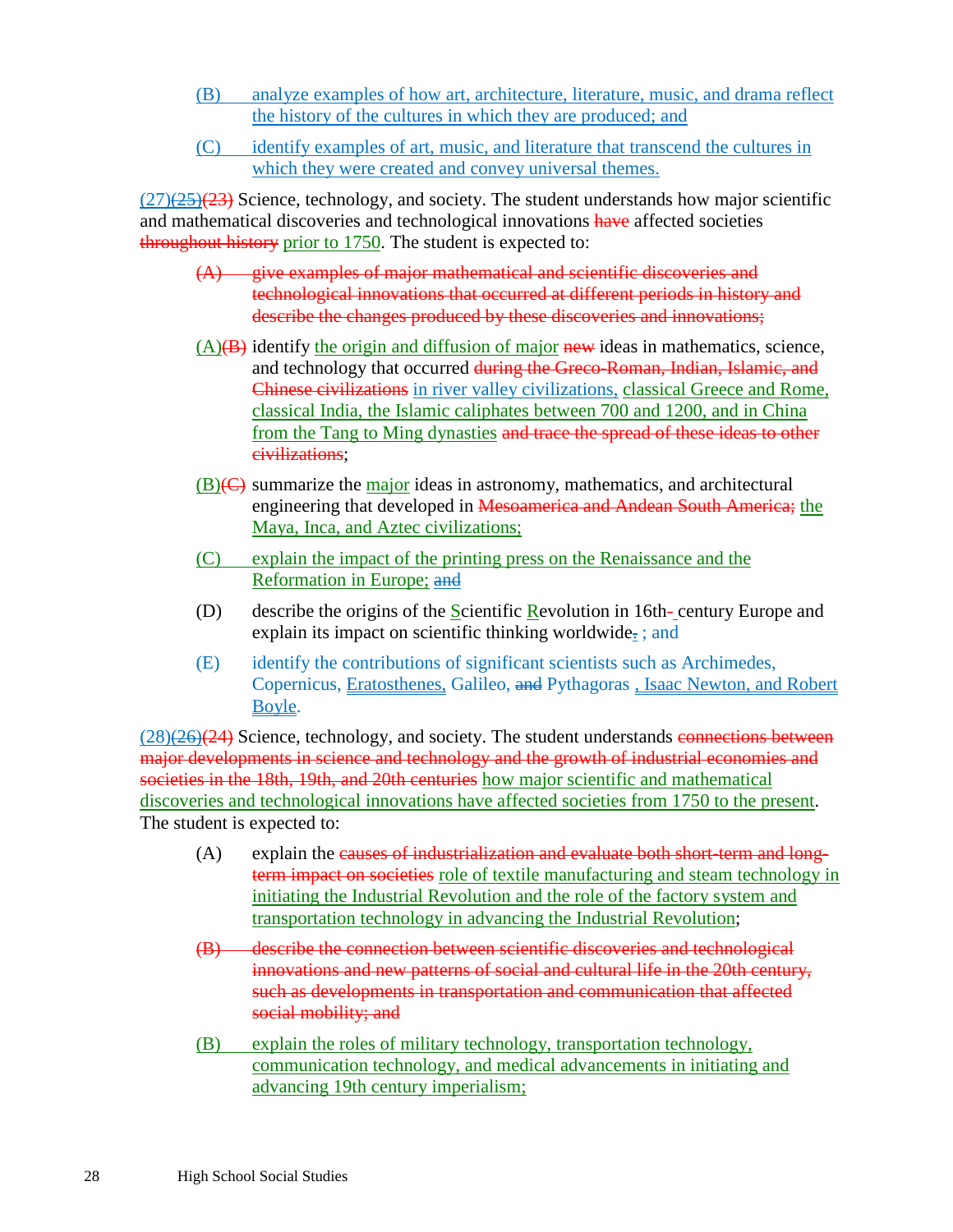(B) analyze examples of how art, architecture, literature, music, and drama reflect the history of the cultures in which they are produced; and

(C) identify examples of art, music, and literature that transcend the cultures in which they were created and convey universal themes.

(27)(25)(23) Science, technology, and society. The student understands how major scientific and mathematical discoveries and technological innovations have affected societies throughout history prior to 1750. The student is expected to:

(A) give examples of major mathematical and scientific discoveries and technological innovations that occurred at different periods in history and describe the changes produced by these discoveries and innovations;

(A)(B) identify the origin and diffusion of major new ideas in mathematics, science, and technology that occurred during the Greco-Roman, Indian, Islamic, and Chinese civilizations in river valley civilizations, classical Greece and Rome, classical India, the Islamic caliphates between 700 and 1200, and in China from the Tang to Ming dynasties and trace the spread of these ideas to other civilizations;

(B)(C) summarize the major ideas in astronomy, mathematics, and architectural engineering that developed in Mesoamerica and Andean South America; the Maya, Inca, and Aztec civilizations;

(C) explain the impact of the printing press on the Renaissance and the Reformation in Europe; and

(D) describe the origins of the Scientific Revolution in 16th- century Europe and explain its impact on scientific thinking worldwide. ; and

(E) identify the contributions of significant scientists such as Archimedes, Copernicus, Eratosthenes, Galileo, and Pythagoras , Isaac Newton, and Robert Boyle.

(28)(26)(24) Science, technology, and society. The student understands connections between major developments in science and technology and the growth of industrial economies and societies in the 18th, 19th, and 20th centuries how major scientific and mathematical discoveries and technological innovations have affected societies from 1750 to the present. The student is expected to:

(A) explain the causes of industrialization and evaluate both short-term and long-term impact on societies role of textile manufacturing and steam technology in initiating the Industrial Revolution and the role of the factory system and transportation technology in advancing the Industrial Revolution;

(B) describe the connection between scientific discoveries and technological innovations and new patterns of social and cultural life in the 20th century, such as developments in transportation and communication that affected social mobility; and

(B) explain the roles of military technology, transportation technology, communication technology, and medical advancements in initiating and advancing 19th century imperialism;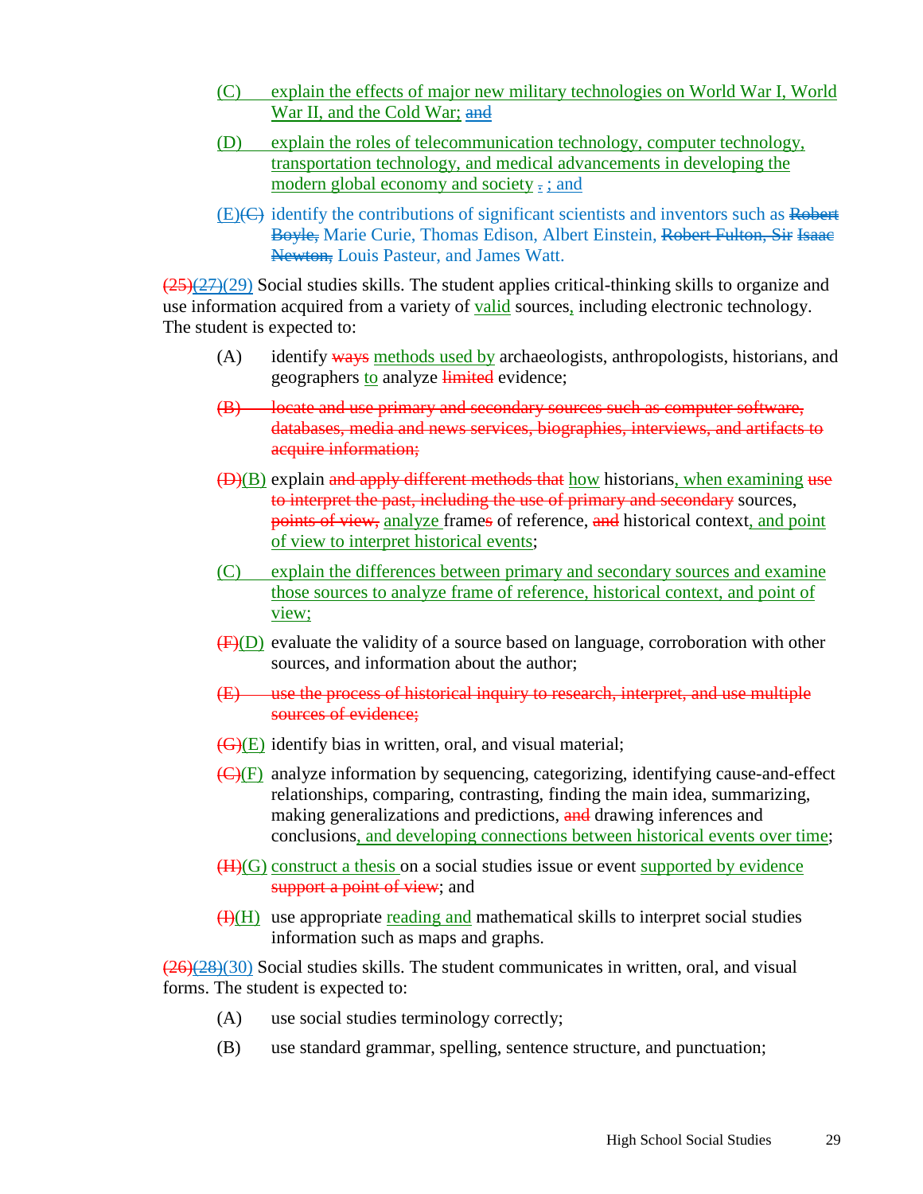(C) explain the effects of major new military technologies on World War I, World War II, and the Cold War; ~~and~~

(D) explain the roles of telecommunication technology, computer technology, transportation technology, and medical advancements in developing the modern global economy and society ~~.~~ ; and

(E)~~(C)~~ identify the contributions of significant scientists and inventors such as ~~Robert Boyle,~~ Marie Curie, Thomas Edison, Albert Einstein, ~~Robert Fulton, Sir Isaac Newton,~~ Louis Pasteur, and James Watt.

~~(25)~~~~(27)~~(29) Social studies skills. The student applies critical-thinking skills to organize and use information acquired from a variety of valid sources, including electronic technology. The student is expected to:

(A) identify ~~ways~~ methods used by archaeologists, anthropologists, historians, and geographers to analyze ~~limited~~ evidence;

~~(B) locate and use primary and secondary sources such as computer software, databases, media and news services, biographies, interviews, and artifacts to acquire information;~~

~~(D)~~(B) explain ~~and apply different methods that~~ how historians, when examining ~~use to interpret the past, including the use of primary and secondary~~ sources, ~~points of view,~~ analyze frame~~s~~ of reference, ~~and~~ historical context, and point of view to interpret historical events;

(C) explain the differences between primary and secondary sources and examine those sources to analyze frame of reference, historical context, and point of view;

~~(F)~~(D) evaluate the validity of a source based on language, corroboration with other sources, and information about the author;

~~(E) use the process of historical inquiry to research, interpret, and use multiple sources of evidence;~~

~~(G)~~(E) identify bias in written, oral, and visual material;

~~(C)~~(F) analyze information by sequencing, categorizing, identifying cause-and-effect relationships, comparing, contrasting, finding the main idea, summarizing, making generalizations and predictions, ~~and~~ drawing inferences and conclusions, and developing connections between historical events over time;

~~(H)~~(G) construct a thesis on a social studies issue or event supported by evidence ~~support a point of view~~; and

~~(I)~~(H) use appropriate reading and mathematical skills to interpret social studies information such as maps and graphs.

~~(26)~~~~(28)~~(30) Social studies skills. The student communicates in written, oral, and visual forms. The student is expected to:

(A) use social studies terminology correctly;

(B) use standard grammar, spelling, sentence structure, and punctuation;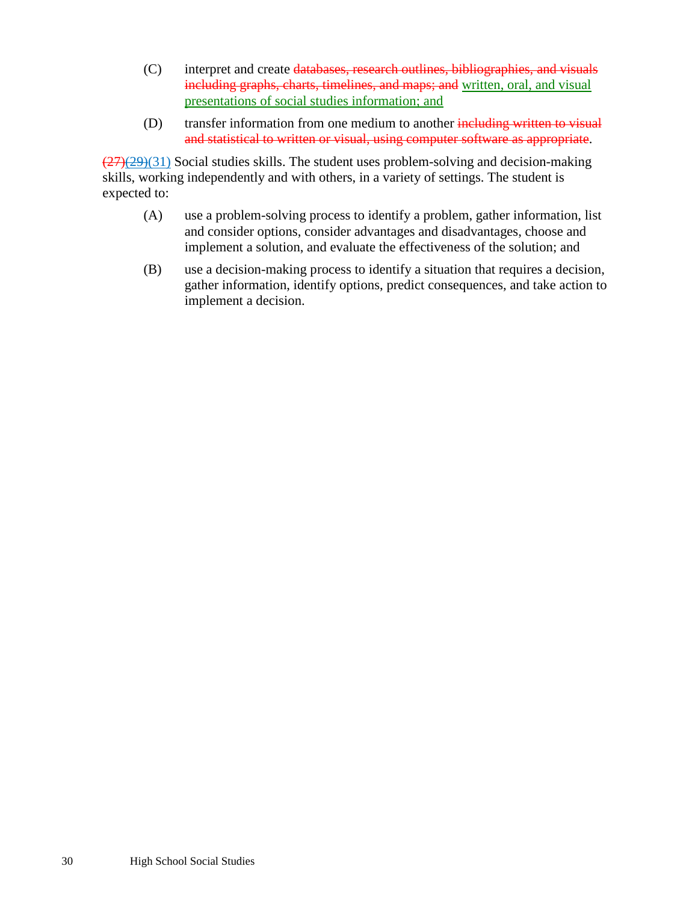(C) interpret and create ~~databases, research outlines, bibliographies, and visuals including graphs, charts, timelines, and maps; and~~ <u>written, oral, and visual presentations of social studies information; and</u>

(D) transfer information from one medium to another ~~including written to visual and statistical to written or visual, using computer software as appropriate~~.

~~(27)~~~~(29)~~<u>(31)</u> Social studies skills. The student uses problem-solving and decision-making skills, working independently and with others, in a variety of settings. The student is expected to:

(A) use a problem-solving process to identify a problem, gather information, list and consider options, consider advantages and disadvantages, choose and implement a solution, and evaluate the effectiveness of the solution; and

(B) use a decision-making process to identify a situation that requires a decision, gather information, identify options, predict consequences, and take action to implement a decision.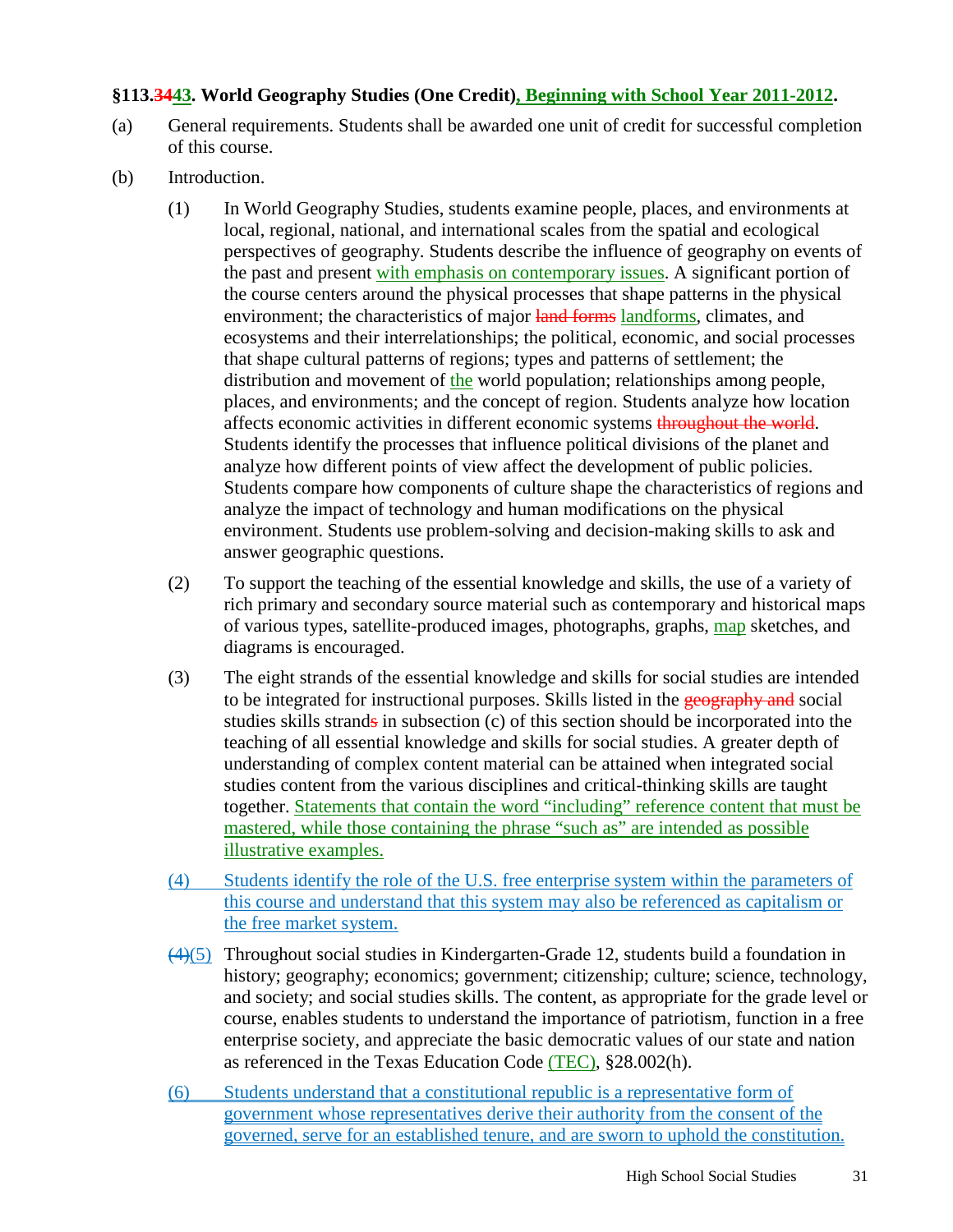**§113.~~34~~43. World Geography Studies (One Credit), Beginning with School Year 2011-2012.**

(a) General requirements. Students shall be awarded one unit of credit for successful completion of this course.

(b) Introduction.

(1) In World Geography Studies, students examine people, places, and environments at local, regional, national, and international scales from the spatial and ecological perspectives of geography. Students describe the influence of geography on events of the past and present with emphasis on contemporary issues. A significant portion of the course centers around the physical processes that shape patterns in the physical environment; the characteristics of major ~~land forms~~ landforms, climates, and ecosystems and their interrelationships; the political, economic, and social processes that shape cultural patterns of regions; types and patterns of settlement; the distribution and movement of the world population; relationships among people, places, and environments; and the concept of region. Students analyze how location affects economic activities in different economic systems ~~throughout the world~~. Students identify the processes that influence political divisions of the planet and analyze how different points of view affect the development of public policies. Students compare how components of culture shape the characteristics of regions and analyze the impact of technology and human modifications on the physical environment. Students use problem-solving and decision-making skills to ask and answer geographic questions.

(2) To support the teaching of the essential knowledge and skills, the use of a variety of rich primary and secondary source material such as contemporary and historical maps of various types, satellite-produced images, photographs, graphs, map sketches, and diagrams is encouraged.

(3) The eight strands of the essential knowledge and skills for social studies are intended to be integrated for instructional purposes. Skills listed in the ~~geography and~~ social studies skills strand~~s~~ in subsection (c) of this section should be incorporated into the teaching of all essential knowledge and skills for social studies. A greater depth of understanding of complex content material can be attained when integrated social studies content from the various disciplines and critical-thinking skills are taught together. Statements that contain the word "including" reference content that must be mastered, while those containing the phrase "such as" are intended as possible illustrative examples.

(4) Students identify the role of the U.S. free enterprise system within the parameters of this course and understand that this system may also be referenced as capitalism or the free market system.

~~(4)~~(5) Throughout social studies in Kindergarten-Grade 12, students build a foundation in history; geography; economics; government; citizenship; culture; science, technology, and society; and social studies skills. The content, as appropriate for the grade level or course, enables students to understand the importance of patriotism, function in a free enterprise society, and appreciate the basic democratic values of our state and nation as referenced in the Texas Education Code (TEC), §28.002(h).

(6) Students understand that a constitutional republic is a representative form of government whose representatives derive their authority from the consent of the governed, serve for an established tenure, and are sworn to uphold the constitution.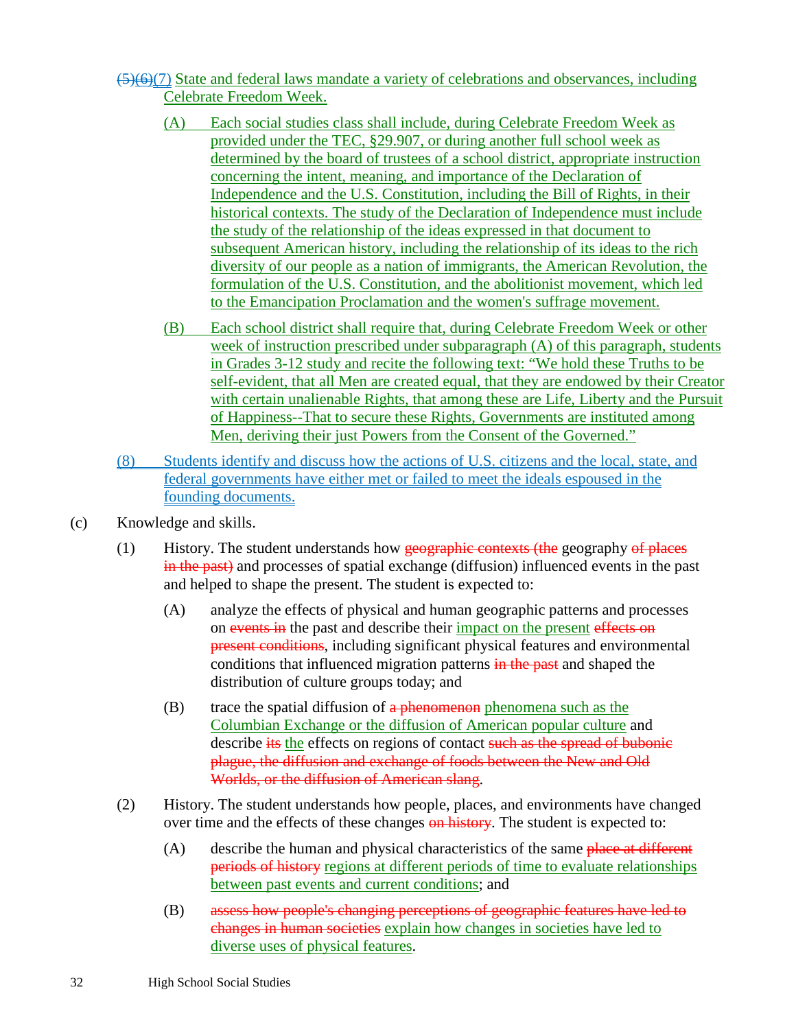~~(5)(6)~~(7) State and federal laws mandate a variety of celebrations and observances, including Celebrate Freedom Week.

- (A) Each social studies class shall include, during Celebrate Freedom Week as provided under the TEC, §29.907, or during another full school week as determined by the board of trustees of a school district, appropriate instruction concerning the intent, meaning, and importance of the Declaration of Independence and the U.S. Constitution, including the Bill of Rights, in their historical contexts. The study of the Declaration of Independence must include the study of the relationship of the ideas expressed in that document to subsequent American history, including the relationship of its ideas to the rich diversity of our people as a nation of immigrants, the American Revolution, the formulation of the U.S. Constitution, and the abolitionist movement, which led to the Emancipation Proclamation and the women's suffrage movement.
- (B) Each school district shall require that, during Celebrate Freedom Week or other week of instruction prescribed under subparagraph (A) of this paragraph, students in Grades 3-12 study and recite the following text: "We hold these Truths to be self-evident, that all Men are created equal, that they are endowed by their Creator with certain unalienable Rights, that among these are Life, Liberty and the Pursuit of Happiness--That to secure these Rights, Governments are instituted among Men, deriving their just Powers from the Consent of the Governed."

(8) Students identify and discuss how the actions of U.S. citizens and the local, state, and federal governments have either met or failed to meet the ideals espoused in the founding documents.

(c) Knowledge and skills.

(1) History. The student understands how ~~geographic contexts (the~~ geography ~~of places in the past)~~ and processes of spatial exchange (diffusion) influenced events in the past and helped to shape the present. The student is expected to:

- (A) analyze the effects of physical and human geographic patterns and processes on ~~events in~~ the past and describe their impact on the present ~~effects on present conditions~~, including significant physical features and environmental conditions that influenced migration patterns ~~in the past~~ and shaped the distribution of culture groups today; and
- (B) trace the spatial diffusion of ~~a phenomenon~~ phenomena such as the Columbian Exchange or the diffusion of American popular culture and describe ~~its~~ the effects on regions of contact ~~such as the spread of bubonic plague, the diffusion and exchange of foods between the New and Old Worlds, or the diffusion of American slang~~.

(2) History. The student understands how people, places, and environments have changed over time and the effects of these changes ~~on history~~. The student is expected to:

- (A) describe the human and physical characteristics of the same ~~place at different periods of history~~ regions at different periods of time to evaluate relationships between past events and current conditions; and
- (B) ~~assess how people's changing perceptions of geographic features have led to changes in human societies~~ explain how changes in societies have led to diverse uses of physical features.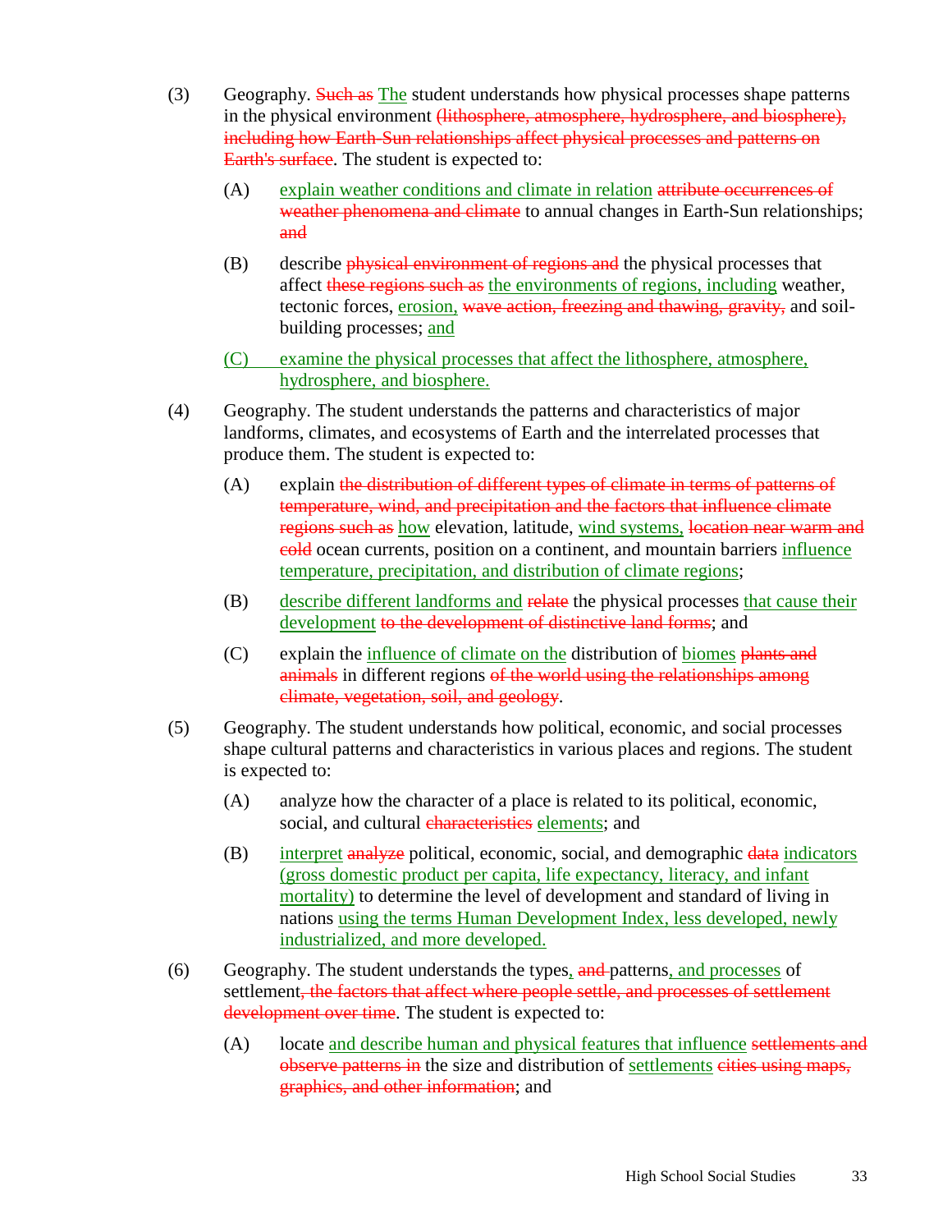(3) Geography. ~~Such as~~ <u>The</u> student understands how physical processes shape patterns in the physical environment ~~(lithosphere, atmosphere, hydrosphere, and biosphere), including how Earth-Sun relationships affect physical processes and patterns on Earth's surface~~. The student is expected to:

- (A) <u>explain weather conditions and climate in relation</u> ~~attribute occurrences of weather phenomena and climate~~ to annual changes in Earth-Sun relationships; ~~and~~
- (B) describe ~~physical environment of regions and~~ the physical processes that affect ~~these regions such as~~ <u>the environments of regions, including</u> weather, tectonic forces, <u>erosion,</u> ~~wave action, freezing and thawing, gravity,~~ and soil-building processes; <u>and</u>
- <u>(C) examine the physical processes that affect the lithosphere, atmosphere, hydrosphere, and biosphere.</u>

(4) Geography. The student understands the patterns and characteristics of major landforms, climates, and ecosystems of Earth and the interrelated processes that produce them. The student is expected to:

- (A) explain ~~the distribution of different types of climate in terms of patterns of temperature, wind, and precipitation and the factors that influence climate regions such as~~ <u>how</u> elevation, latitude, <u>wind systems,</u> ~~location near warm and cold~~ ocean currents, position on a continent, and mountain barriers <u>influence temperature, precipitation, and distribution of climate regions</u>;
- (B) <u>describe different landforms and</u> ~~relate~~ the physical processes <u>that cause their development</u> ~~to the development of distinctive land forms~~; and
- (C) explain the <u>influence of climate on the</u> distribution of <u>biomes</u> ~~plants and animals~~ in different regions ~~of the world using the relationships among climate, vegetation, soil, and geology~~.

(5) Geography. The student understands how political, economic, and social processes shape cultural patterns and characteristics in various places and regions. The student is expected to:

- (A) analyze how the character of a place is related to its political, economic, social, and cultural ~~characteristics~~ <u>elements</u>; and
- (B) <u>interpret</u> ~~analyze~~ political, economic, social, and demographic ~~data~~ <u>indicators (gross domestic product per capita, life expectancy, literacy, and infant mortality)</u> to determine the level of development and standard of living in nations <u>using the terms Human Development Index, less developed, newly industrialized, and more developed.</u>

(6) Geography. The student understands the types<u>,</u> ~~and~~ patterns<u>, and processes</u> of settlement~~, the factors that affect where people settle, and processes of settlement development over time~~. The student is expected to:

- (A) locate <u>and describe human and physical features that influence</u> ~~settlements and observe patterns in~~ the size and distribution of <u>settlements</u> ~~cities using maps, graphics, and other information~~; and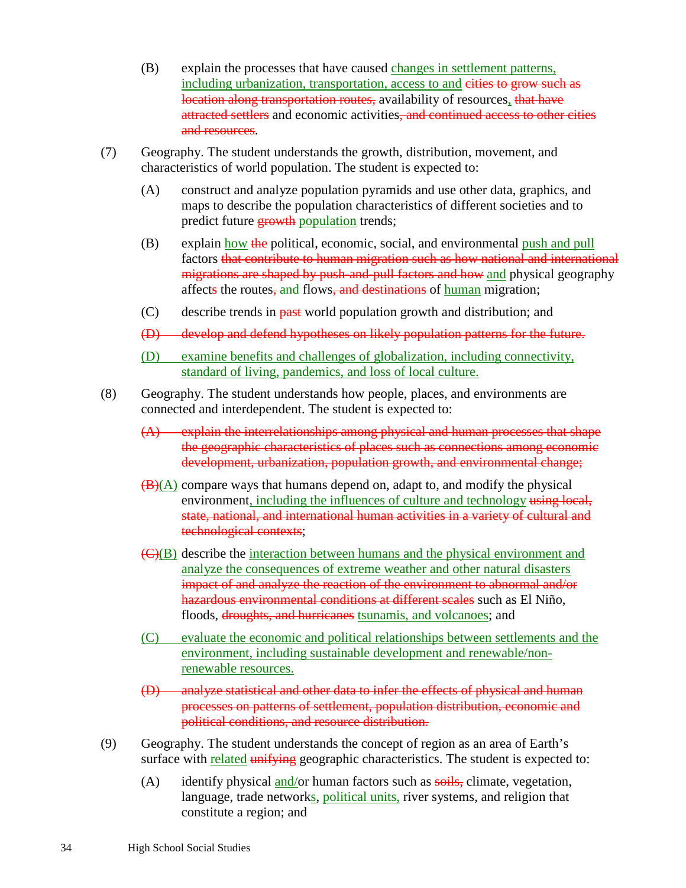(B) explain the processes that have caused <u>changes in settlement patterns, including urbanization, transportation, access to and</u> ~~cities to grow such as location along transportation routes,~~ availability of resources<u>,</u> ~~that have attracted settlers~~ and economic activities~~, and continued access to other cities and resources~~.

(7) Geography. The student understands the growth, distribution, movement, and characteristics of world population. The student is expected to:

(A) construct and analyze population pyramids and use other data, graphics, and maps to describe the population characteristics of different societies and to predict future ~~growth~~ <u>population</u> trends;

(B) explain <u>how</u> ~~the~~ political, economic, social, and environmental <u>push and pull</u> factors ~~that contribute to human migration such as how national and international migrations are shaped by push-and-pull factors and how~~ <u>and</u> physical geography affect~~s~~ the routes~~,~~ and flows~~, and destinations~~ of <u>human</u> migration;

(C) describe trends in ~~past~~ world population growth and distribution; and

~~(D) develop and defend hypotheses on likely population patterns for the future.~~

<u>(D) examine benefits and challenges of globalization, including connectivity, standard of living, pandemics, and loss of local culture.</u>

(8) Geography. The student understands how people, places, and environments are connected and interdependent. The student is expected to:

~~(A) explain the interrelationships among physical and human processes that shape the geographic characteristics of places such as connections among economic development, urbanization, population growth, and environmental change;~~

~~(B)~~<u>(A)</u> compare ways that humans depend on, adapt to, and modify the physical environment<u>, including the influences of culture and technology</u> ~~using local, state, national, and international human activities in a variety of cultural and technological contexts~~;

~~(C)~~<u>(B)</u> describe the <u>interaction between humans and the physical environment and analyze the consequences of extreme weather and other natural disasters</u> ~~impact of and analyze the reaction of the environment to abnormal and/or hazardous environmental conditions at different scales~~ such as El Niño, floods, ~~droughts, and hurricanes~~ <u>tsunamis, and volcanoes</u>; and

<u>(C) evaluate the economic and political relationships between settlements and the environment, including sustainable development and renewable/non-renewable resources.</u>

~~(D) analyze statistical and other data to infer the effects of physical and human processes on patterns of settlement, population distribution, economic and political conditions, and resource distribution.~~

(9) Geography. The student understands the concept of region as an area of Earth's surface with <u>related</u> ~~unifying~~ geographic characteristics. The student is expected to:

(A) identify physical <u>and/</u>or human factors such as ~~soils,~~ climate, vegetation, language, trade network<u>s</u>, <u>political units,</u> river systems, and religion that constitute a region; and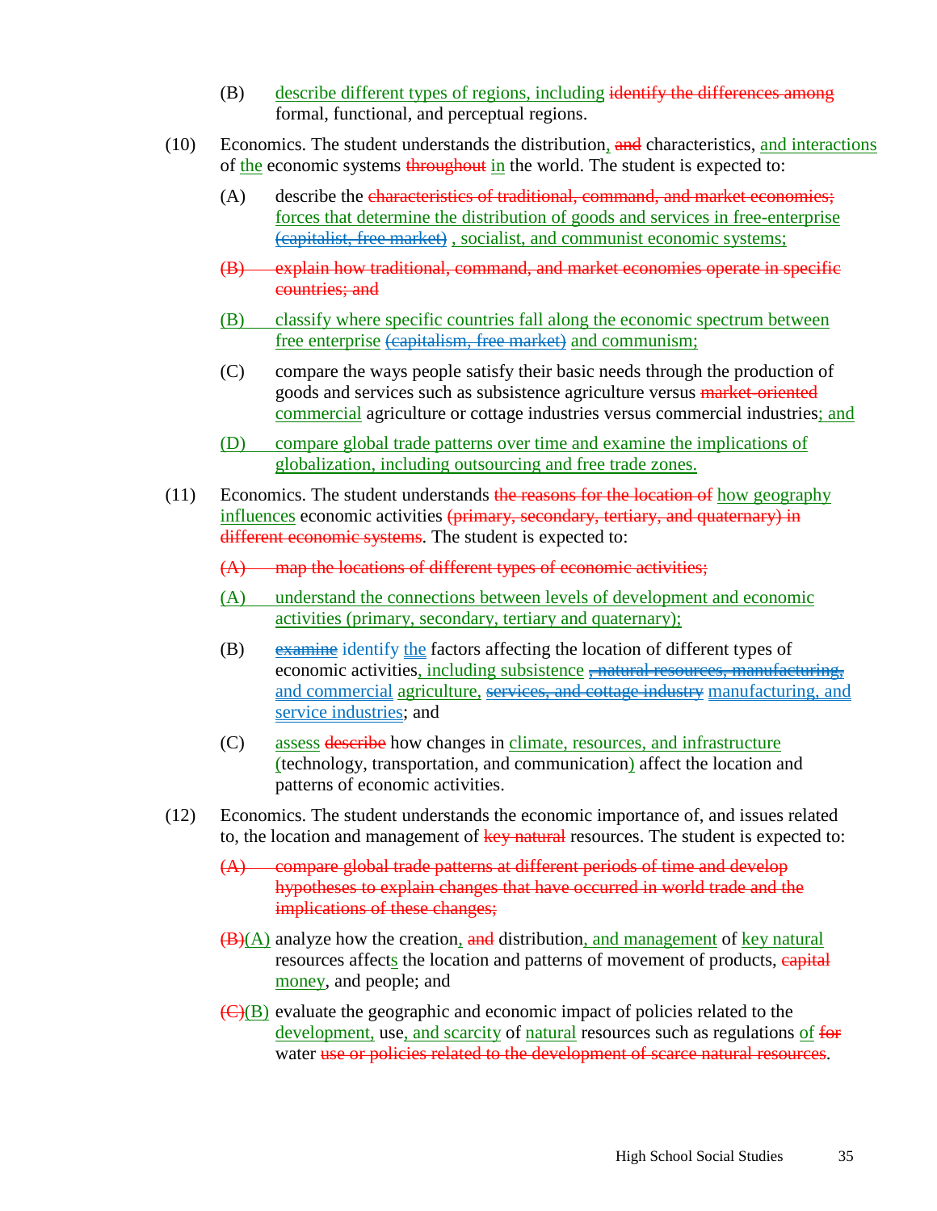(B) describe different types of regions, including ~~identify the differences among~~ formal, functional, and perceptual regions.

(10) Economics. The student understands the distribution, ~~and~~ characteristics, and interactions of the economic systems ~~throughout~~ in the world. The student is expected to:

(A) describe the ~~characteristics of traditional, command, and market economies;~~ forces that determine the distribution of goods and services in free-enterprise ~~(capitalist, free market)~~ , socialist, and communist economic systems;

~~(B) explain how traditional, command, and market economies operate in specific countries; and~~

(B) classify where specific countries fall along the economic spectrum between free enterprise ~~(capitalism, free market)~~ and communism;

(C) compare the ways people satisfy their basic needs through the production of goods and services such as subsistence agriculture versus ~~market-oriented~~ commercial agriculture or cottage industries versus commercial industries; and

(D) compare global trade patterns over time and examine the implications of globalization, including outsourcing and free trade zones.

(11) Economics. The student understands ~~the reasons for the location of~~ how geography influences economic activities ~~(primary, secondary, tertiary, and quaternary) in different economic systems~~. The student is expected to:

~~(A) map the locations of different types of economic activities;~~

(A) understand the connections between levels of development and economic activities (primary, secondary, tertiary and quaternary);

(B) ~~examine~~ identify the factors affecting the location of different types of economic activities, including subsistence ~~, natural resources, manufacturing,~~ and commercial agriculture, ~~services, and cottage industry~~ manufacturing, and service industries; and

(C) assess ~~describe~~ how changes in climate, resources, and infrastructure (technology, transportation, and communication) affect the location and patterns of economic activities.

(12) Economics. The student understands the economic importance of, and issues related to, the location and management of ~~key natural~~ resources. The student is expected to:

~~(A) compare global trade patterns at different periods of time and develop hypotheses to explain changes that have occurred in world trade and the implications of these changes;~~

~~(B)~~(A) analyze how the creation, ~~and~~ distribution, and management of key natural resources affects the location and patterns of movement of products, ~~capital~~ money, and people; and

~~(C)~~(B) evaluate the geographic and economic impact of policies related to the development, use, and scarcity of natural resources such as regulations of ~~for~~ water ~~use or policies related to the development of scarce natural resources~~.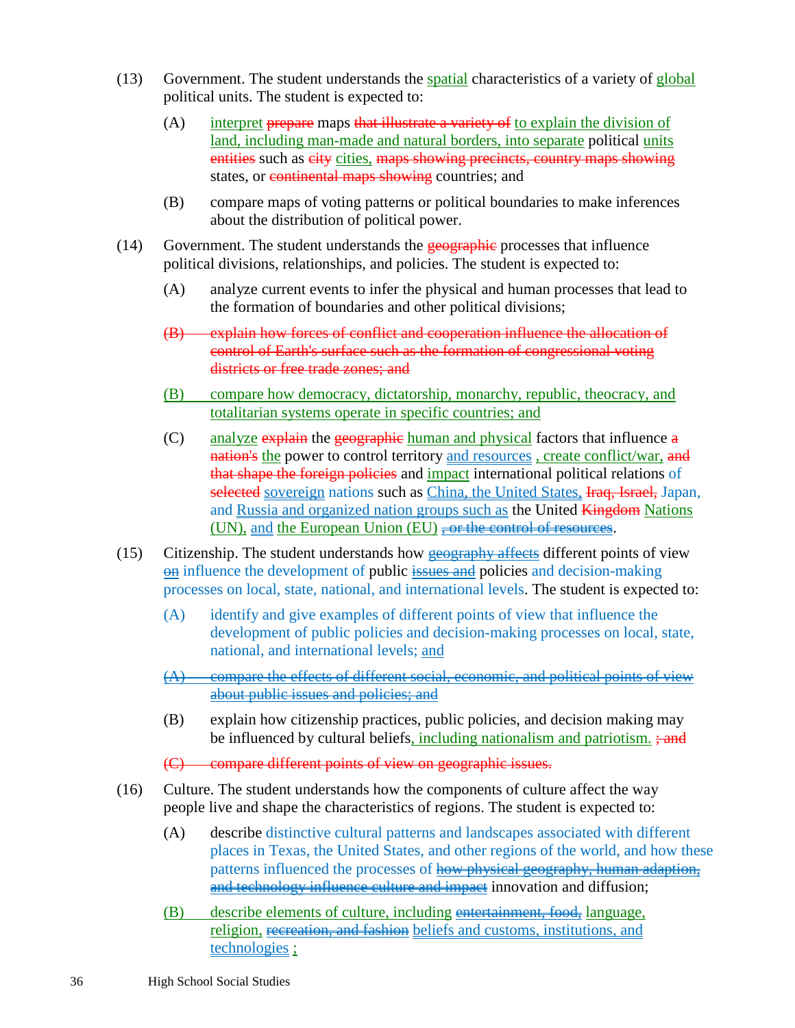(13) Government. The student understands the spatial characteristics of a variety of global political units. The student is expected to:

- (A) interpret ~~prepare~~ maps ~~that illustrate a variety of~~ to explain the division of land, including man-made and natural borders, into separate political units ~~entities~~ such as ~~city~~ cities, ~~maps showing precincts, country maps showing~~ states, or ~~continental maps showing~~ countries; and
- (B) compare maps of voting patterns or political boundaries to make inferences about the distribution of political power.

(14) Government. The student understands the ~~geographic~~ processes that influence political divisions, relationships, and policies. The student is expected to:

- (A) analyze current events to infer the physical and human processes that lead to the formation of boundaries and other political divisions;
- ~~(B) explain how forces of conflict and cooperation influence the allocation of control of Earth's surface such as the formation of congressional voting districts or free trade zones; and~~
- (B) compare how democracy, dictatorship, monarchy, republic, theocracy, and totalitarian systems operate in specific countries; and
- (C) analyze ~~explain~~ the ~~geographic~~ human and physical factors that influence ~~a nation's~~ the power to control territory and resources , create conflict/war, ~~and that shape the foreign policies~~ and impact international political relations of ~~selected~~ sovereign nations such as China, the United States, ~~Iraq, Israel,~~ Japan, and Russia and organized nation groups such as the United ~~Kingdom~~ Nations (UN), and the European Union (EU) ~~, or the control of resources~~.

(15) Citizenship. The student understands how ~~geography affects~~ different points of view ~~on~~ influence the development of public ~~issues and~~ policies and decision-making processes on local, state, national, and international levels. The student is expected to:

- (A) identify and give examples of different points of view that influence the development of public policies and decision-making processes on local, state, national, and international levels; and
- ~~(A) compare the effects of different social, economic, and political points of view about public issues and policies; and~~
- (B) explain how citizenship practices, public policies, and decision making may be influenced by cultural beliefs, including nationalism and patriotism. ~~; and~~
- ~~(C) compare different points of view on geographic issues.~~

(16) Culture. The student understands how the components of culture affect the way people live and shape the characteristics of regions. The student is expected to:

- (A) describe distinctive cultural patterns and landscapes associated with different places in Texas, the United States, and other regions of the world, and how these patterns influenced the processes of ~~how physical geography, human adaption, and technology influence culture and impact~~ innovation and diffusion;
- (B) describe elements of culture, including ~~entertainment, food,~~ language, religion, ~~recreation, and fashion~~ beliefs and customs, institutions, and technologies ;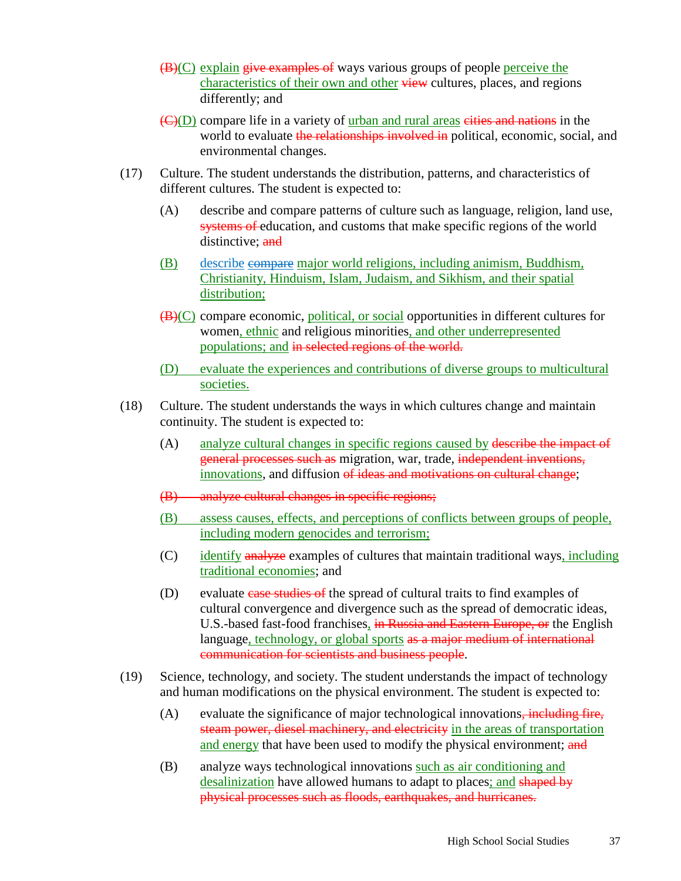~~(B)~~<u>(C)</u> <u>explain</u> ~~give examples of~~ ways various groups of people <u>perceive the characteristics of their own and other</u> ~~view~~ cultures, places, and regions differently; and

~~(C)~~<u>(D)</u> compare life in a variety of <u>urban and rural areas</u> ~~cities and nations~~ in the world to evaluate ~~the relationships involved in~~ political, economic, social, and environmental changes.

(17) Culture. The student understands the distribution, patterns, and characteristics of different cultures. The student is expected to:

(A) describe and compare patterns of culture such as language, religion, land use, ~~systems of~~ education, and customs that make specific regions of the world distinctive; ~~and~~

<u>(B)</u> <u>describe</u> ~~compare~~ <u>major world religions, including animism, Buddhism, Christianity, Hinduism, Islam, Judaism, and Sikhism, and their spatial distribution;</u>

~~(B)~~<u>(C)</u> compare economic, <u>political, or social</u> opportunities in different cultures for women<u>, ethnic</u> and religious minorities<u>, and other underrepresented populations; and</u> ~~in selected regions of the world.~~

<u>(D) evaluate the experiences and contributions of diverse groups to multicultural societies.</u>

(18) Culture. The student understands the ways in which cultures change and maintain continuity. The student is expected to:

(A) <u>analyze cultural changes in specific regions caused by</u> ~~describe the impact of general processes such as~~ migration, war, trade, ~~independent inventions,~~ <u>innovations</u>, and diffusion ~~of ideas and motivations on cultural change~~;

~~(B) analyze cultural changes in specific regions;~~

<u>(B) assess causes, effects, and perceptions of conflicts between groups of people, including modern genocides and terrorism;</u>

(C) <u>identify</u> ~~analyze~~ examples of cultures that maintain traditional ways<u>, including traditional economies</u>; and

(D) evaluate ~~case studies of~~ the spread of cultural traits to find examples of cultural convergence and divergence such as the spread of democratic ideas, U.S.-based fast-food franchises<u>,</u> ~~in Russia and Eastern Europe, or~~ the English language<u>, technology, or global sports</u> ~~as a major medium of international communication for scientists and business people~~.

(19) Science, technology, and society. The student understands the impact of technology and human modifications on the physical environment. The student is expected to:

(A) evaluate the significance of major technological innovations~~, including fire, steam power, diesel machinery, and electricity~~ <u>in the areas of transportation and energy</u> that have been used to modify the physical environment; ~~and~~

(B) analyze ways technological innovations <u>such as air conditioning and desalinization</u> have allowed humans to adapt to places<u>; and</u> ~~shaped by physical processes such as floods, earthquakes, and hurricanes.~~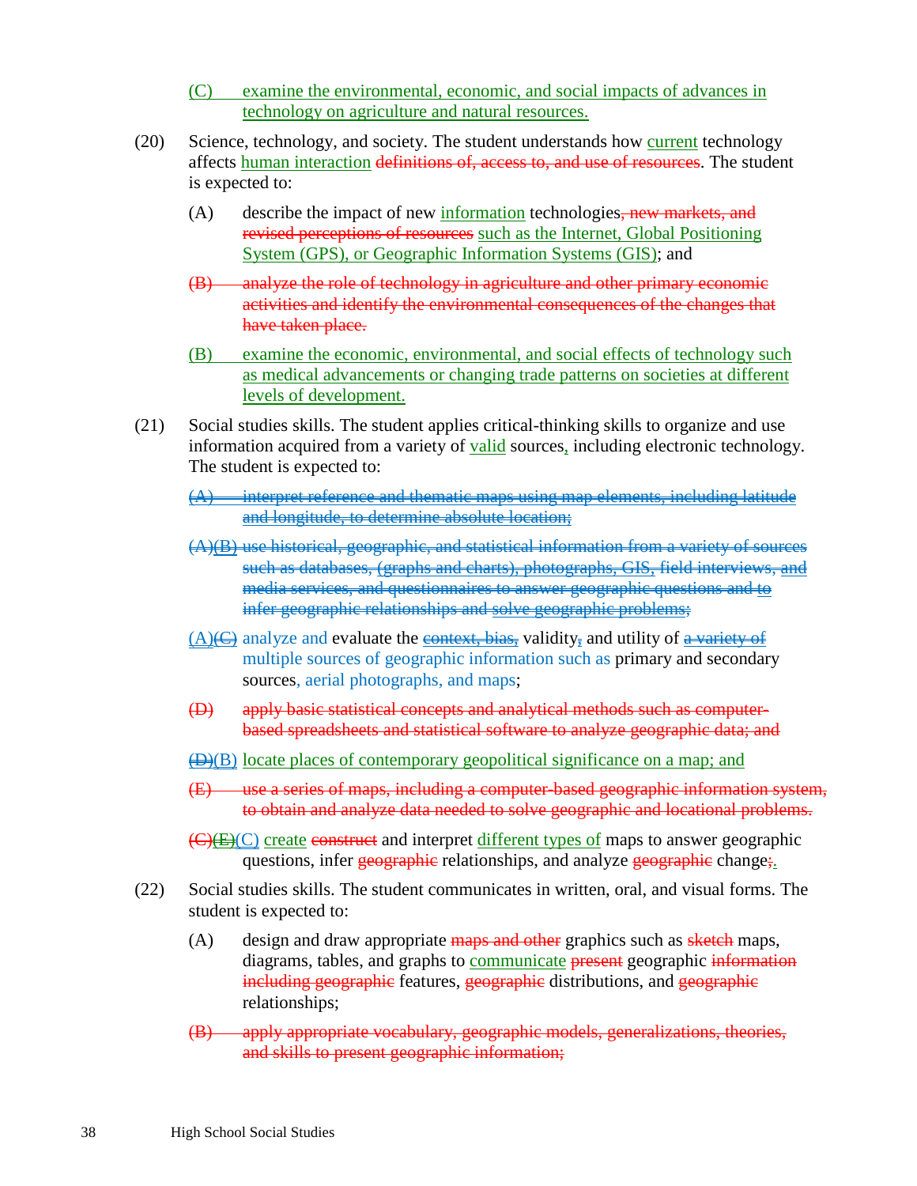(C) examine the environmental, economic, and social impacts of advances in technology on agriculture and natural resources.

(20) Science, technology, and society. The student understands how current technology affects human interaction definitions of, access to, and use of resources. The student is expected to:

(A) describe the impact of new information technologies, new markets, and revised perceptions of resources such as the Internet, Global Positioning System (GPS), or Geographic Information Systems (GIS); and

(B) analyze the role of technology in agriculture and other primary economic activities and identify the environmental consequences of the changes that have taken place.

(B) examine the economic, environmental, and social effects of technology such as medical advancements or changing trade patterns on societies at different levels of development.

(21) Social studies skills. The student applies critical-thinking skills to organize and use information acquired from a variety of valid sources, including electronic technology. The student is expected to:

(A) interpret reference and thematic maps using map elements, including latitude and longitude, to determine absolute location;

(A)(B) use historical, geographic, and statistical information from a variety of sources such as databases, (graphs and charts), photographs, GIS, field interviews, and media services, and questionnaires to answer geographic questions and to infer geographic relationships and solve geographic problems;

(A)(C) analyze and evaluate the context, bias, validity, and utility of a variety of multiple sources of geographic information such as primary and secondary sources, aerial photographs, and maps;

(D) apply basic statistical concepts and analytical methods such as computer-based spreadsheets and statistical software to analyze geographic data; and

(D)(B) locate places of contemporary geopolitical significance on a map; and

(E) use a series of maps, including a computer-based geographic information system, to obtain and analyze data needed to solve geographic and locational problems.

(C)(E)(C) create construct and interpret different types of maps to answer geographic questions, infer geographic relationships, and analyze geographic change;.

(22) Social studies skills. The student communicates in written, oral, and visual forms. The student is expected to:

(A) design and draw appropriate maps and other graphics such as sketch maps, diagrams, tables, and graphs to communicate present geographic information including geographic features, geographic distributions, and geographic relationships;

(B) apply appropriate vocabulary, geographic models, generalizations, theories, and skills to present geographic information;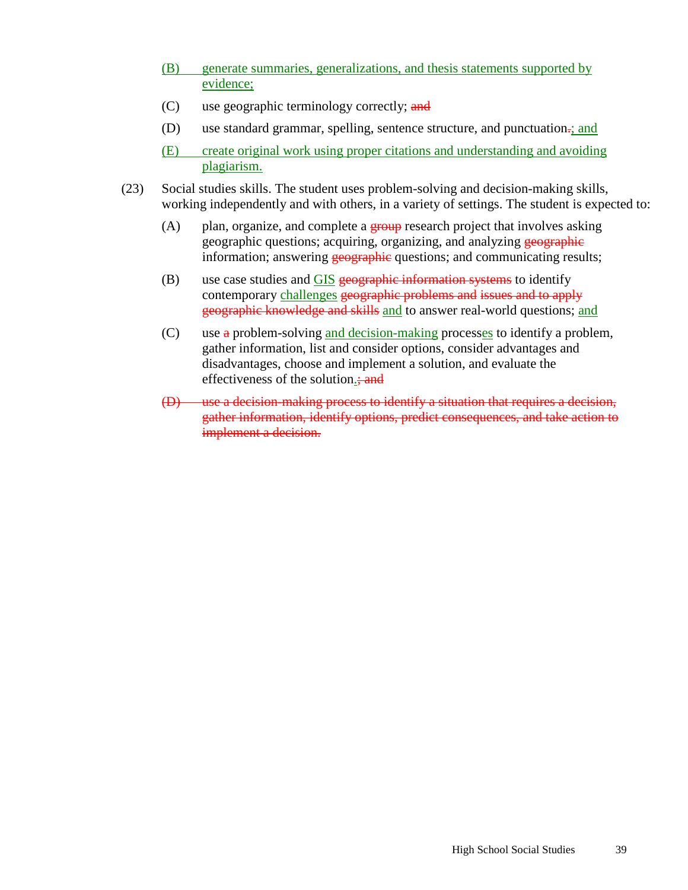<u>(B) generate summaries, generalizations, and thesis statements supported by evidence;</u>

(C) use geographic terminology correctly; ~~and~~

(D) use standard grammar, spelling, sentence structure, and punctuation~~.~~<u>; and</u>

<u>(E) create original work using proper citations and understanding and avoiding plagiarism.</u>

(23) Social studies skills. The student uses problem-solving and decision-making skills, working independently and with others, in a variety of settings. The student is expected to:

(A) plan, organize, and complete a ~~group~~ research project that involves asking geographic questions; acquiring, organizing, and analyzing ~~geographic~~ information; answering ~~geographic~~ questions; and communicating results;

(B) use case studies and <u>GIS</u> ~~geographic information systems~~ to identify contemporary <u>challenges</u> ~~geographic problems and issues and to apply geographic knowledge and skills~~ <u>and</u> to answer real-world questions; <u>and</u>

(C) use ~~a~~ problem-solving <u>and decision-making</u> process<u>es</u> to identify a problem, gather information, list and consider options, consider advantages and disadvantages, choose and implement a solution, and evaluate the effectiveness of the solution<u>.</u>~~; and~~

~~(D) use a decision-making process to identify a situation that requires a decision, gather information, identify options, predict consequences, and take action to implement a decision.~~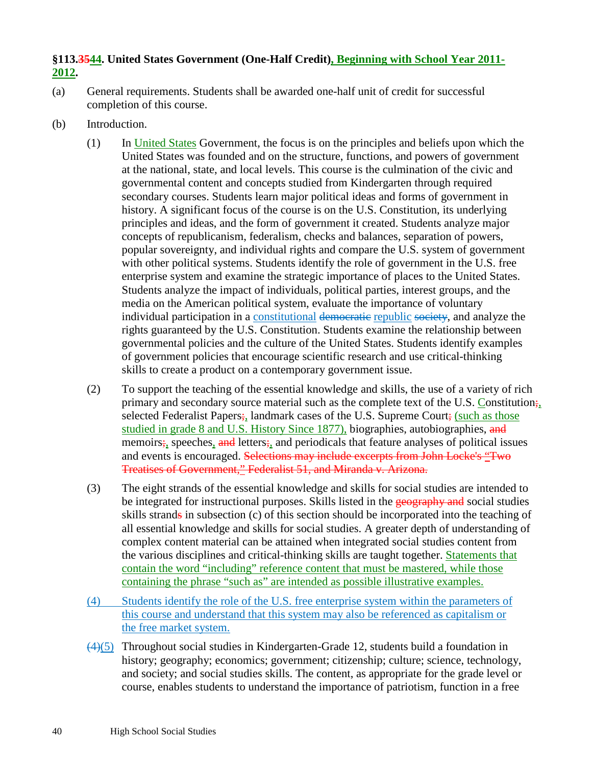**§113.3544. United States Government (One-Half Credit), Beginning with School Year 2011-2012.**

(a) General requirements. Students shall be awarded one-half unit of credit for successful completion of this course.

(b) Introduction.

(1) In United States Government, the focus is on the principles and beliefs upon which the United States was founded and on the structure, functions, and powers of government at the national, state, and local levels. This course is the culmination of the civic and governmental content and concepts studied from Kindergarten through required secondary courses. Students learn major political ideas and forms of government in history. A significant focus of the course is on the U.S. Constitution, its underlying principles and ideas, and the form of government it created. Students analyze major concepts of republicanism, federalism, checks and balances, separation of powers, popular sovereignty, and individual rights and compare the U.S. system of government with other political systems. Students identify the role of government in the U.S. free enterprise system and examine the strategic importance of places to the United States. Students analyze the impact of individuals, political parties, interest groups, and the media on the American political system, evaluate the importance of voluntary individual participation in a constitutional ~~democratic~~ republic ~~society~~, and analyze the rights guaranteed by the U.S. Constitution. Students examine the relationship between governmental policies and the culture of the United States. Students identify examples of government policies that encourage scientific research and use critical-thinking skills to create a product on a contemporary government issue.

(2) To support the teaching of the essential knowledge and skills, the use of a variety of rich primary and secondary source material such as the complete text of the U.S. Constitution~~;~~, selected Federalist Papers~~;~~, landmark cases of the U.S. Supreme Court~~;~~ (such as those studied in grade 8 and U.S. History Since 1877), biographies, autobiographies, ~~and~~ memoirs~~;~~, speeches, ~~and~~ letters~~;~~, and periodicals that feature analyses of political issues and events is encouraged. ~~Selections may include excerpts from John Locke's "Two Treatises of Government," Federalist 51, and Miranda v. Arizona.~~

(3) The eight strands of the essential knowledge and skills for social studies are intended to be integrated for instructional purposes. Skills listed in the ~~geography and~~ social studies skills strand~~s~~ in subsection (c) of this section should be incorporated into the teaching of all essential knowledge and skills for social studies. A greater depth of understanding of complex content material can be attained when integrated social studies content from the various disciplines and critical-thinking skills are taught together. Statements that contain the word "including" reference content that must be mastered, while those containing the phrase "such as" are intended as possible illustrative examples.

(4) Students identify the role of the U.S. free enterprise system within the parameters of this course and understand that this system may also be referenced as capitalism or the free market system.

~~(4)~~(5) Throughout social studies in Kindergarten-Grade 12, students build a foundation in history; geography; economics; government; citizenship; culture; science, technology, and society; and social studies skills. The content, as appropriate for the grade level or course, enables students to understand the importance of patriotism, function in a free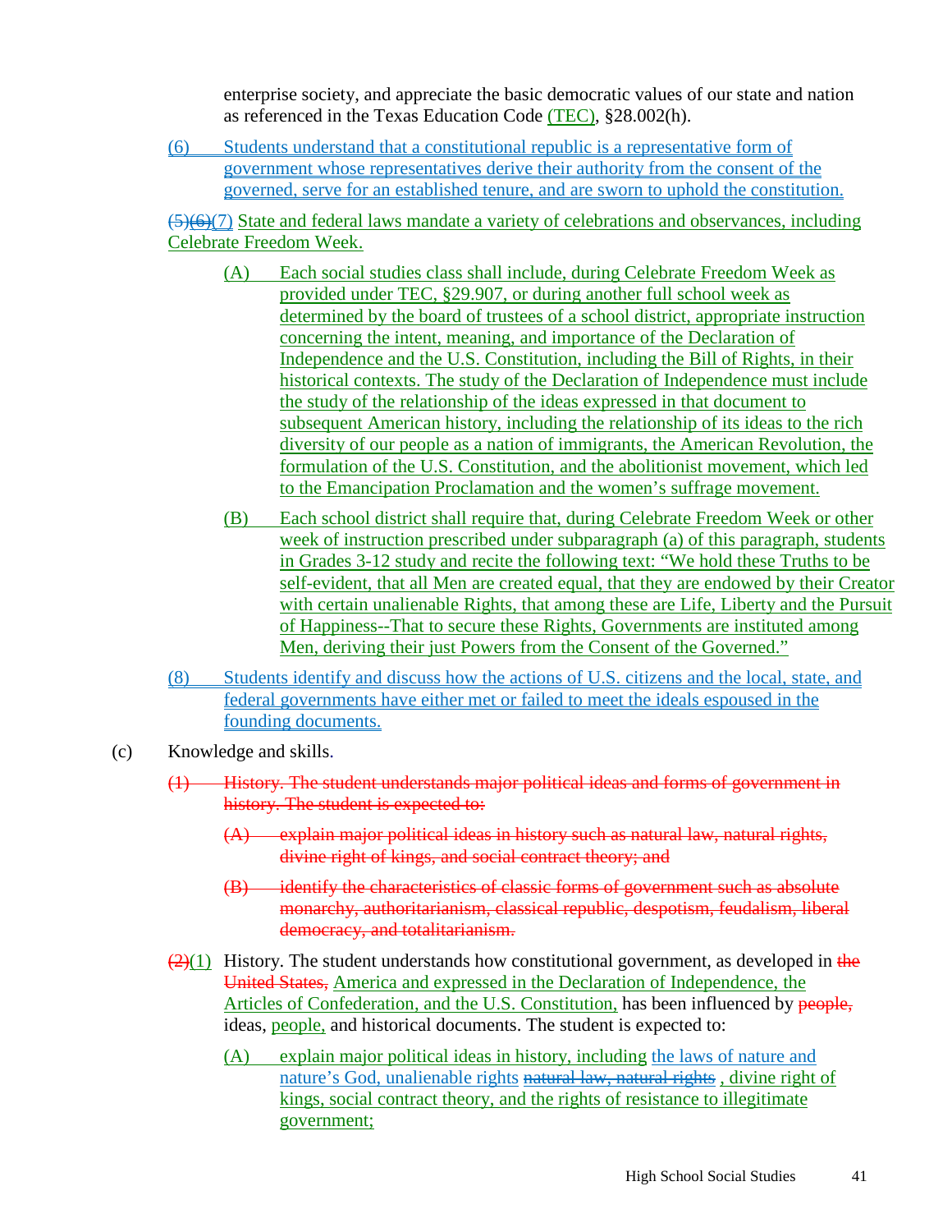enterprise society, and appreciate the basic democratic values of our state and nation as referenced in the Texas Education Code (TEC), §28.002(h).

(6) Students understand that a constitutional republic is a representative form of government whose representatives derive their authority from the consent of the governed, serve for an established tenure, and are sworn to uphold the constitution.

~~(5)~~~~(6)~~(7) State and federal laws mandate a variety of celebrations and observances, including Celebrate Freedom Week.

(A) Each social studies class shall include, during Celebrate Freedom Week as provided under TEC, §29.907, or during another full school week as determined by the board of trustees of a school district, appropriate instruction concerning the intent, meaning, and importance of the Declaration of Independence and the U.S. Constitution, including the Bill of Rights, in their historical contexts. The study of the Declaration of Independence must include the study of the relationship of the ideas expressed in that document to subsequent American history, including the relationship of its ideas to the rich diversity of our people as a nation of immigrants, the American Revolution, the formulation of the U.S. Constitution, and the abolitionist movement, which led to the Emancipation Proclamation and the women's suffrage movement.

(B) Each school district shall require that, during Celebrate Freedom Week or other week of instruction prescribed under subparagraph (a) of this paragraph, students in Grades 3-12 study and recite the following text: "We hold these Truths to be self-evident, that all Men are created equal, that they are endowed by their Creator with certain unalienable Rights, that among these are Life, Liberty and the Pursuit of Happiness--That to secure these Rights, Governments are instituted among Men, deriving their just Powers from the Consent of the Governed."

(8) Students identify and discuss how the actions of U.S. citizens and the local, state, and federal governments have either met or failed to meet the ideals espoused in the founding documents.

(c) Knowledge and skills.

~~(1) History. The student understands major political ideas and forms of government in history. The student is expected to:~~

~~(A) explain major political ideas in history such as natural law, natural rights, divine right of kings, and social contract theory; and~~

~~(B) identify the characteristics of classic forms of government such as absolute monarchy, authoritarianism, classical republic, despotism, feudalism, liberal democracy, and totalitarianism.~~

~~(2)~~(1) History. The student understands how constitutional government, as developed in ~~the United States,~~ America and expressed in the Declaration of Independence, the Articles of Confederation, and the U.S. Constitution, has been influenced by ~~people,~~ ideas, people, and historical documents. The student is expected to:

(A) explain major political ideas in history, including the laws of nature and nature's God, unalienable rights ~~natural law, natural rights~~ , divine right of kings, social contract theory, and the rights of resistance to illegitimate government;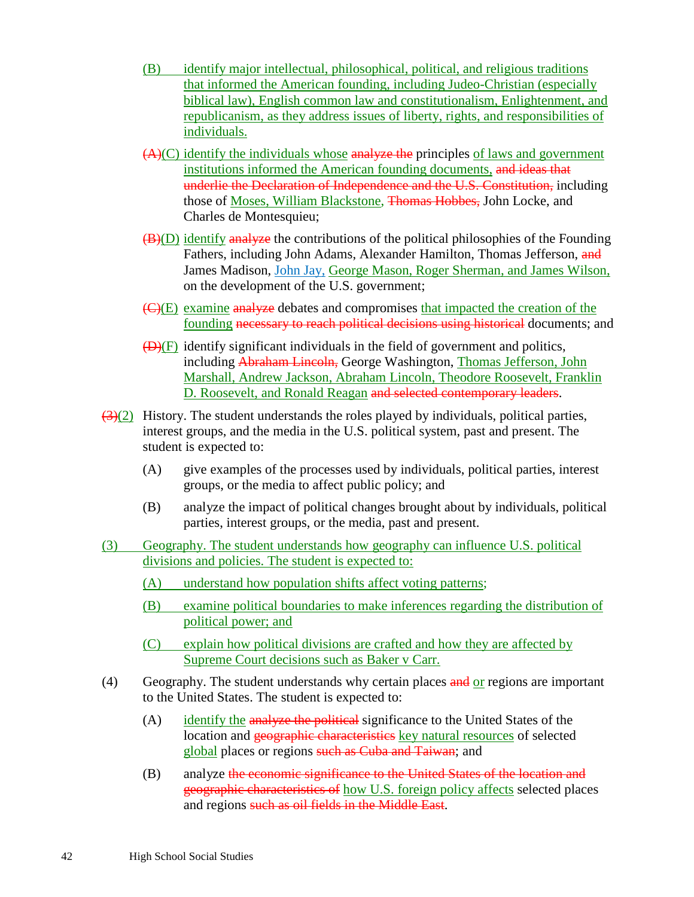(B) identify major intellectual, philosophical, political, and religious traditions that informed the American founding, including Judeo-Christian (especially biblical law), English common law and constitutionalism, Enlightenment, and republicanism, as they address issues of liberty, rights, and responsibilities of individuals.

~~(A)~~(C) identify the individuals whose ~~analyze the~~ principles of laws and government institutions informed the American founding documents, ~~and ideas that underlie the Declaration of Independence and the U.S. Constitution,~~ including those of Moses, William Blackstone, ~~Thomas Hobbes,~~ John Locke, and Charles de Montesquieu;

~~(B)~~(D) identify ~~analyze~~ the contributions of the political philosophies of the Founding Fathers, including John Adams, Alexander Hamilton, Thomas Jefferson, ~~and~~ James Madison, John Jay, George Mason, Roger Sherman, and James Wilson, on the development of the U.S. government;

~~(C)~~(E) examine ~~analyze~~ debates and compromises that impacted the creation of the founding ~~necessary to reach political decisions using historical~~ documents; and

~~(D)~~(F) identify significant individuals in the field of government and politics, including ~~Abraham Lincoln,~~ George Washington, Thomas Jefferson, John Marshall, Andrew Jackson, Abraham Lincoln, Theodore Roosevelt, Franklin D. Roosevelt, and Ronald Reagan ~~and selected contemporary leaders~~.

~~(3)~~(2) History. The student understands the roles played by individuals, political parties, interest groups, and the media in the U.S. political system, past and present. The student is expected to:

(A) give examples of the processes used by individuals, political parties, interest groups, or the media to affect public policy; and

(B) analyze the impact of political changes brought about by individuals, political parties, interest groups, or the media, past and present.

(3) Geography. The student understands how geography can influence U.S. political divisions and policies. The student is expected to:

(A) understand how population shifts affect voting patterns;

(B) examine political boundaries to make inferences regarding the distribution of political power; and

(C) explain how political divisions are crafted and how they are affected by Supreme Court decisions such as Baker v Carr.

(4) Geography. The student understands why certain places ~~and~~ or regions are important to the United States. The student is expected to:

(A) identify the ~~analyze the political~~ significance to the United States of the location and ~~geographic characteristics~~ key natural resources of selected global places or regions ~~such as Cuba and Taiwan~~; and

(B) analyze ~~the economic significance to the United States of the location and geographic characteristics of~~ how U.S. foreign policy affects selected places and regions ~~such as oil fields in the Middle East~~.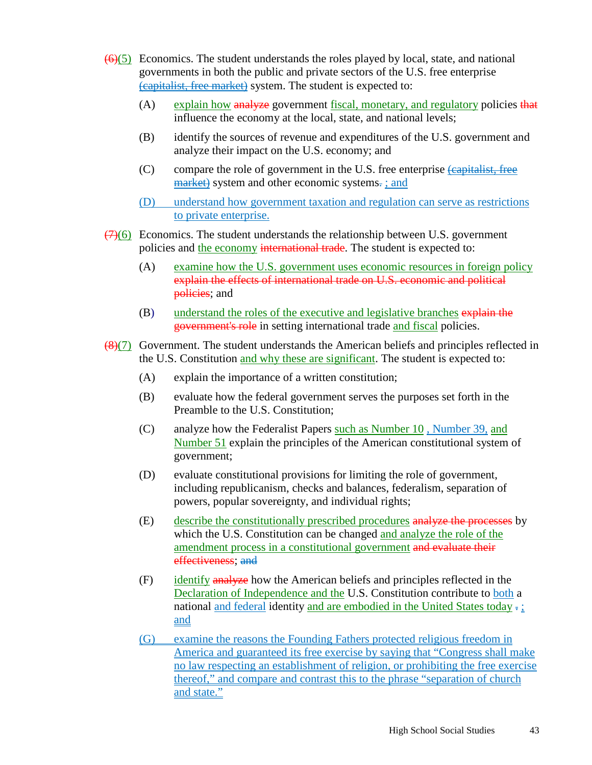~~(6)~~(5) Economics. The student understands the roles played by local, state, and national governments in both the public and private sectors of the U.S. free enterprise ~~(capitalist, free market)~~ system. The student is expected to:

(A) explain how ~~analyze~~ government fiscal, monetary, and regulatory policies ~~that~~ influence the economy at the local, state, and national levels;

(B) identify the sources of revenue and expenditures of the U.S. government and analyze their impact on the U.S. economy; and

(C) compare the role of government in the U.S. free enterprise ~~(capitalist, free market)~~ system and other economic systems~~.~~ ; and

(D) understand how government taxation and regulation can serve as restrictions to private enterprise.

~~(7)~~(6) Economics. The student understands the relationship between U.S. government policies and the economy ~~international trade~~. The student is expected to:

(A) examine how the U.S. government uses economic resources in foreign policy ~~explain the effects of international trade on U.S. economic and political policies~~; and

(B) understand the roles of the executive and legislative branches ~~explain the government's role~~ in setting international trade and fiscal policies.

~~(8)~~(7) Government. The student understands the American beliefs and principles reflected in the U.S. Constitution and why these are significant. The student is expected to:

(A) explain the importance of a written constitution;

(B) evaluate how the federal government serves the purposes set forth in the Preamble to the U.S. Constitution;

(C) analyze how the Federalist Papers such as Number 10 , Number 39, and Number 51 explain the principles of the American constitutional system of government;

(D) evaluate constitutional provisions for limiting the role of government, including republicanism, checks and balances, federalism, separation of powers, popular sovereignty, and individual rights;

(E) describe the constitutionally prescribed procedures ~~analyze the processes~~ by which the U.S. Constitution can be changed and analyze the role of the amendment process in a constitutional government ~~and evaluate their effectiveness~~; ~~and~~

(F) identify ~~analyze~~ how the American beliefs and principles reflected in the Declaration of Independence and the U.S. Constitution contribute to both a national and federal identity and are embodied in the United States today ~~,~~ ; and

(G) examine the reasons the Founding Fathers protected religious freedom in America and guaranteed its free exercise by saying that "Congress shall make no law respecting an establishment of religion, or prohibiting the free exercise thereof," and compare and contrast this to the phrase "separation of church and state."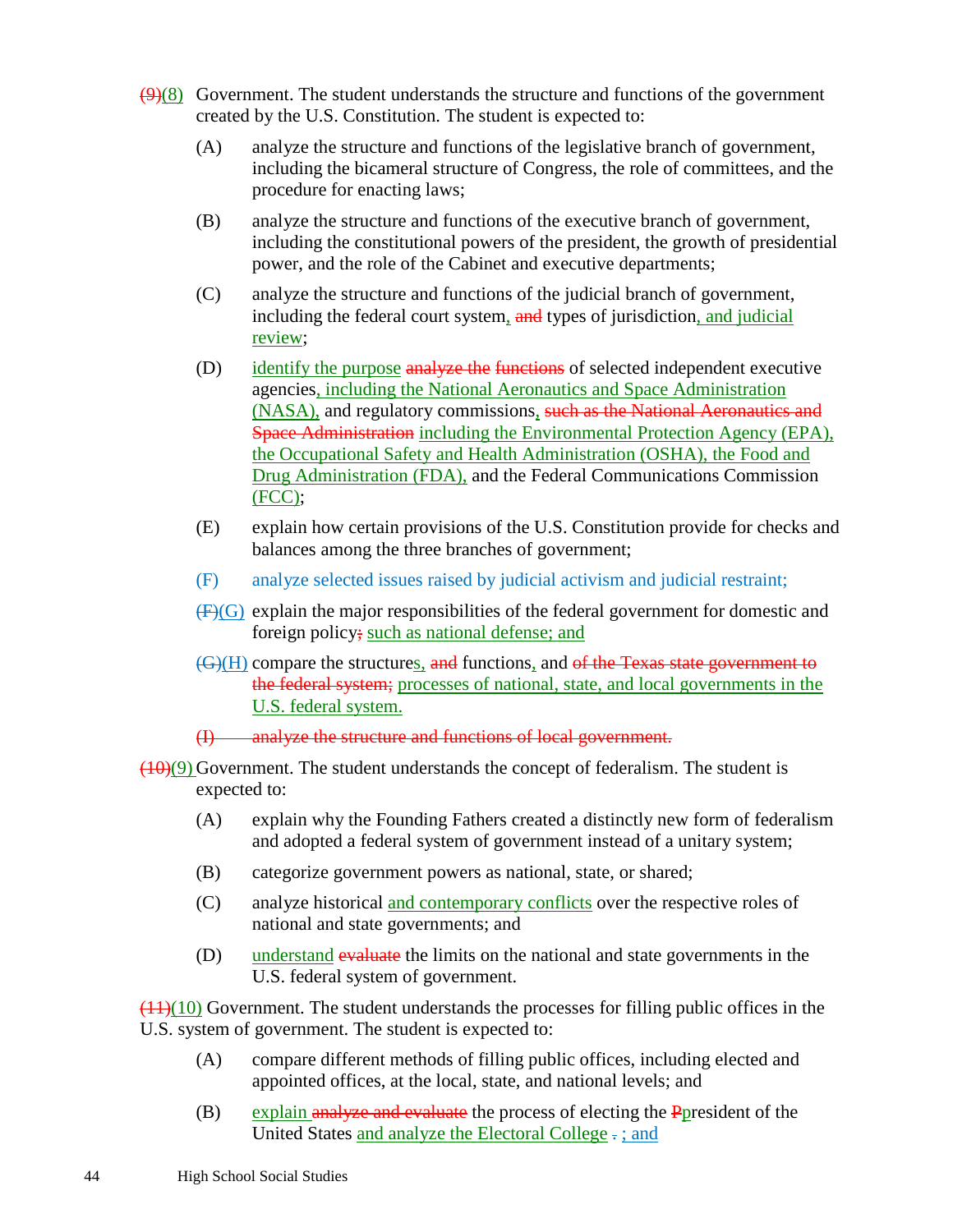~~(9)~~(8) Government. The student understands the structure and functions of the government created by the U.S. Constitution. The student is expected to:

(A) analyze the structure and functions of the legislative branch of government, including the bicameral structure of Congress, the role of committees, and the procedure for enacting laws;

(B) analyze the structure and functions of the executive branch of government, including the constitutional powers of the president, the growth of presidential power, and the role of the Cabinet and executive departments;

(C) analyze the structure and functions of the judicial branch of government, including the federal court system, ~~and~~ types of jurisdiction, and judicial review;

(D) identify the purpose ~~analyze the~~ ~~functions~~ of selected independent executive agencies, including the National Aeronautics and Space Administration (NASA), and regulatory commissions, ~~such as the National Aeronautics and Space Administration~~ including the Environmental Protection Agency (EPA), the Occupational Safety and Health Administration (OSHA), the Food and Drug Administration (FDA), and the Federal Communications Commission (FCC);

(E) explain how certain provisions of the U.S. Constitution provide for checks and balances among the three branches of government;

(F) analyze selected issues raised by judicial activism and judicial restraint;

~~(F)~~(G) explain the major responsibilities of the federal government for domestic and foreign policy~~;~~ such as national defense; and

~~(G)~~(H) compare the structures, ~~and~~ functions, and ~~of the Texas state government to the federal system;~~ processes of national, state, and local governments in the U.S. federal system.

~~(I) analyze the structure and functions of local government.~~

~~(10)~~(9) Government. The student understands the concept of federalism. The student is expected to:

(A) explain why the Founding Fathers created a distinctly new form of federalism and adopted a federal system of government instead of a unitary system;

(B) categorize government powers as national, state, or shared;

(C) analyze historical and contemporary conflicts over the respective roles of national and state governments; and

(D) understand ~~evaluate~~ the limits on the national and state governments in the U.S. federal system of government.

~~(11)~~(10) Government. The student understands the processes for filling public offices in the U.S. system of government. The student is expected to:

(A) compare different methods of filling public offices, including elected and appointed offices, at the local, state, and national levels; and

(B) explain ~~analyze and evaluate~~ the process of electing the ~~P~~president of the United States and analyze the Electoral College ~~.~~ ; and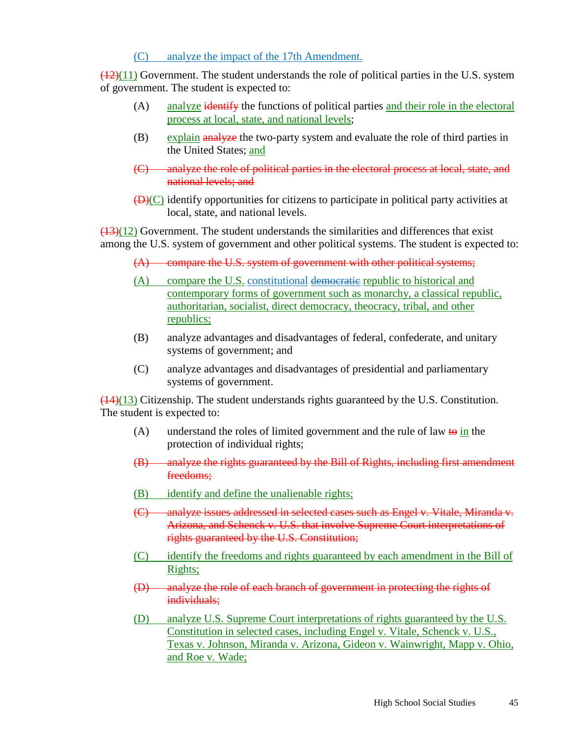(C) analyze the impact of the 17th Amendment.

~~(12)~~(11) Government. The student understands the role of political parties in the U.S. system of government. The student is expected to:

(A) analyze ~~identify~~ the functions of political parties and their role in the electoral process at local, state, and national levels;

(B) explain ~~analyze~~ the two-party system and evaluate the role of third parties in the United States; and

~~(C) analyze the role of political parties in the electoral process at local, state, and national levels; and~~

~~(D)~~(C) identify opportunities for citizens to participate in political party activities at local, state, and national levels.

~~(13)~~(12) Government. The student understands the similarities and differences that exist among the U.S. system of government and other political systems. The student is expected to:

~~(A) compare the U.S. system of government with other political systems;~~

(A) compare the U.S. constitutional ~~democratic~~ republic to historical and contemporary forms of government such as monarchy, a classical republic, authoritarian, socialist, direct democracy, theocracy, tribal, and other republics;

(B) analyze advantages and disadvantages of federal, confederate, and unitary systems of government; and

(C) analyze advantages and disadvantages of presidential and parliamentary systems of government.

~~(14)~~(13) Citizenship. The student understands rights guaranteed by the U.S. Constitution. The student is expected to:

(A) understand the roles of limited government and the rule of law ~~to~~ in the protection of individual rights;

~~(B) analyze the rights guaranteed by the Bill of Rights, including first amendment freedoms;~~

(B) identify and define the unalienable rights;

~~(C) analyze issues addressed in selected cases such as Engel v. Vitale, Miranda v. Arizona, and Schenck v. U.S. that involve Supreme Court interpretations of rights guaranteed by the U.S. Constitution;~~

(C) identify the freedoms and rights guaranteed by each amendment in the Bill of Rights;

~~(D) analyze the role of each branch of government in protecting the rights of individuals;~~

(D) analyze U.S. Supreme Court interpretations of rights guaranteed by the U.S. Constitution in selected cases, including Engel v. Vitale, Schenck v. U.S., Texas v. Johnson, Miranda v. Arizona, Gideon v. Wainwright, Mapp v. Ohio, and Roe v. Wade;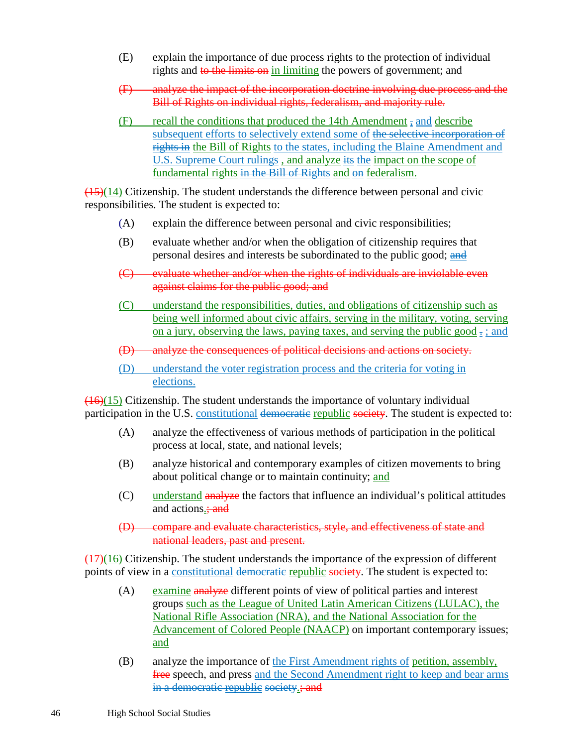(E) explain the importance of due process rights to the protection of individual rights and ~~to the limits on~~ in limiting the powers of government; and

~~(F) analyze the impact of the incorporation doctrine involving due process and the Bill of Rights on individual rights, federalism, and majority rule.~~

(F) recall the conditions that produced the 14th Amendment ~~,~~ and describe subsequent efforts to selectively extend some of ~~the selective incorporation of rights in~~ the Bill of Rights to the states, including the Blaine Amendment and U.S. Supreme Court rulings , and analyze ~~its~~ the impact on the scope of fundamental rights ~~in the Bill of Rights~~ and ~~on~~ federalism.

~~(15)~~(14) Citizenship. The student understands the difference between personal and civic responsibilities. The student is expected to:

(A) explain the difference between personal and civic responsibilities;

(B) evaluate whether and/or when the obligation of citizenship requires that personal desires and interests be subordinated to the public good; ~~and~~

~~(C) evaluate whether and/or when the rights of individuals are inviolable even against claims for the public good; and~~

(C) understand the responsibilities, duties, and obligations of citizenship such as being well informed about civic affairs, serving in the military, voting, serving on a jury, observing the laws, paying taxes, and serving the public good ~~.~~ ; and

~~(D) analyze the consequences of political decisions and actions on society.~~

(D) understand the voter registration process and the criteria for voting in elections.

~~(16)~~(15) Citizenship. The student understands the importance of voluntary individual participation in the U.S. constitutional ~~democratic~~ republic ~~society~~. The student is expected to:

(A) analyze the effectiveness of various methods of participation in the political process at local, state, and national levels;

(B) analyze historical and contemporary examples of citizen movements to bring about political change or to maintain continuity; and

(C) understand ~~analyze~~ the factors that influence an individual's political attitudes and actions.~~; and~~

~~(D) compare and evaluate characteristics, style, and effectiveness of state and national leaders, past and present.~~

~~(17)~~(16) Citizenship. The student understands the importance of the expression of different points of view in a constitutional ~~democratic~~ republic ~~society~~. The student is expected to:

(A) examine ~~analyze~~ different points of view of political parties and interest groups such as the League of United Latin American Citizens (LULAC), the National Rifle Association (NRA), and the National Association for the Advancement of Colored People (NAACP) on important contemporary issues; and

(B) analyze the importance of the First Amendment rights of petition, assembly, ~~free~~ speech, and press and the Second Amendment right to keep and bear arms ~~in a democratic republic society~~.~~; and~~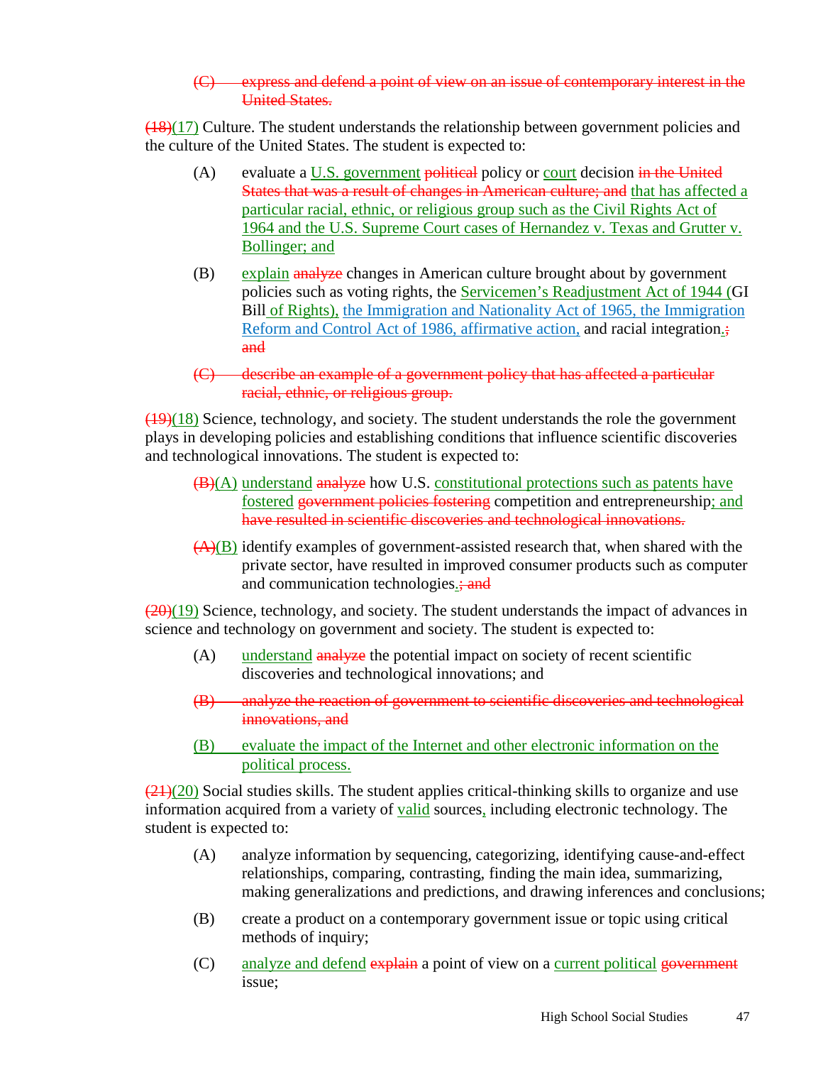~~(C) express and defend a point of view on an issue of contemporary interest in the United States.~~

~~(18)~~(17) Culture. The student understands the relationship between government policies and the culture of the United States. The student is expected to:

(A) evaluate a U.S. government ~~political~~ policy or court decision ~~in the United States that was a result of changes in American culture; and~~ that has affected a particular racial, ethnic, or religious group such as the Civil Rights Act of 1964 and the U.S. Supreme Court cases of Hernandez v. Texas and Grutter v. Bollinger; and

(B) explain ~~analyze~~ changes in American culture brought about by government policies such as voting rights, the Servicemen's Readjustment Act of 1944 (GI Bill of Rights), the Immigration and Nationality Act of 1965, the Immigration Reform and Control Act of 1986, affirmative action, and racial integration.~~; and~~

~~(C) describe an example of a government policy that has affected a particular racial, ethnic, or religious group.~~

~~(19)~~(18) Science, technology, and society. The student understands the role the government plays in developing policies and establishing conditions that influence scientific discoveries and technological innovations. The student is expected to:

~~(B)~~(A) understand ~~analyze~~ how U.S. constitutional protections such as patents have fostered ~~government policies fostering~~ competition and entrepreneurship; and ~~have resulted in scientific discoveries and technological innovations.~~

~~(A)~~(B) identify examples of government-assisted research that, when shared with the private sector, have resulted in improved consumer products such as computer and communication technologies.~~; and~~

~~(20)~~(19) Science, technology, and society. The student understands the impact of advances in science and technology on government and society. The student is expected to:

(A) understand ~~analyze~~ the potential impact on society of recent scientific discoveries and technological innovations; and

~~(B) analyze the reaction of government to scientific discoveries and technological innovations, and~~

(B) evaluate the impact of the Internet and other electronic information on the political process.

~~(21)~~(20) Social studies skills. The student applies critical-thinking skills to organize and use information acquired from a variety of valid sources, including electronic technology. The student is expected to:

(A) analyze information by sequencing, categorizing, identifying cause-and-effect relationships, comparing, contrasting, finding the main idea, summarizing, making generalizations and predictions, and drawing inferences and conclusions;

(B) create a product on a contemporary government issue or topic using critical methods of inquiry;

(C) analyze and defend ~~explain~~ a point of view on a current political ~~government~~ issue;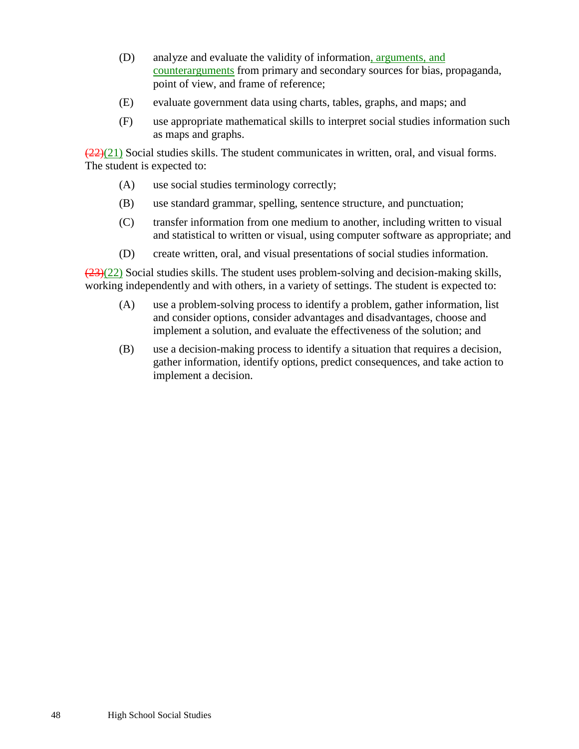(D) analyze and evaluate the validity of information, arguments, and counterarguments from primary and secondary sources for bias, propaganda, point of view, and frame of reference;

(E) evaluate government data using charts, tables, graphs, and maps; and

(F) use appropriate mathematical skills to interpret social studies information such as maps and graphs.

~~(22)~~(21) Social studies skills. The student communicates in written, oral, and visual forms. The student is expected to:

(A) use social studies terminology correctly;

(B) use standard grammar, spelling, sentence structure, and punctuation;

(C) transfer information from one medium to another, including written to visual and statistical to written or visual, using computer software as appropriate; and

(D) create written, oral, and visual presentations of social studies information.

~~(23)~~(22) Social studies skills. The student uses problem-solving and decision-making skills, working independently and with others, in a variety of settings. The student is expected to:

(A) use a problem-solving process to identify a problem, gather information, list and consider options, consider advantages and disadvantages, choose and implement a solution, and evaluate the effectiveness of the solution; and

(B) use a decision-making process to identify a situation that requires a decision, gather information, identify options, predict consequences, and take action to implement a decision.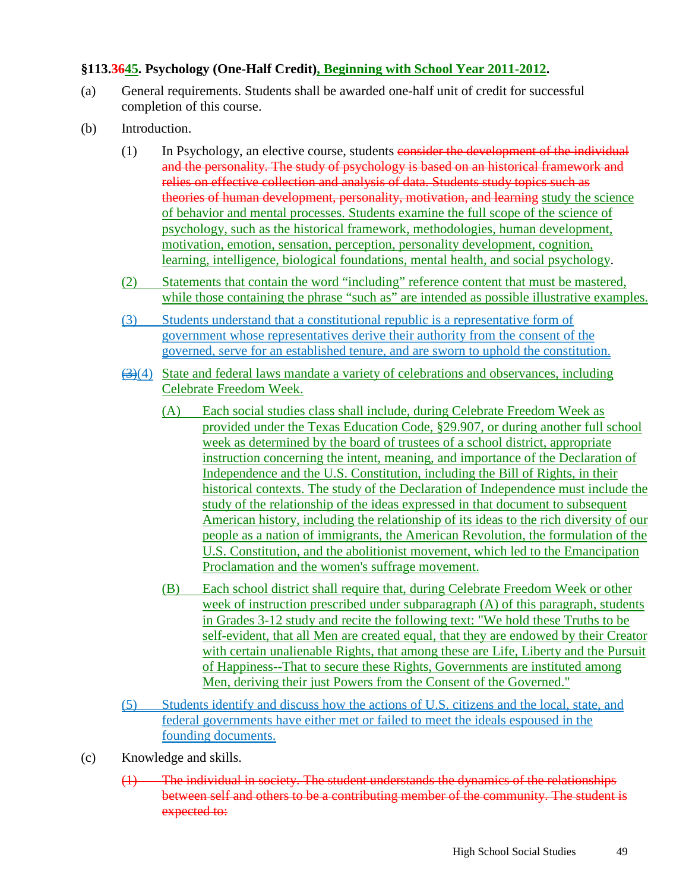**§113.~~36~~45. Psychology (One-Half Credit), Beginning with School Year 2011-2012.**

(a) General requirements. Students shall be awarded one-half unit of credit for successful completion of this course.

(b) Introduction.

(1) In Psychology, an elective course, students ~~consider the development of the individual and the personality. The study of psychology is based on an historical framework and relies on effective collection and analysis of data. Students study topics such as theories of human development, personality, motivation, and learning~~ study the science of behavior and mental processes. Students examine the full scope of the science of psychology, such as the historical framework, methodologies, human development, motivation, emotion, sensation, perception, personality development, cognition, learning, intelligence, biological foundations, mental health, and social psychology.

(2) Statements that contain the word "including" reference content that must be mastered, while those containing the phrase "such as" are intended as possible illustrative examples.

(3) Students understand that a constitutional republic is a representative form of government whose representatives derive their authority from the consent of the governed, serve for an established tenure, and are sworn to uphold the constitution.

~~(3)~~(4) State and federal laws mandate a variety of celebrations and observances, including Celebrate Freedom Week.

(A) Each social studies class shall include, during Celebrate Freedom Week as provided under the Texas Education Code, §29.907, or during another full school week as determined by the board of trustees of a school district, appropriate instruction concerning the intent, meaning, and importance of the Declaration of Independence and the U.S. Constitution, including the Bill of Rights, in their historical contexts. The study of the Declaration of Independence must include the study of the relationship of the ideas expressed in that document to subsequent American history, including the relationship of its ideas to the rich diversity of our people as a nation of immigrants, the American Revolution, the formulation of the U.S. Constitution, and the abolitionist movement, which led to the Emancipation Proclamation and the women's suffrage movement.

(B) Each school district shall require that, during Celebrate Freedom Week or other week of instruction prescribed under subparagraph (A) of this paragraph, students in Grades 3-12 study and recite the following text: "We hold these Truths to be self-evident, that all Men are created equal, that they are endowed by their Creator with certain unalienable Rights, that among these are Life, Liberty and the Pursuit of Happiness--That to secure these Rights, Governments are instituted among Men, deriving their just Powers from the Consent of the Governed."

(5) Students identify and discuss how the actions of U.S. citizens and the local, state, and federal governments have either met or failed to meet the ideals espoused in the founding documents.

(c) Knowledge and skills.

~~(1) The individual in society. The student understands the dynamics of the relationships between self and others to be a contributing member of the community. The student is expected to:~~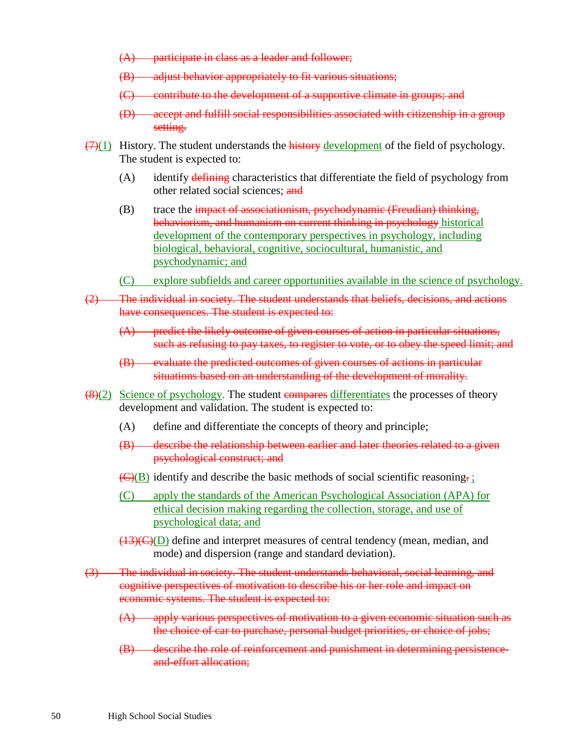~~(A) participate in class as a leader and follower;~~

~~(B) adjust behavior appropriately to fit various situations;~~

~~(C) contribute to the development of a supportive climate in groups; and~~

~~(D) accept and fulfill social responsibilities associated with citizenship in a group setting.~~

~~(7)~~<u>(1)</u> History. The student understands the ~~history~~ <u>development</u> of the field of psychology. The student is expected to:

- (A) identify ~~defining~~ characteristics that differentiate the field of psychology from other related social sciences; ~~and~~
- (B) trace the ~~impact of associationism, psychodynamic (Freudian) thinking, behaviorism, and humanism on current thinking in psychology~~ <u>historical development of the contemporary perspectives in psychology, including biological, behavioral, cognitive, sociocultural, humanistic, and psychodynamic; and</u>
- <u>(C) explore subfields and career opportunities available in the science of psychology.</u>

~~(2) The individual in society. The student understands that beliefs, decisions, and actions have consequences. The student is expected to:~~

- ~~(A) predict the likely outcome of given courses of action in particular situations, such as refusing to pay taxes, to register to vote, or to obey the speed limit; and~~
- ~~(B) evaluate the predicted outcomes of given courses of actions in particular situations based on an understanding of the development of morality.~~

~~(8)~~<u>(2)</u> <u>Science of psychology</u>. The student ~~compares~~ <u>differentiates</u> the processes of theory development and validation. The student is expected to:

- (A) define and differentiate the concepts of theory and principle;
- ~~(B) describe the relationship between earlier and later theories related to a given psychological construct; and~~
- ~~(C)~~<u>(B)</u> identify and describe the basic methods of social scientific reasoning~~.~~ <u>;</u>
- <u>(C) apply the standards of the American Psychological Association (APA) for ethical decision making regarding the collection, storage, and use of psychological data; and</u>
- ~~(13)(C)~~<u>(D)</u> define and interpret measures of central tendency (mean, median, and mode) and dispersion (range and standard deviation).

~~(3) The individual in society. The student understands behavioral, social learning, and cognitive perspectives of motivation to describe his or her role and impact on economic systems. The student is expected to:~~

- ~~(A) apply various perspectives of motivation to a given economic situation such as the choice of car to purchase, personal budget priorities, or choice of jobs;~~
- ~~(B) describe the role of reinforcement and punishment in determining persistence-and-effort allocation;~~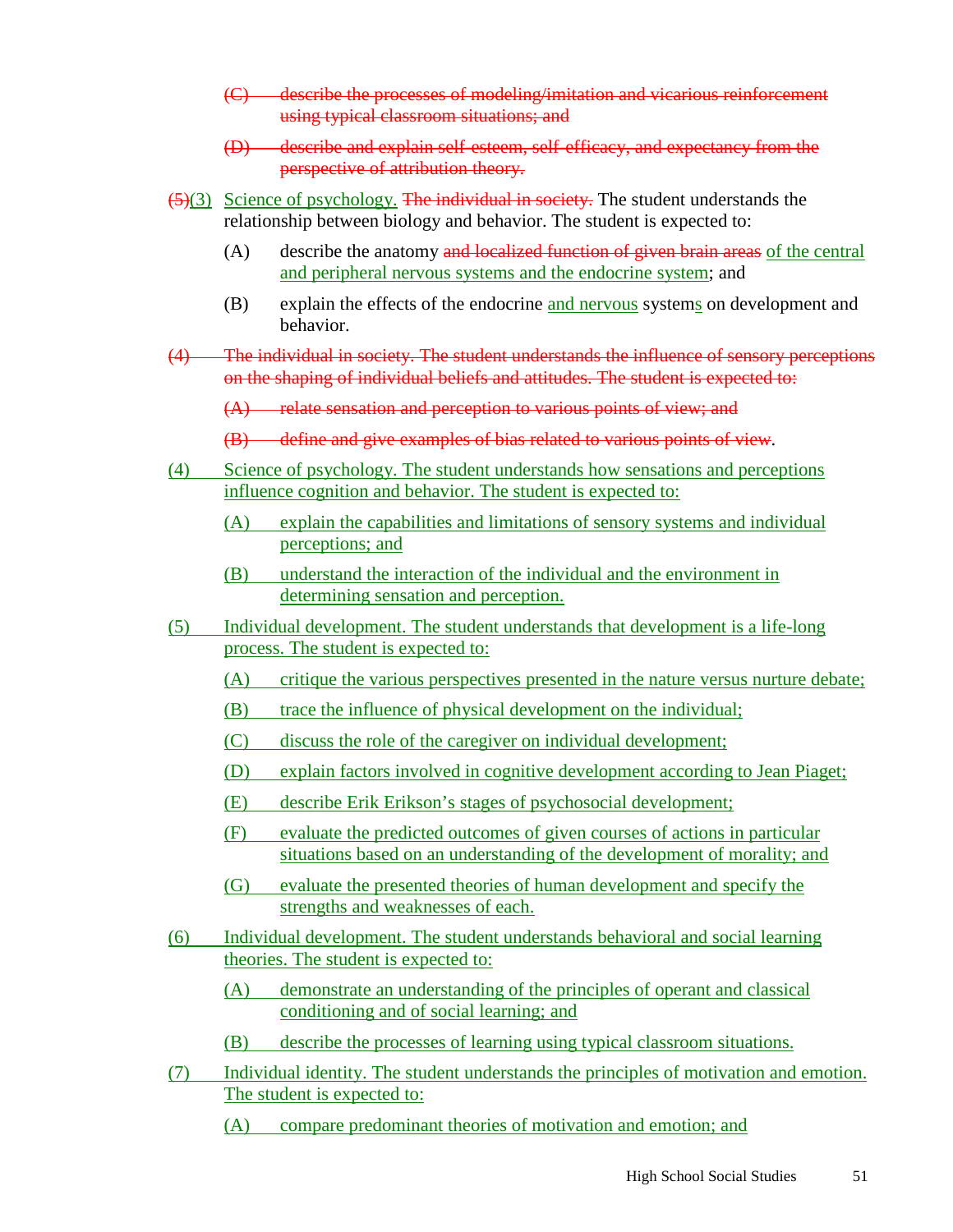~~(C) describe the processes of modeling/imitation and vicarious reinforcement using typical classroom situations; and~~

~~(D) describe and explain self-esteem, self-efficacy, and expectancy from the perspective of attribution theory.~~

~~(5)~~<u>(3)</u> <u>Science of psychology.</u> ~~The individual in society.~~ The student understands the relationship between biology and behavior. The student is expected to:

(A) describe the anatomy ~~and localized function of given brain areas~~ <u>of the central and peripheral nervous systems and the endocrine system</u>; and

(B) explain the effects of the endocrine <u>and nervous</u> system<u>s</u> on development and behavior.

~~(4) The individual in society. The student understands the influence of sensory perceptions on the shaping of individual beliefs and attitudes. The student is expected to:~~

~~(A) relate sensation and perception to various points of view; and~~

~~(B) define and give examples of bias related to various points of view~~.

<u>(4) Science of psychology. The student understands how sensations and perceptions influence cognition and behavior. The student is expected to:</u>

<u>(A) explain the capabilities and limitations of sensory systems and individual perceptions; and</u>

<u>(B) understand the interaction of the individual and the environment in determining sensation and perception.</u>

<u>(5) Individual development. The student understands that development is a life-long process. The student is expected to:</u>

<u>(A) critique the various perspectives presented in the nature versus nurture debate;</u>

<u>(B) trace the influence of physical development on the individual;</u>

<u>(C) discuss the role of the caregiver on individual development;</u>

<u>(D) explain factors involved in cognitive development according to Jean Piaget;</u>

<u>(E) describe Erik Erikson's stages of psychosocial development;</u>

<u>(F) evaluate the predicted outcomes of given courses of actions in particular situations based on an understanding of the development of morality; and</u>

<u>(G) evaluate the presented theories of human development and specify the strengths and weaknesses of each.</u>

<u>(6) Individual development. The student understands behavioral and social learning theories. The student is expected to:</u>

<u>(A) demonstrate an understanding of the principles of operant and classical conditioning and of social learning; and</u>

<u>(B) describe the processes of learning using typical classroom situations.</u>

<u>(7) Individual identity. The student understands the principles of motivation and emotion. The student is expected to:</u>

<u>(A) compare predominant theories of motivation and emotion; and</u>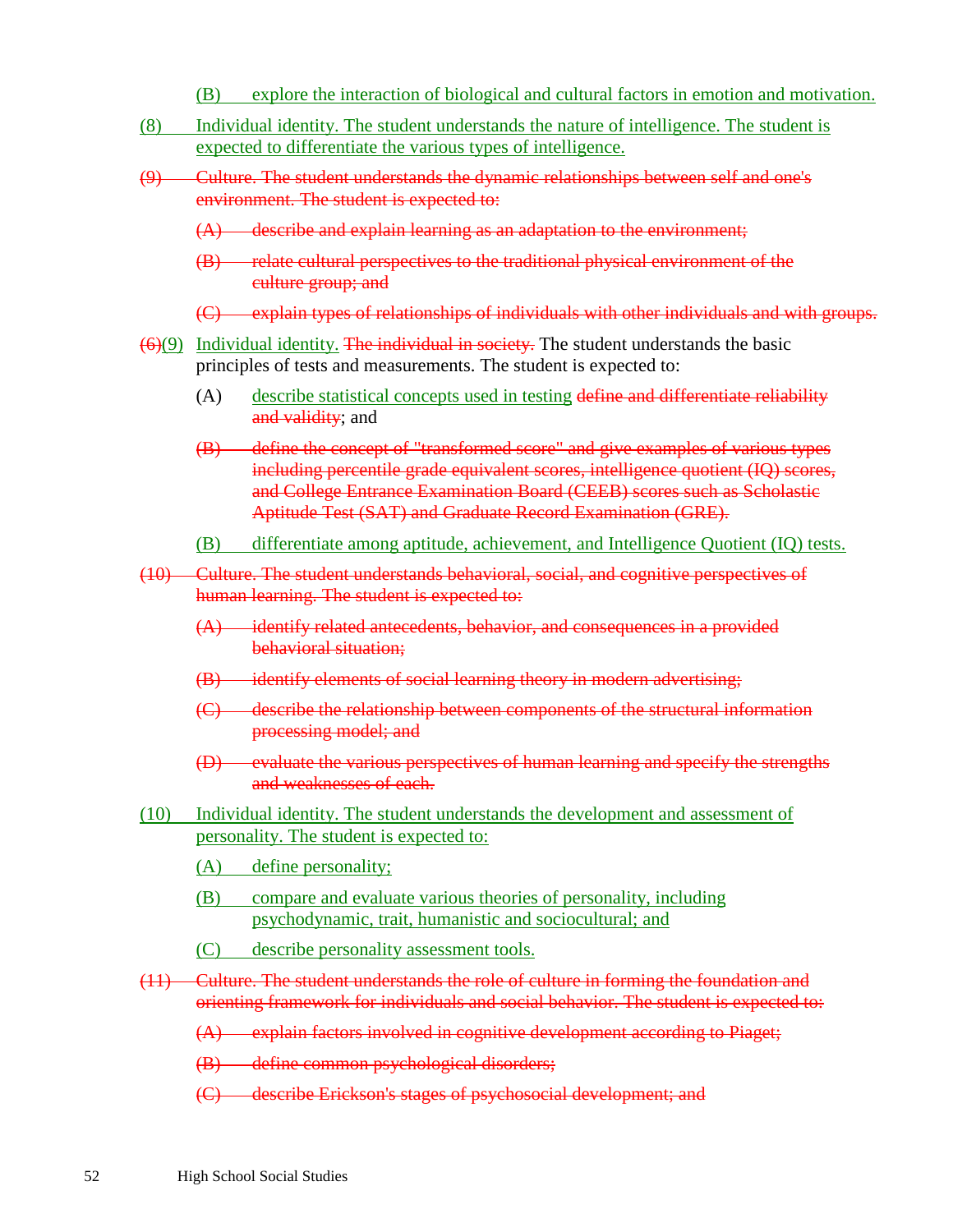(B) explore the interaction of biological and cultural factors in emotion and motivation.

(8) Individual identity. The student understands the nature of intelligence. The student is expected to differentiate the various types of intelligence.

~~(9) Culture. The student understands the dynamic relationships between self and one's environment. The student is expected to:~~

~~(A) describe and explain learning as an adaptation to the environment;~~

~~(B) relate cultural perspectives to the traditional physical environment of the culture group; and~~

~~(C) explain types of relationships of individuals with other individuals and with groups.~~

~~(6)~~(9) Individual identity. ~~The individual in society.~~ The student understands the basic principles of tests and measurements. The student is expected to:

(A) describe statistical concepts used in testing ~~define and differentiate reliability and validity~~; and

~~(B) define the concept of "transformed score" and give examples of various types including percentile grade equivalent scores, intelligence quotient (IQ) scores, and College Entrance Examination Board (CEEB) scores such as Scholastic Aptitude Test (SAT) and Graduate Record Examination (GRE).~~

(B) differentiate among aptitude, achievement, and Intelligence Quotient (IQ) tests.

~~(10) Culture. The student understands behavioral, social, and cognitive perspectives of human learning. The student is expected to:~~

~~(A) identify related antecedents, behavior, and consequences in a provided behavioral situation;~~

~~(B) identify elements of social learning theory in modern advertising;~~

~~(C) describe the relationship between components of the structural information processing model; and~~

~~(D) evaluate the various perspectives of human learning and specify the strengths and weaknesses of each.~~

(10) Individual identity. The student understands the development and assessment of personality. The student is expected to:

(A) define personality;

(B) compare and evaluate various theories of personality, including psychodynamic, trait, humanistic and sociocultural; and

(C) describe personality assessment tools.

~~(11) Culture. The student understands the role of culture in forming the foundation and orienting framework for individuals and social behavior. The student is expected to:~~

~~(A) explain factors involved in cognitive development according to Piaget;~~

~~(B) define common psychological disorders;~~

~~(C) describe Erickson's stages of psychosocial development; and~~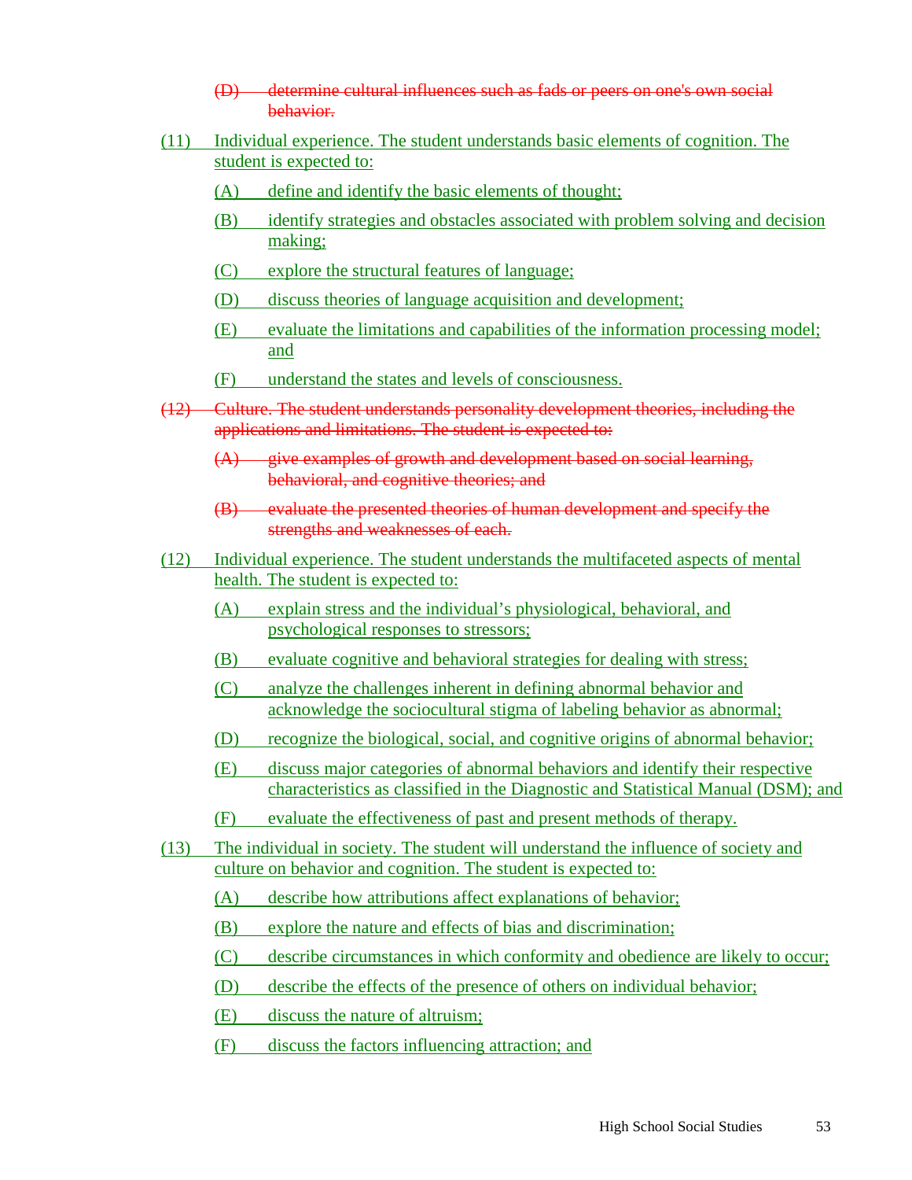(D) ~~determine cultural influences such as fads or peers on one's own social behavior.~~

(11) Individual experience. The student understands basic elements of cognition. The student is expected to:

(A) define and identify the basic elements of thought;

(B) identify strategies and obstacles associated with problem solving and decision making;

(C) explore the structural features of language;

(D) discuss theories of language acquisition and development;

(E) evaluate the limitations and capabilities of the information processing model; and

(F) understand the states and levels of consciousness.

~~(12) Culture. The student understands personality development theories, including the applications and limitations. The student is expected to:~~

~~(A) give examples of growth and development based on social learning, behavioral, and cognitive theories; and~~

~~(B) evaluate the presented theories of human development and specify the strengths and weaknesses of each.~~

(12) Individual experience. The student understands the multifaceted aspects of mental health. The student is expected to:

(A) explain stress and the individual's physiological, behavioral, and psychological responses to stressors;

(B) evaluate cognitive and behavioral strategies for dealing with stress;

(C) analyze the challenges inherent in defining abnormal behavior and acknowledge the sociocultural stigma of labeling behavior as abnormal;

(D) recognize the biological, social, and cognitive origins of abnormal behavior;

(E) discuss major categories of abnormal behaviors and identify their respective characteristics as classified in the Diagnostic and Statistical Manual (DSM); and

(F) evaluate the effectiveness of past and present methods of therapy.

(13) The individual in society. The student will understand the influence of society and culture on behavior and cognition. The student is expected to:

(A) describe how attributions affect explanations of behavior;

(B) explore the nature and effects of bias and discrimination;

(C) describe circumstances in which conformity and obedience are likely to occur;

(D) describe the effects of the presence of others on individual behavior;

(E) discuss the nature of altruism;

(F) discuss the factors influencing attraction; and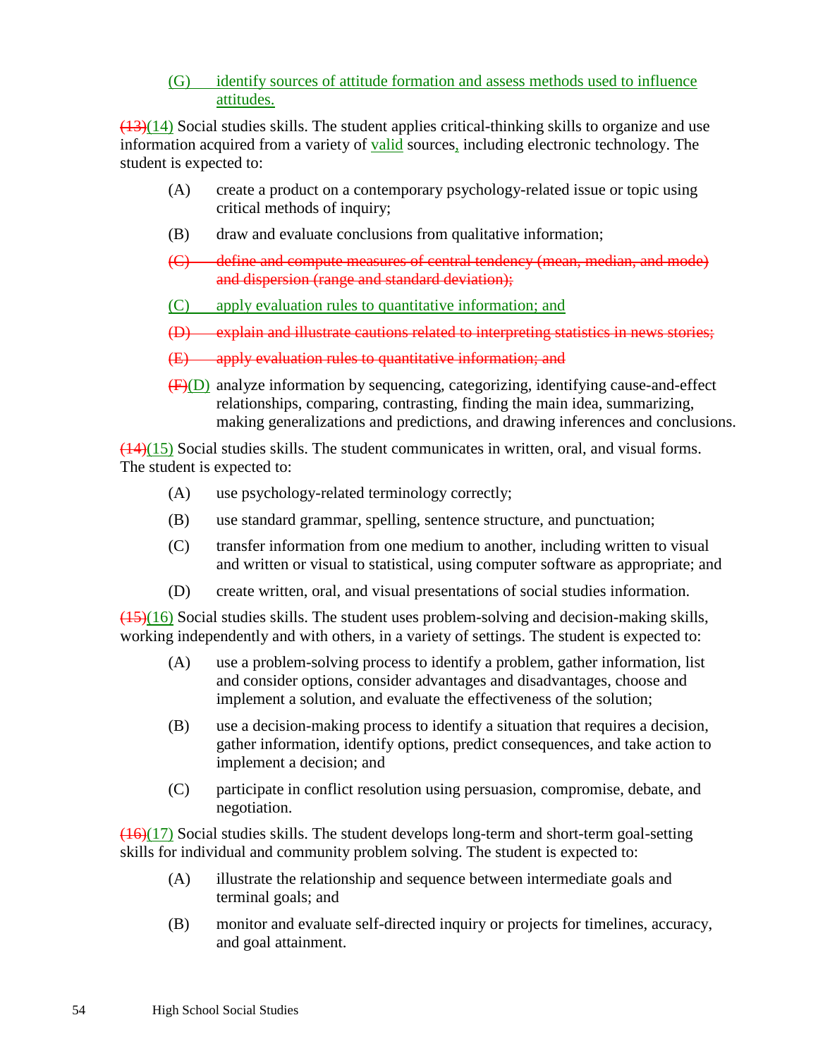(G) identify sources of attitude formation and assess methods used to influence attitudes.

~~(13)~~(14) Social studies skills. The student applies critical-thinking skills to organize and use information acquired from a variety of valid sources, including electronic technology. The student is expected to:

(A) create a product on a contemporary psychology-related issue or topic using critical methods of inquiry;

(B) draw and evaluate conclusions from qualitative information;

~~(C) define and compute measures of central tendency (mean, median, and mode) and dispersion (range and standard deviation);~~

(C) apply evaluation rules to quantitative information; and

~~(D) explain and illustrate cautions related to interpreting statistics in news stories;~~

~~(E) apply evaluation rules to quantitative information; and~~

~~(F)~~(D) analyze information by sequencing, categorizing, identifying cause-and-effect relationships, comparing, contrasting, finding the main idea, summarizing, making generalizations and predictions, and drawing inferences and conclusions.

~~(14)~~(15) Social studies skills. The student communicates in written, oral, and visual forms. The student is expected to:

(A) use psychology-related terminology correctly;

(B) use standard grammar, spelling, sentence structure, and punctuation;

(C) transfer information from one medium to another, including written to visual and written or visual to statistical, using computer software as appropriate; and

(D) create written, oral, and visual presentations of social studies information.

~~(15)~~(16) Social studies skills. The student uses problem-solving and decision-making skills, working independently and with others, in a variety of settings. The student is expected to:

(A) use a problem-solving process to identify a problem, gather information, list and consider options, consider advantages and disadvantages, choose and implement a solution, and evaluate the effectiveness of the solution;

(B) use a decision-making process to identify a situation that requires a decision, gather information, identify options, predict consequences, and take action to implement a decision; and

(C) participate in conflict resolution using persuasion, compromise, debate, and negotiation.

~~(16)~~(17) Social studies skills. The student develops long-term and short-term goal-setting skills for individual and community problem solving. The student is expected to:

(A) illustrate the relationship and sequence between intermediate goals and terminal goals; and

(B) monitor and evaluate self-directed inquiry or projects for timelines, accuracy, and goal attainment.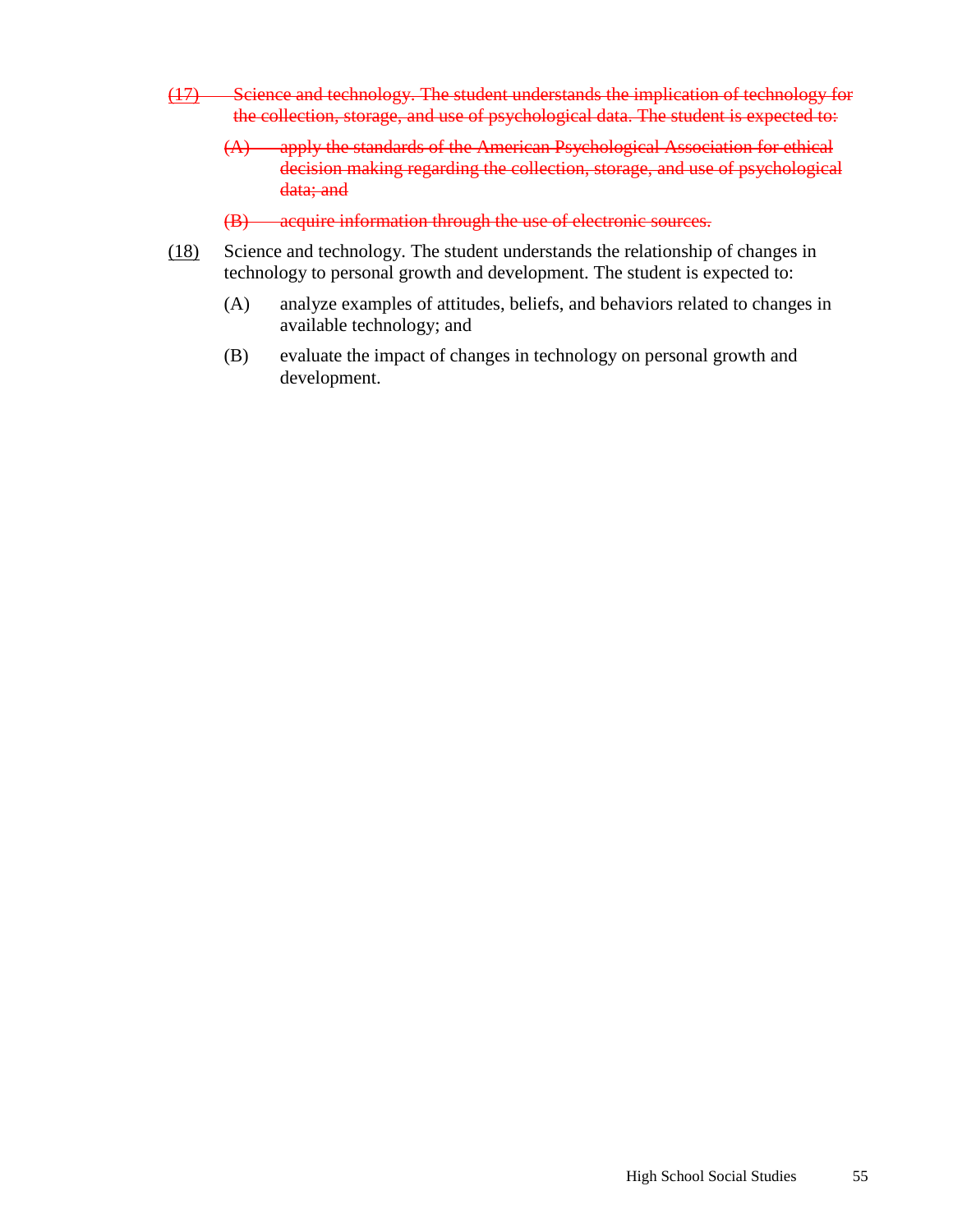~~(17) Science and technology. The student understands the implication of technology for the collection, storage, and use of psychological data. The student is expected to:~~

~~(A) apply the standards of the American Psychological Association for ethical decision making regarding the collection, storage, and use of psychological data; and~~

~~(B) acquire information through the use of electronic sources.~~

<u>(18)</u> Science and technology. The student understands the relationship of changes in technology to personal growth and development. The student is expected to:

(A) analyze examples of attitudes, beliefs, and behaviors related to changes in available technology; and

(B) evaluate the impact of changes in technology on personal growth and development.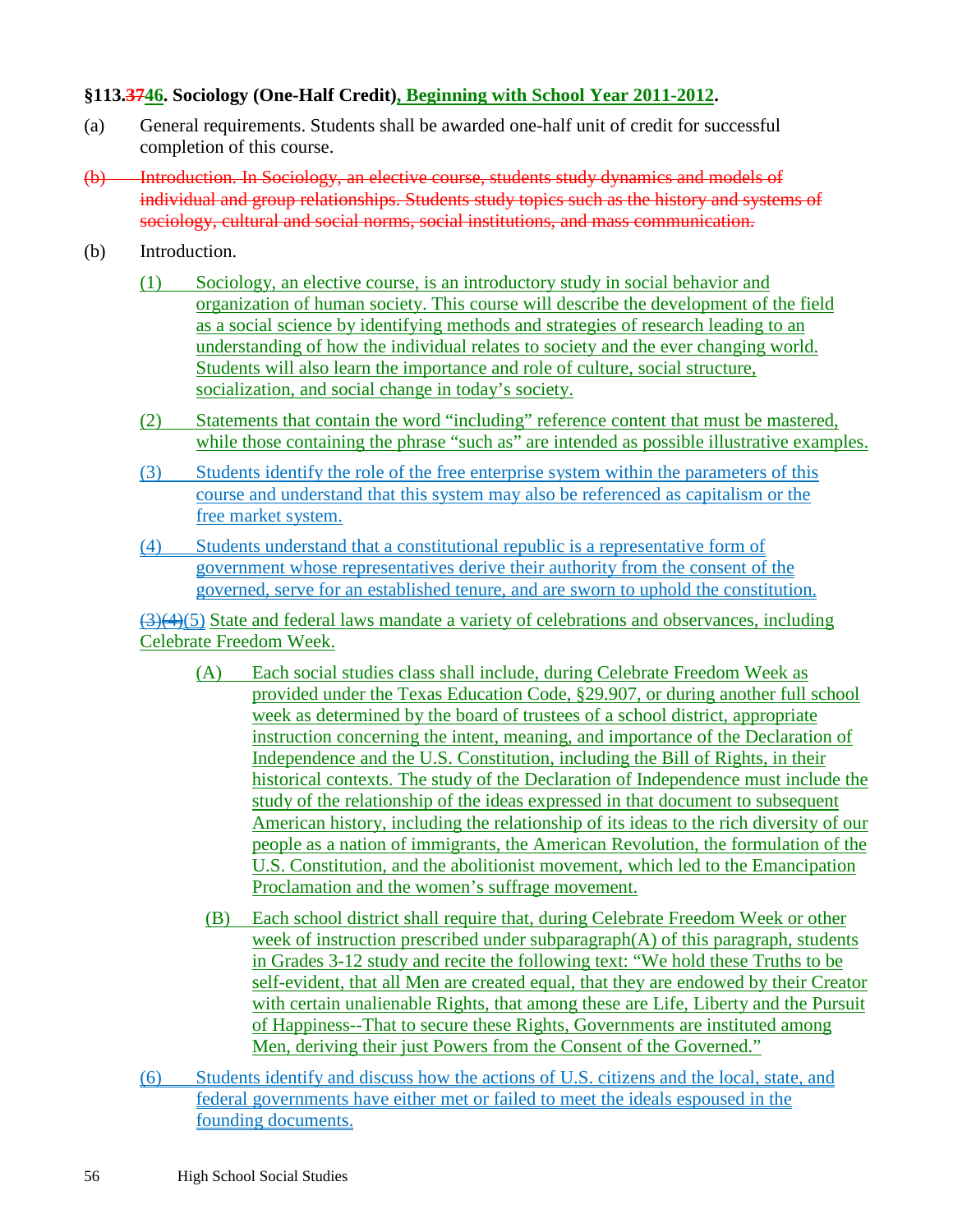**§113.~~37~~46. Sociology (One-Half Credit), Beginning with School Year 2011-2012.**

(a) General requirements. Students shall be awarded one-half unit of credit for successful completion of this course.

~~(b) Introduction. In Sociology, an elective course, students study dynamics and models of individual and group relationships. Students study topics such as the history and systems of sociology, cultural and social norms, social institutions, and mass communication.~~

(b) Introduction.

(1) Sociology, an elective course, is an introductory study in social behavior and organization of human society. This course will describe the development of the field as a social science by identifying methods and strategies of research leading to an understanding of how the individual relates to society and the ever changing world. Students will also learn the importance and role of culture, social structure, socialization, and social change in today's society.

(2) Statements that contain the word "including" reference content that must be mastered, while those containing the phrase "such as" are intended as possible illustrative examples.

(3) Students identify the role of the free enterprise system within the parameters of this course and understand that this system may also be referenced as capitalism or the free market system.

(4) Students understand that a constitutional republic is a representative form of government whose representatives derive their authority from the consent of the governed, serve for an established tenure, and are sworn to uphold the constitution.

~~(3)(4)~~(5) State and federal laws mandate a variety of celebrations and observances, including Celebrate Freedom Week.

(A) Each social studies class shall include, during Celebrate Freedom Week as provided under the Texas Education Code, §29.907, or during another full school week as determined by the board of trustees of a school district, appropriate instruction concerning the intent, meaning, and importance of the Declaration of Independence and the U.S. Constitution, including the Bill of Rights, in their historical contexts. The study of the Declaration of Independence must include the study of the relationship of the ideas expressed in that document to subsequent American history, including the relationship of its ideas to the rich diversity of our people as a nation of immigrants, the American Revolution, the formulation of the U.S. Constitution, and the abolitionist movement, which led to the Emancipation Proclamation and the women's suffrage movement.

(B) Each school district shall require that, during Celebrate Freedom Week or other week of instruction prescribed under subparagraph(A) of this paragraph, students in Grades 3-12 study and recite the following text: "We hold these Truths to be self-evident, that all Men are created equal, that they are endowed by their Creator with certain unalienable Rights, that among these are Life, Liberty and the Pursuit of Happiness--That to secure these Rights, Governments are instituted among Men, deriving their just Powers from the Consent of the Governed."

(6) Students identify and discuss how the actions of U.S. citizens and the local, state, and federal governments have either met or failed to meet the ideals espoused in the founding documents.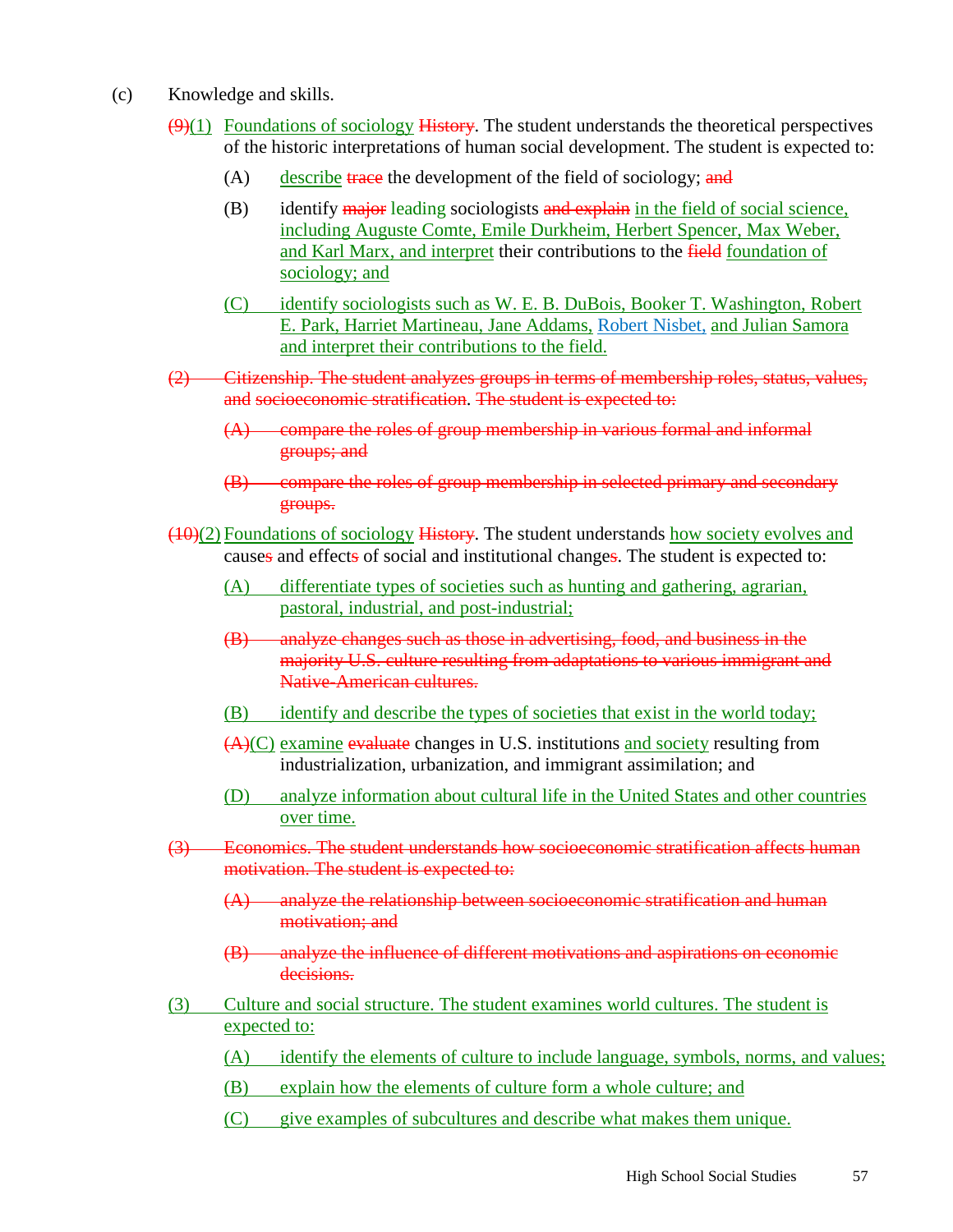(c) Knowledge and skills.

~~(9)~~<u>(1)</u> <u>Foundations of sociology</u> ~~History~~. The student understands the theoretical perspectives of the historic interpretations of human social development. The student is expected to:

- (A) <u>describe</u> ~~trace~~ the development of the field of sociology; ~~and~~
- (B) identify ~~major~~ leading sociologists ~~and explain~~ <u>in the field of social science, including Auguste Comte, Emile Durkheim, Herbert Spencer, Max Weber, and Karl Marx, and interpret</u> their contributions to the ~~field~~ <u>foundation of sociology; and</u>
- <u>(C) identify sociologists such as W. E. B. DuBois, Booker T. Washington, Robert E. Park, Harriet Martineau, Jane Addams, Robert Nisbet, and Julian Samora and interpret their contributions to the field.</u>

~~(2) Citizenship. The student analyzes groups in terms of membership roles, status, values, and socioeconomic stratification. The student is expected to:~~

- ~~(A) compare the roles of group membership in various formal and informal groups; and~~
- ~~(B) compare the roles of group membership in selected primary and secondary groups.~~

~~(10)~~<u>(2)</u> <u>Foundations of sociology</u> ~~History~~. The student understands <u>how society evolves and</u> cause~~s~~ and effect~~s~~ of social and institutional change~~s~~. The student is expected to:

- <u>(A) differentiate types of societies such as hunting and gathering, agrarian, pastoral, industrial, and post-industrial;</u>
- ~~(B) analyze changes such as those in advertising, food, and business in the majority U.S. culture resulting from adaptations to various immigrant and Native-American cultures.~~
- <u>(B) identify and describe the types of societies that exist in the world today;</u>
- ~~(A)~~<u>(C)</u> <u>examine</u> ~~evaluate~~ changes in U.S. institutions <u>and society</u> resulting from industrialization, urbanization, and immigrant assimilation; and
- <u>(D) analyze information about cultural life in the United States and other countries over time.</u>

~~(3) Economics. The student understands how socioeconomic stratification affects human motivation. The student is expected to:~~

- ~~(A) analyze the relationship between socioeconomic stratification and human motivation; and~~
- ~~(B) analyze the influence of different motivations and aspirations on economic decisions.~~

<u>(3) Culture and social structure. The student examines world cultures. The student is expected to:</u>

- <u>(A) identify the elements of culture to include language, symbols, norms, and values;</u>
- <u>(B) explain how the elements of culture form a whole culture; and</u>
- <u>(C) give examples of subcultures and describe what makes them unique.</u>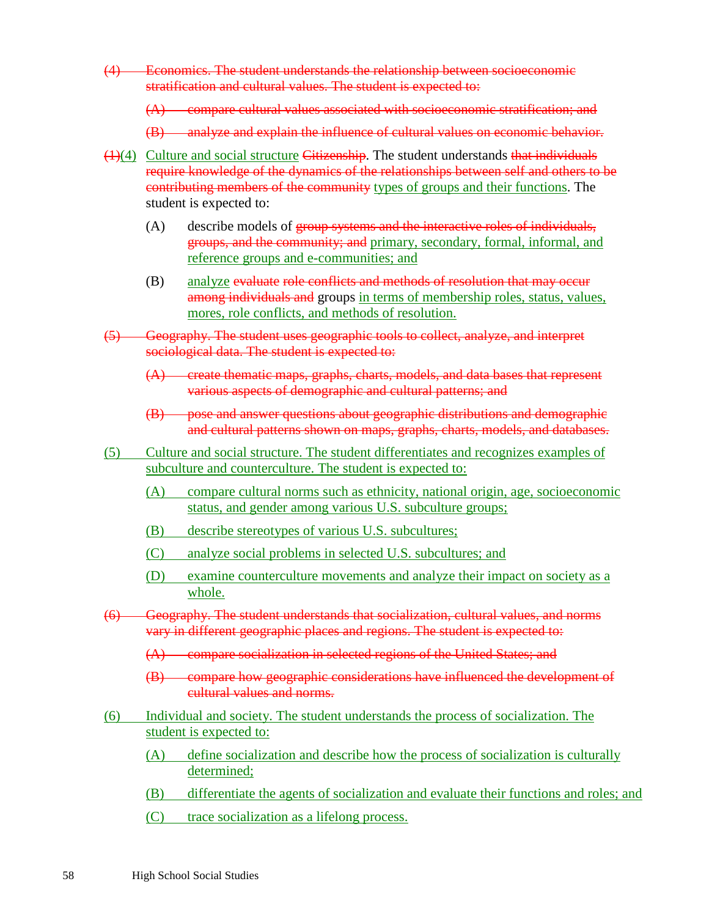~~(4) Economics. The student understands the relationship between socioeconomic stratification and cultural values. The student is expected to:~~

~~(A) compare cultural values associated with socioeconomic stratification; and~~

~~(B) analyze and explain the influence of cultural values on economic behavior.~~

~~(1)~~(4) Culture and social structure ~~Citizenship~~. The student understands ~~that individuals require knowledge of the dynamics of the relationships between self and others to be contributing members of the community~~ types of groups and their functions. The student is expected to:

(A) describe models of ~~group systems and the interactive roles of individuals, groups, and the community; and~~ primary, secondary, formal, informal, and reference groups and e-communities; and

(B) analyze ~~evaluate role conflicts and methods of resolution that may occur among individuals and~~ groups in terms of membership roles, status, values, mores, role conflicts, and methods of resolution.

~~(5) Geography. The student uses geographic tools to collect, analyze, and interpret sociological data. The student is expected to:~~

~~(A) create thematic maps, graphs, charts, models, and data bases that represent various aspects of demographic and cultural patterns; and~~

~~(B) pose and answer questions about geographic distributions and demographic and cultural patterns shown on maps, graphs, charts, models, and databases.~~

(5) Culture and social structure. The student differentiates and recognizes examples of subculture and counterculture. The student is expected to:

(A) compare cultural norms such as ethnicity, national origin, age, socioeconomic status, and gender among various U.S. subculture groups;

(B) describe stereotypes of various U.S. subcultures;

(C) analyze social problems in selected U.S. subcultures; and

(D) examine counterculture movements and analyze their impact on society as a whole.

~~(6) Geography. The student understands that socialization, cultural values, and norms vary in different geographic places and regions. The student is expected to:~~

~~(A) compare socialization in selected regions of the United States; and~~

~~(B) compare how geographic considerations have influenced the development of cultural values and norms.~~

(6) Individual and society. The student understands the process of socialization. The student is expected to:

(A) define socialization and describe how the process of socialization is culturally determined;

(B) differentiate the agents of socialization and evaluate their functions and roles; and

(C) trace socialization as a lifelong process.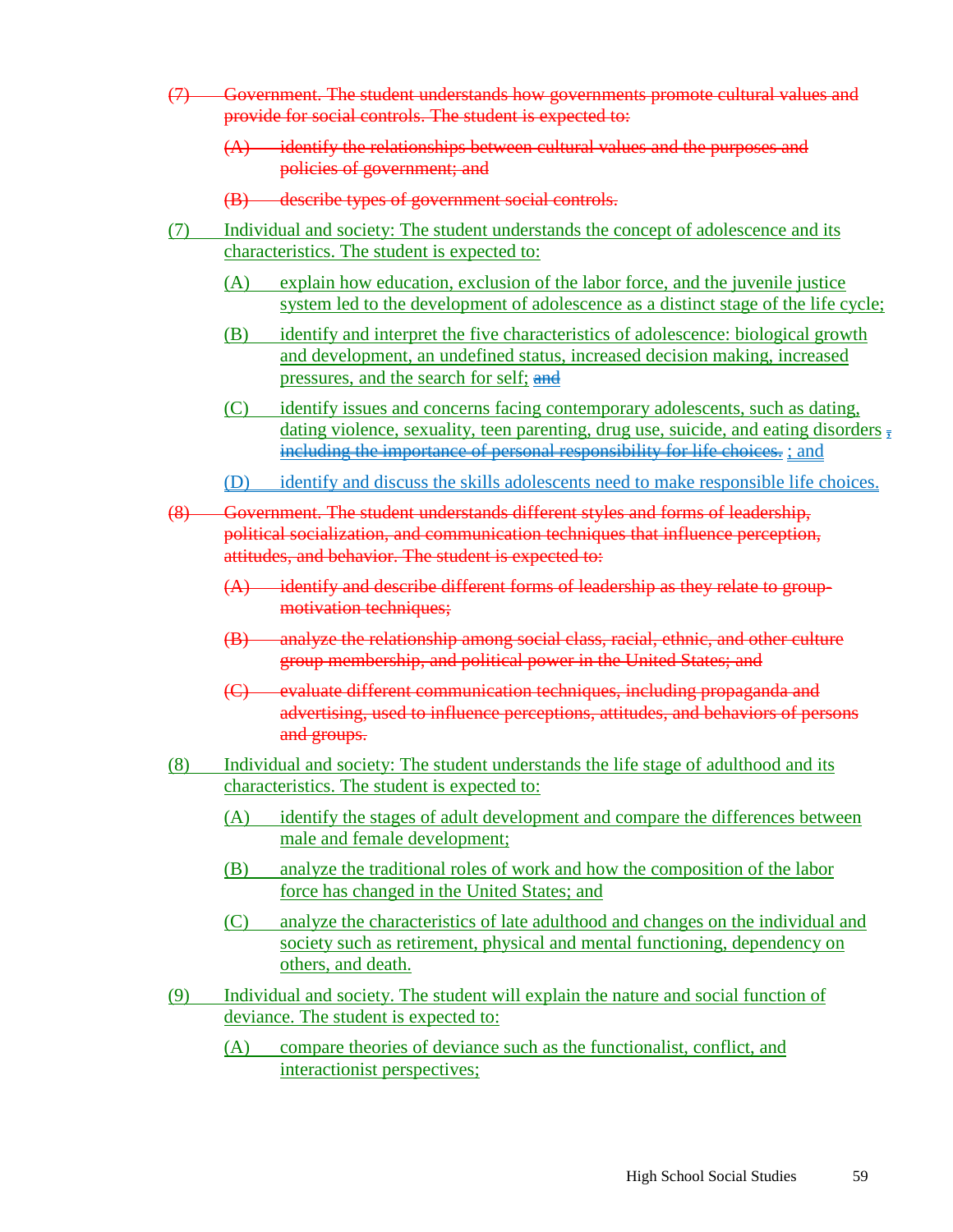~~(7) Government. The student understands how governments promote cultural values and provide for social controls. The student is expected to:~~

~~(A) identify the relationships between cultural values and the purposes and policies of government; and~~

~~(B) describe types of government social controls.~~

<u>(7) Individual and society: The student understands the concept of adolescence and its characteristics. The student is expected to:</u>

<u>(A) explain how education, exclusion of the labor force, and the juvenile justice system led to the development of adolescence as a distinct stage of the life cycle;</u>

<u>(B) identify and interpret the five characteristics of adolescence: biological growth and development, an undefined status, increased decision making, increased pressures, and the search for self;</u> ~~and~~

<u>(C) identify issues and concerns facing contemporary adolescents, such as dating, dating violence, sexuality, teen parenting, drug use, suicide, and eating disorders</u> ~~, including the importance of personal responsibility for life choices.~~ <u>; and</u>

<u>(D) identify and discuss the skills adolescents need to make responsible life choices.</u>

~~(8) Government. The student understands different styles and forms of leadership, political socialization, and communication techniques that influence perception, attitudes, and behavior. The student is expected to:~~

~~(A) identify and describe different forms of leadership as they relate to group-motivation techniques;~~

~~(B) analyze the relationship among social class, racial, ethnic, and other culture group membership, and political power in the United States; and~~

~~(C) evaluate different communication techniques, including propaganda and advertising, used to influence perceptions, attitudes, and behaviors of persons and groups.~~

<u>(8) Individual and society: The student understands the life stage of adulthood and its characteristics. The student is expected to:</u>

<u>(A) identify the stages of adult development and compare the differences between male and female development;</u>

<u>(B) analyze the traditional roles of work and how the composition of the labor force has changed in the United States; and</u>

<u>(C) analyze the characteristics of late adulthood and changes on the individual and society such as retirement, physical and mental functioning, dependency on others, and death.</u>

<u>(9) Individual and society. The student will explain the nature and social function of deviance. The student is expected to:</u>

<u>(A) compare theories of deviance such as the functionalist, conflict, and interactionist perspectives;</u>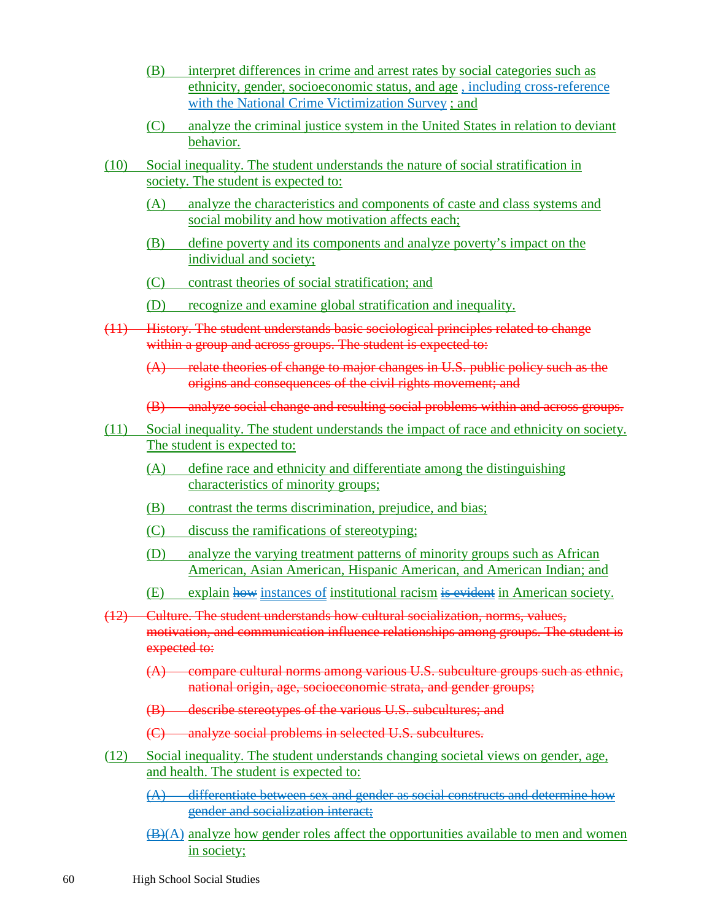(B) interpret differences in crime and arrest rates by social categories such as ethnicity, gender, socioeconomic status, and age , including cross-reference with the National Crime Victimization Survey ; and

(C) analyze the criminal justice system in the United States in relation to deviant behavior.

(10) Social inequality. The student understands the nature of social stratification in society. The student is expected to:

(A) analyze the characteristics and components of caste and class systems and social mobility and how motivation affects each;

(B) define poverty and its components and analyze poverty's impact on the individual and society;

(C) contrast theories of social stratification; and

(D) recognize and examine global stratification and inequality.

~~(11) History. The student understands basic sociological principles related to change within a group and across groups. The student is expected to:~~

~~(A) relate theories of change to major changes in U.S. public policy such as the origins and consequences of the civil rights movement; and~~

~~(B) analyze social change and resulting social problems within and across groups.~~

(11) Social inequality. The student understands the impact of race and ethnicity on society. The student is expected to:

(A) define race and ethnicity and differentiate among the distinguishing characteristics of minority groups;

(B) contrast the terms discrimination, prejudice, and bias;

(C) discuss the ramifications of stereotyping;

(D) analyze the varying treatment patterns of minority groups such as African American, Asian American, Hispanic American, and American Indian; and

(E) explain ~~how~~ instances of institutional racism ~~is evident~~ in American society.

~~(12) Culture. The student understands how cultural socialization, norms, values, motivation, and communication influence relationships among groups. The student is expected to:~~

~~(A) compare cultural norms among various U.S. subculture groups such as ethnic, national origin, age, socioeconomic strata, and gender groups;~~

~~(B) describe stereotypes of the various U.S. subcultures; and~~

~~(C) analyze social problems in selected U.S. subcultures.~~

(12) Social inequality. The student understands changing societal views on gender, age, and health. The student is expected to:

~~(A) differentiate between sex and gender as social constructs and determine how gender and socialization interact;~~

~~(B)~~(A) analyze how gender roles affect the opportunities available to men and women in society;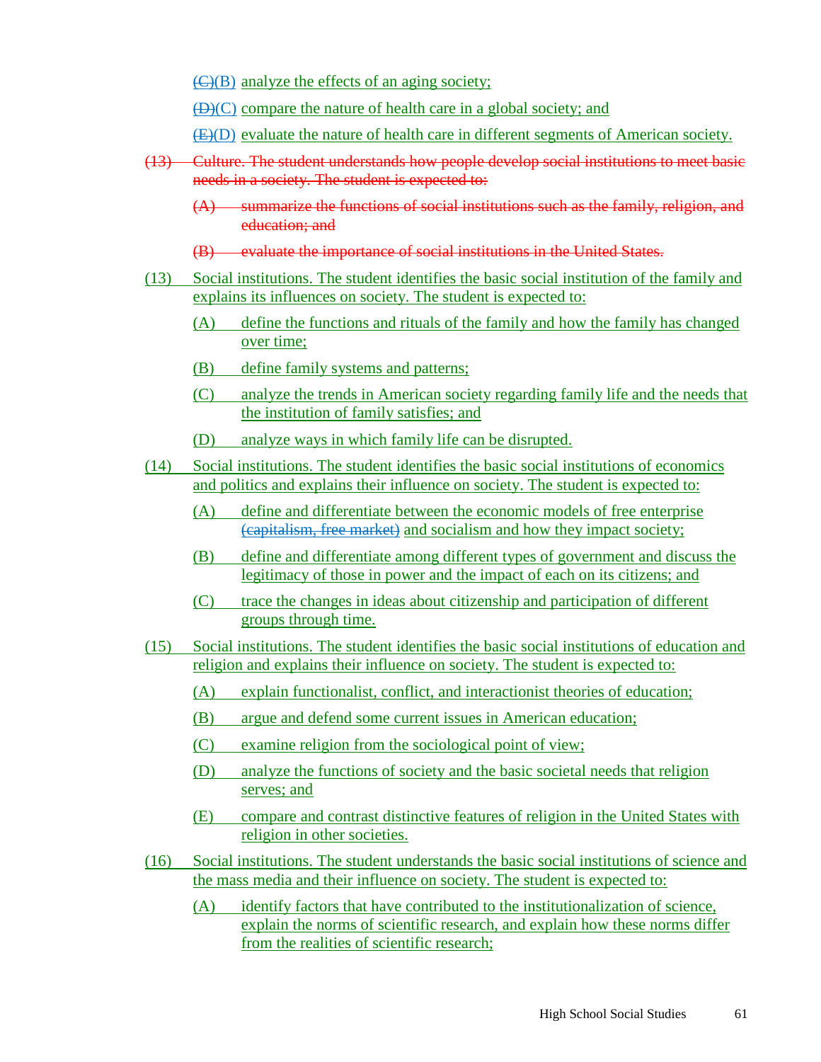~~(C)~~(B) analyze the effects of an aging society;

~~(D)~~(C) compare the nature of health care in a global society; and

~~(E)~~(D) evaluate the nature of health care in different segments of American society.

~~(13) Culture. The student understands how people develop social institutions to meet basic needs in a society. The student is expected to:~~

~~(A) summarize the functions of social institutions such as the family, religion, and education; and~~

~~(B) evaluate the importance of social institutions in the United States.~~

(13) Social institutions. The student identifies the basic social institution of the family and explains its influences on society. The student is expected to:

(A) define the functions and rituals of the family and how the family has changed over time;

(B) define family systems and patterns;

(C) analyze the trends in American society regarding family life and the needs that the institution of family satisfies; and

(D) analyze ways in which family life can be disrupted.

(14) Social institutions. The student identifies the basic social institutions of economics and politics and explains their influence on society. The student is expected to:

(A) define and differentiate between the economic models of free enterprise ~~(capitalism, free market)~~ and socialism and how they impact society;

(B) define and differentiate among different types of government and discuss the legitimacy of those in power and the impact of each on its citizens; and

(C) trace the changes in ideas about citizenship and participation of different groups through time.

(15) Social institutions. The student identifies the basic social institutions of education and religion and explains their influence on society. The student is expected to:

(A) explain functionalist, conflict, and interactionist theories of education;

(B) argue and defend some current issues in American education;

(C) examine religion from the sociological point of view;

(D) analyze the functions of society and the basic societal needs that religion serves; and

(E) compare and contrast distinctive features of religion in the United States with religion in other societies.

(16) Social institutions. The student understands the basic social institutions of science and the mass media and their influence on society. The student is expected to:

(A) identify factors that have contributed to the institutionalization of science, explain the norms of scientific research, and explain how these norms differ from the realities of scientific research;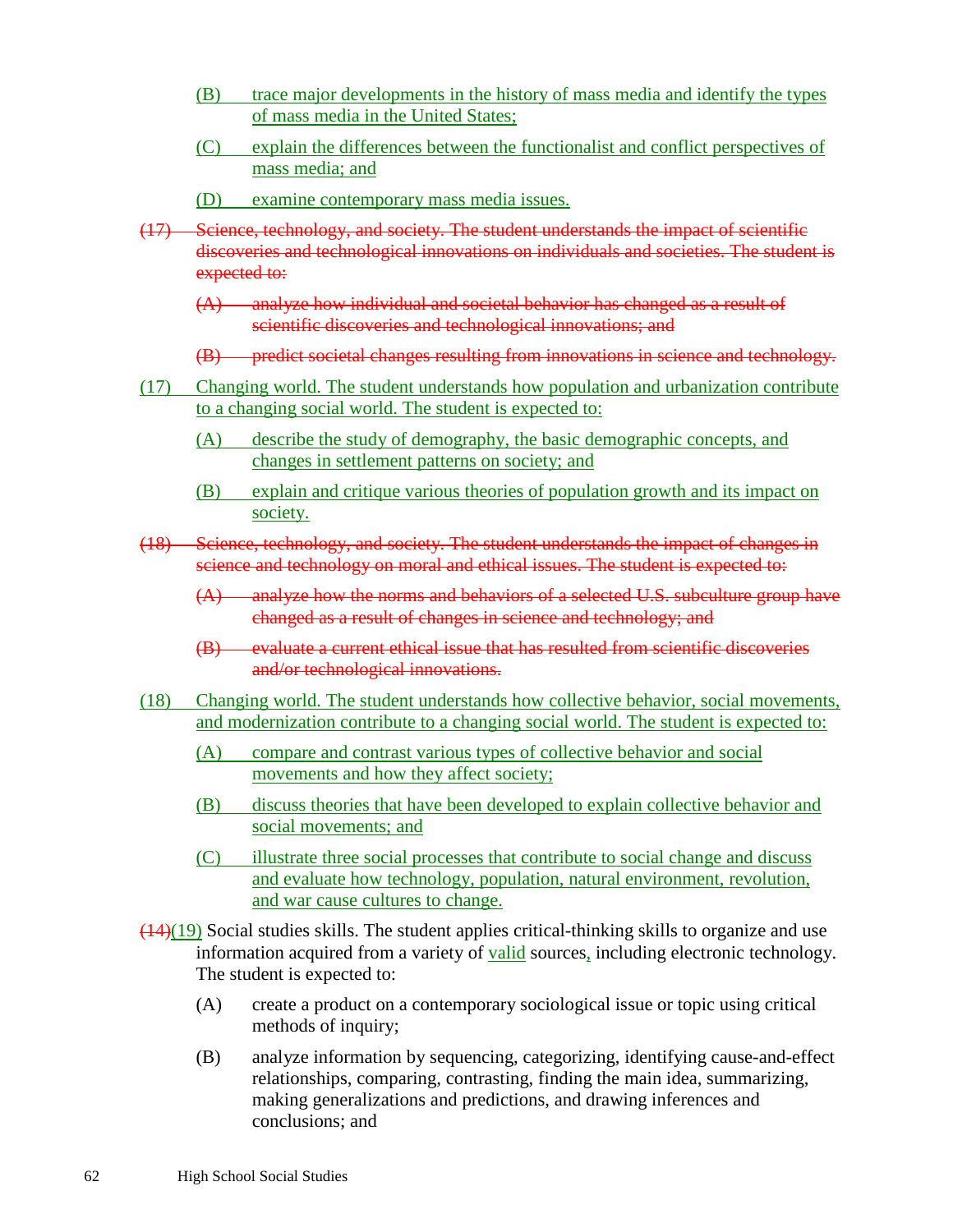<u>(B) trace major developments in the history of mass media and identify the types of mass media in the United States;</u>

<u>(C) explain the differences between the functionalist and conflict perspectives of mass media; and</u>

<u>(D) examine contemporary mass media issues.</u>

~~(17) Science, technology, and society. The student understands the impact of scientific discoveries and technological innovations on individuals and societies. The student is expected to:~~

~~(A) analyze how individual and societal behavior has changed as a result of scientific discoveries and technological innovations; and~~

~~(B) predict societal changes resulting from innovations in science and technology.~~

<u>(17) Changing world. The student understands how population and urbanization contribute to a changing social world. The student is expected to:</u>

<u>(A) describe the study of demography, the basic demographic concepts, and changes in settlement patterns on society; and</u>

<u>(B) explain and critique various theories of population growth and its impact on society.</u>

~~(18) Science, technology, and society. The student understands the impact of changes in science and technology on moral and ethical issues. The student is expected to:~~

~~(A) analyze how the norms and behaviors of a selected U.S. subculture group have changed as a result of changes in science and technology; and~~

~~(B) evaluate a current ethical issue that has resulted from scientific discoveries and/or technological innovations.~~

<u>(18) Changing world. The student understands how collective behavior, social movements, and modernization contribute to a changing social world. The student is expected to:</u>

<u>(A) compare and contrast various types of collective behavior and social movements and how they affect society;</u>

<u>(B) discuss theories that have been developed to explain collective behavior and social movements; and</u>

<u>(C) illustrate three social processes that contribute to social change and discuss and evaluate how technology, population, natural environment, revolution, and war cause cultures to change.</u>

~~(14)~~<u>(19)</u> Social studies skills. The student applies critical-thinking skills to organize and use information acquired from a variety of <u>valid</u> sources<u>,</u> including electronic technology. The student is expected to:

(A) create a product on a contemporary sociological issue or topic using critical methods of inquiry;

(B) analyze information by sequencing, categorizing, identifying cause-and-effect relationships, comparing, contrasting, finding the main idea, summarizing, making generalizations and predictions, and drawing inferences and conclusions; and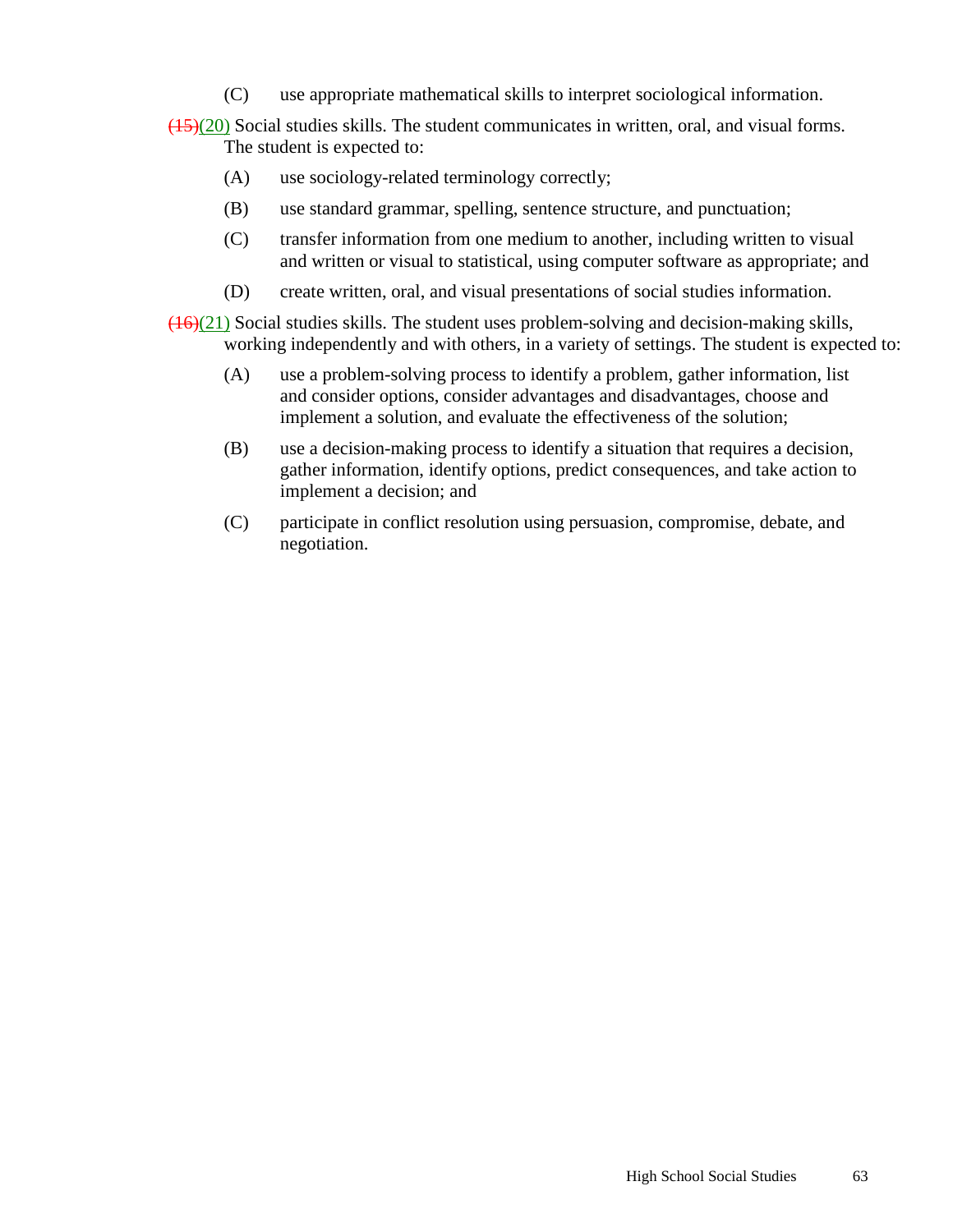(C) use appropriate mathematical skills to interpret sociological information.

~~(15)~~(20) Social studies skills. The student communicates in written, oral, and visual forms. The student is expected to:

(A) use sociology-related terminology correctly;

(B) use standard grammar, spelling, sentence structure, and punctuation;

(C) transfer information from one medium to another, including written to visual and written or visual to statistical, using computer software as appropriate; and

(D) create written, oral, and visual presentations of social studies information.

~~(16)~~(21) Social studies skills. The student uses problem-solving and decision-making skills, working independently and with others, in a variety of settings. The student is expected to:

(A) use a problem-solving process to identify a problem, gather information, list and consider options, consider advantages and disadvantages, choose and implement a solution, and evaluate the effectiveness of the solution;

(B) use a decision-making process to identify a situation that requires a decision, gather information, identify options, predict consequences, and take action to implement a decision; and

(C) participate in conflict resolution using persuasion, compromise, debate, and negotiation.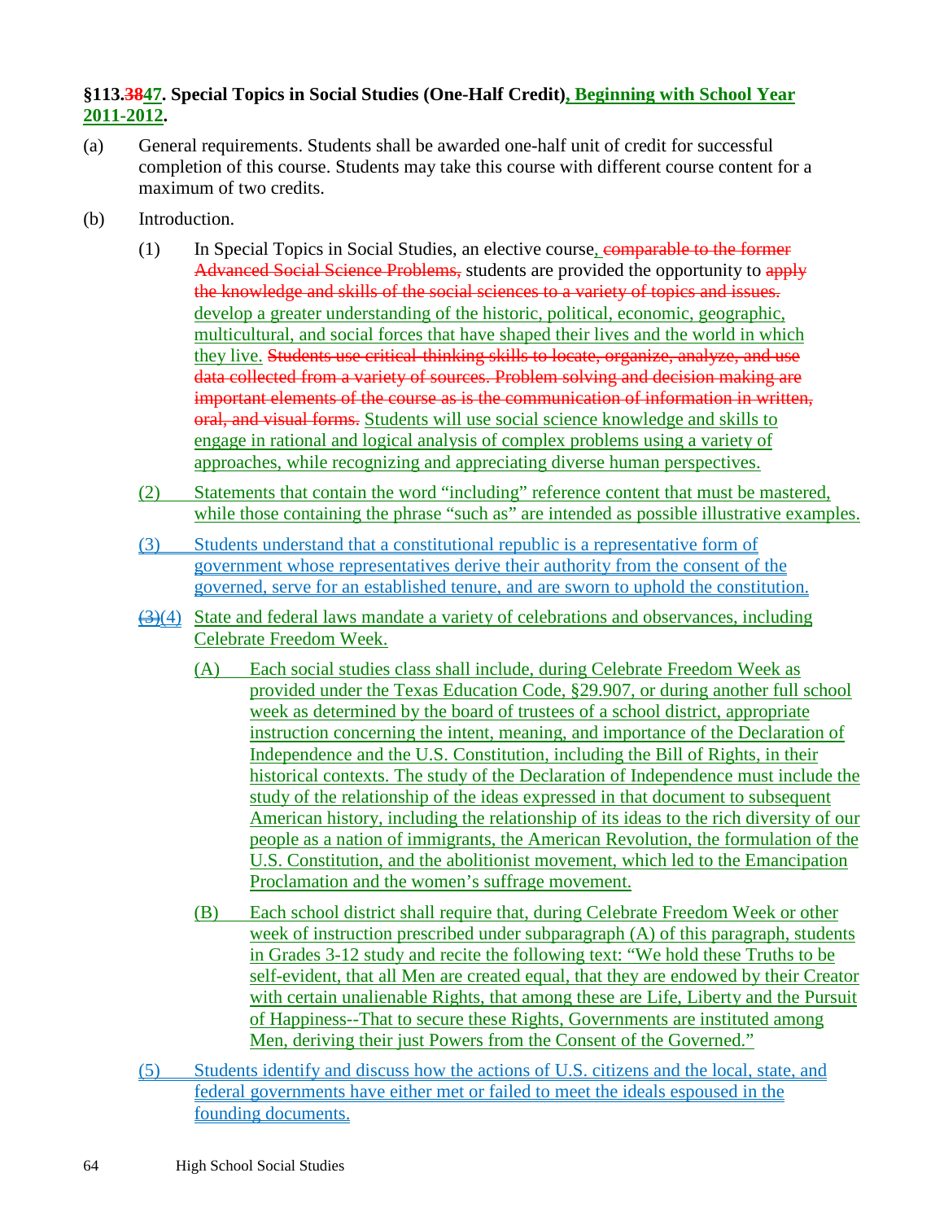**§113.~~38~~47. Special Topics in Social Studies (One-Half Credit), Beginning with School Year 2011-2012.**

(a) General requirements. Students shall be awarded one-half unit of credit for successful completion of this course. Students may take this course with different course content for a maximum of two credits.

(b) Introduction.

(1) In Special Topics in Social Studies, an elective course, ~~comparable to the former Advanced Social Science Problems,~~ students are provided the opportunity to ~~apply the knowledge and skills of the social sciences to a variety of topics and issues.~~ develop a greater understanding of the historic, political, economic, geographic, multicultural, and social forces that have shaped their lives and the world in which they live. ~~Students use critical-thinking skills to locate, organize, analyze, and use data collected from a variety of sources. Problem solving and decision making are important elements of the course as is the communication of information in written, oral, and visual forms.~~ Students will use social science knowledge and skills to engage in rational and logical analysis of complex problems using a variety of approaches, while recognizing and appreciating diverse human perspectives.

(2) Statements that contain the word "including" reference content that must be mastered, while those containing the phrase "such as" are intended as possible illustrative examples.

(3) Students understand that a constitutional republic is a representative form of government whose representatives derive their authority from the consent of the governed, serve for an established tenure, and are sworn to uphold the constitution.

~~(3)~~(4) State and federal laws mandate a variety of celebrations and observances, including Celebrate Freedom Week.

(A) Each social studies class shall include, during Celebrate Freedom Week as provided under the Texas Education Code, §29.907, or during another full school week as determined by the board of trustees of a school district, appropriate instruction concerning the intent, meaning, and importance of the Declaration of Independence and the U.S. Constitution, including the Bill of Rights, in their historical contexts. The study of the Declaration of Independence must include the study of the relationship of the ideas expressed in that document to subsequent American history, including the relationship of its ideas to the rich diversity of our people as a nation of immigrants, the American Revolution, the formulation of the U.S. Constitution, and the abolitionist movement, which led to the Emancipation Proclamation and the women's suffrage movement.

(B) Each school district shall require that, during Celebrate Freedom Week or other week of instruction prescribed under subparagraph (A) of this paragraph, students in Grades 3-12 study and recite the following text: "We hold these Truths to be self-evident, that all Men are created equal, that they are endowed by their Creator with certain unalienable Rights, that among these are Life, Liberty and the Pursuit of Happiness--That to secure these Rights, Governments are instituted among Men, deriving their just Powers from the Consent of the Governed."

(5) Students identify and discuss how the actions of U.S. citizens and the local, state, and federal governments have either met or failed to meet the ideals espoused in the founding documents.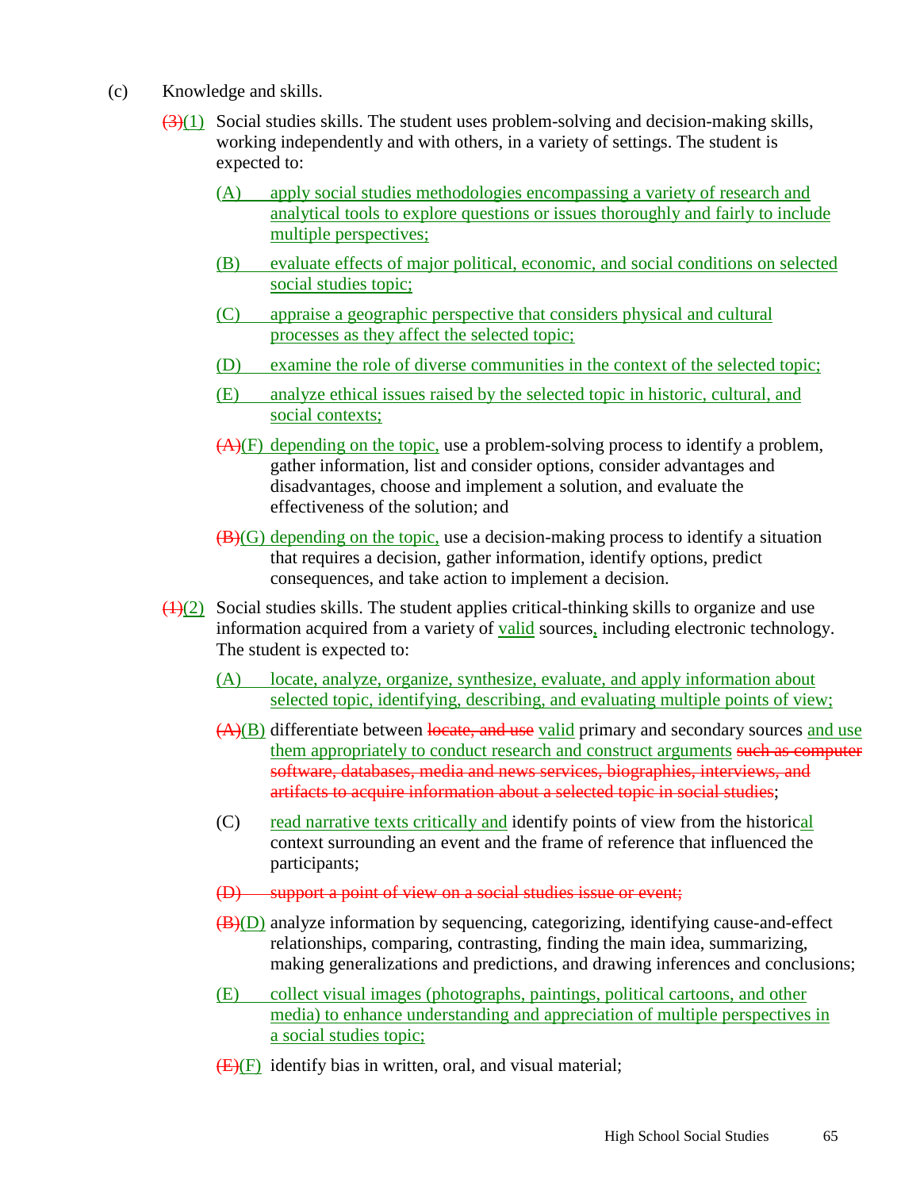(c) Knowledge and skills.

~~(3)~~(1) Social studies skills. The student uses problem-solving and decision-making skills, working independently and with others, in a variety of settings. The student is expected to:

(A) apply social studies methodologies encompassing a variety of research and analytical tools to explore questions or issues thoroughly and fairly to include multiple perspectives;

(B) evaluate effects of major political, economic, and social conditions on selected social studies topic;

(C) appraise a geographic perspective that considers physical and cultural processes as they affect the selected topic;

(D) examine the role of diverse communities in the context of the selected topic;

(E) analyze ethical issues raised by the selected topic in historic, cultural, and social contexts;

~~(A)~~(F) depending on the topic, use a problem-solving process to identify a problem, gather information, list and consider options, consider advantages and disadvantages, choose and implement a solution, and evaluate the effectiveness of the solution; and

~~(B)~~(G) depending on the topic, use a decision-making process to identify a situation that requires a decision, gather information, identify options, predict consequences, and take action to implement a decision.

~~(1)~~(2) Social studies skills. The student applies critical-thinking skills to organize and use information acquired from a variety of valid sources, including electronic technology. The student is expected to:

(A) locate, analyze, organize, synthesize, evaluate, and apply information about selected topic, identifying, describing, and evaluating multiple points of view;

~~(A)~~(B) differentiate between ~~locate, and use~~ valid primary and secondary sources and use them appropriately to conduct research and construct arguments ~~such as computer software, databases, media and news services, biographies, interviews, and artifacts to acquire information about a selected topic in social studies~~;

(C) read narrative texts critically and identify points of view from the historical context surrounding an event and the frame of reference that influenced the participants;

~~(D) support a point of view on a social studies issue or event;~~

~~(B)~~(D) analyze information by sequencing, categorizing, identifying cause-and-effect relationships, comparing, contrasting, finding the main idea, summarizing, making generalizations and predictions, and drawing inferences and conclusions;

(E) collect visual images (photographs, paintings, political cartoons, and other media) to enhance understanding and appreciation of multiple perspectives in a social studies topic;

~~(E)~~(F) identify bias in written, oral, and visual material;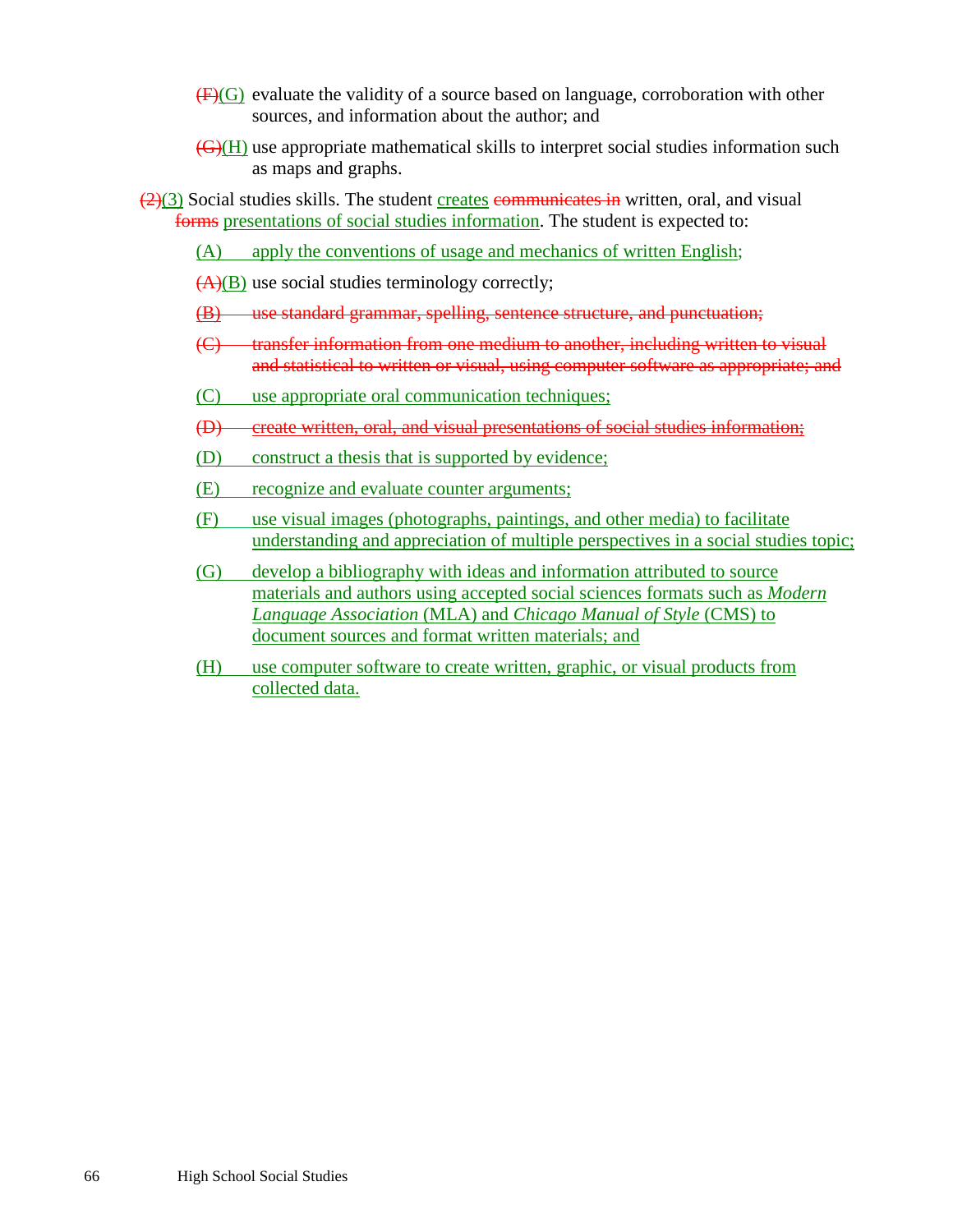~~(F)~~(G) evaluate the validity of a source based on language, corroboration with other sources, and information about the author; and

~~(G)~~(H) use appropriate mathematical skills to interpret social studies information such as maps and graphs.

~~(2)~~(3) Social studies skills. The student creates ~~communicates in~~ written, oral, and visual ~~forms~~ presentations of social studies information. The student is expected to:

(A) apply the conventions of usage and mechanics of written English;

~~(A)~~(B) use social studies terminology correctly;

~~(B) use standard grammar, spelling, sentence structure, and punctuation;~~

~~(C) transfer information from one medium to another, including written to visual and statistical to written or visual, using computer software as appropriate; and~~

(C) use appropriate oral communication techniques;

~~(D) create written, oral, and visual presentations of social studies information;~~

(D) construct a thesis that is supported by evidence;

(E) recognize and evaluate counter arguments;

(F) use visual images (photographs, paintings, and other media) to facilitate understanding and appreciation of multiple perspectives in a social studies topic;

(G) develop a bibliography with ideas and information attributed to source materials and authors using accepted social sciences formats such as *Modern Language Association* (MLA) and *Chicago Manual of Style* (CMS) to document sources and format written materials; and

(H) use computer software to create written, graphic, or visual products from collected data.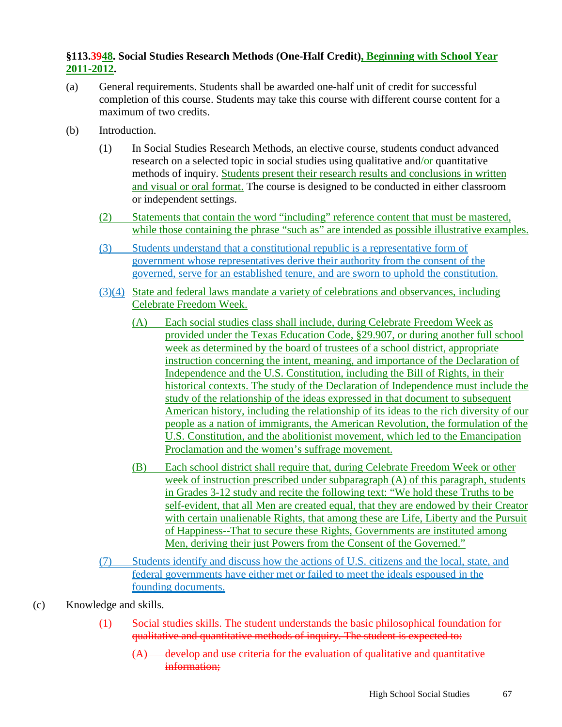**§113.~~39~~48. Social Studies Research Methods (One-Half Credit), Beginning with School Year 2011-2012.**

(a) General requirements. Students shall be awarded one-half unit of credit for successful completion of this course. Students may take this course with different course content for a maximum of two credits.

(b) Introduction.

(1) In Social Studies Research Methods, an elective course, students conduct advanced research on a selected topic in social studies using qualitative and/or quantitative methods of inquiry. Students present their research results and conclusions in written and visual or oral format. The course is designed to be conducted in either classroom or independent settings.

(2) Statements that contain the word "including" reference content that must be mastered, while those containing the phrase "such as" are intended as possible illustrative examples.

(3) Students understand that a constitutional republic is a representative form of government whose representatives derive their authority from the consent of the governed, serve for an established tenure, and are sworn to uphold the constitution.

~~(3)~~(4) State and federal laws mandate a variety of celebrations and observances, including Celebrate Freedom Week.

(A) Each social studies class shall include, during Celebrate Freedom Week as provided under the Texas Education Code, §29.907, or during another full school week as determined by the board of trustees of a school district, appropriate instruction concerning the intent, meaning, and importance of the Declaration of Independence and the U.S. Constitution, including the Bill of Rights, in their historical contexts. The study of the Declaration of Independence must include the study of the relationship of the ideas expressed in that document to subsequent American history, including the relationship of its ideas to the rich diversity of our people as a nation of immigrants, the American Revolution, the formulation of the U.S. Constitution, and the abolitionist movement, which led to the Emancipation Proclamation and the women's suffrage movement.

(B) Each school district shall require that, during Celebrate Freedom Week or other week of instruction prescribed under subparagraph (A) of this paragraph, students in Grades 3-12 study and recite the following text: "We hold these Truths to be self-evident, that all Men are created equal, that they are endowed by their Creator with certain unalienable Rights, that among these are Life, Liberty and the Pursuit of Happiness--That to secure these Rights, Governments are instituted among Men, deriving their just Powers from the Consent of the Governed."

(7) Students identify and discuss how the actions of U.S. citizens and the local, state, and federal governments have either met or failed to meet the ideals espoused in the founding documents.

(c) Knowledge and skills.

~~(1) Social studies skills. The student understands the basic philosophical foundation for qualitative and quantitative methods of inquiry. The student is expected to:~~

~~(A) develop and use criteria for the evaluation of qualitative and quantitative information;~~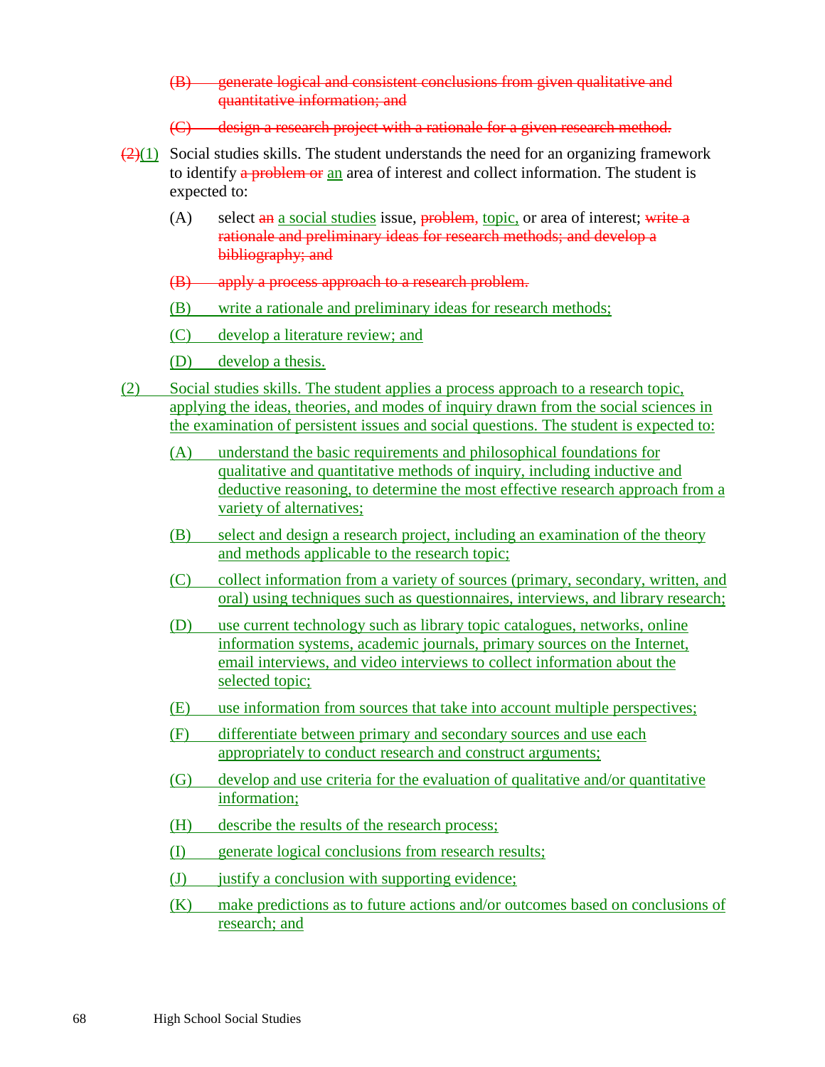~~(B) generate logical and consistent conclusions from given qualitative and quantitative information; and~~

~~(C) design a research project with a rationale for a given research method.~~

~~(2)~~<u>(1)</u> Social studies skills. The student understands the need for an organizing framework to identify ~~a problem or~~ <u>an</u> area of interest and collect information. The student is expected to:

(A) select ~~an~~ <u>a social studies</u> issue, ~~problem,~~ <u>topic,</u> or area of interest; ~~write a rationale and preliminary ideas for research methods; and develop a bibliography; and~~

~~(B) apply a process approach to a research problem.~~

<u>(B) write a rationale and preliminary ideas for research methods;</u>

<u>(C) develop a literature review; and</u>

<u>(D) develop a thesis.</u>

<u>(2) Social studies skills. The student applies a process approach to a research topic, applying the ideas, theories, and modes of inquiry drawn from the social sciences in the examination of persistent issues and social questions. The student is expected to:</u>

<u>(A) understand the basic requirements and philosophical foundations for qualitative and quantitative methods of inquiry, including inductive and deductive reasoning, to determine the most effective research approach from a variety of alternatives;</u>

<u>(B) select and design a research project, including an examination of the theory and methods applicable to the research topic;</u>

<u>(C) collect information from a variety of sources (primary, secondary, written, and oral) using techniques such as questionnaires, interviews, and library research;</u>

<u>(D) use current technology such as library topic catalogues, networks, online information systems, academic journals, primary sources on the Internet, email interviews, and video interviews to collect information about the selected topic;</u>

<u>(E) use information from sources that take into account multiple perspectives;</u>

<u>(F) differentiate between primary and secondary sources and use each appropriately to conduct research and construct arguments;</u>

<u>(G) develop and use criteria for the evaluation of qualitative and/or quantitative information;</u>

<u>(H) describe the results of the research process;</u>

<u>(I) generate logical conclusions from research results;</u>

<u>(J) justify a conclusion with supporting evidence;</u>

<u>(K) make predictions as to future actions and/or outcomes based on conclusions of research; and</u>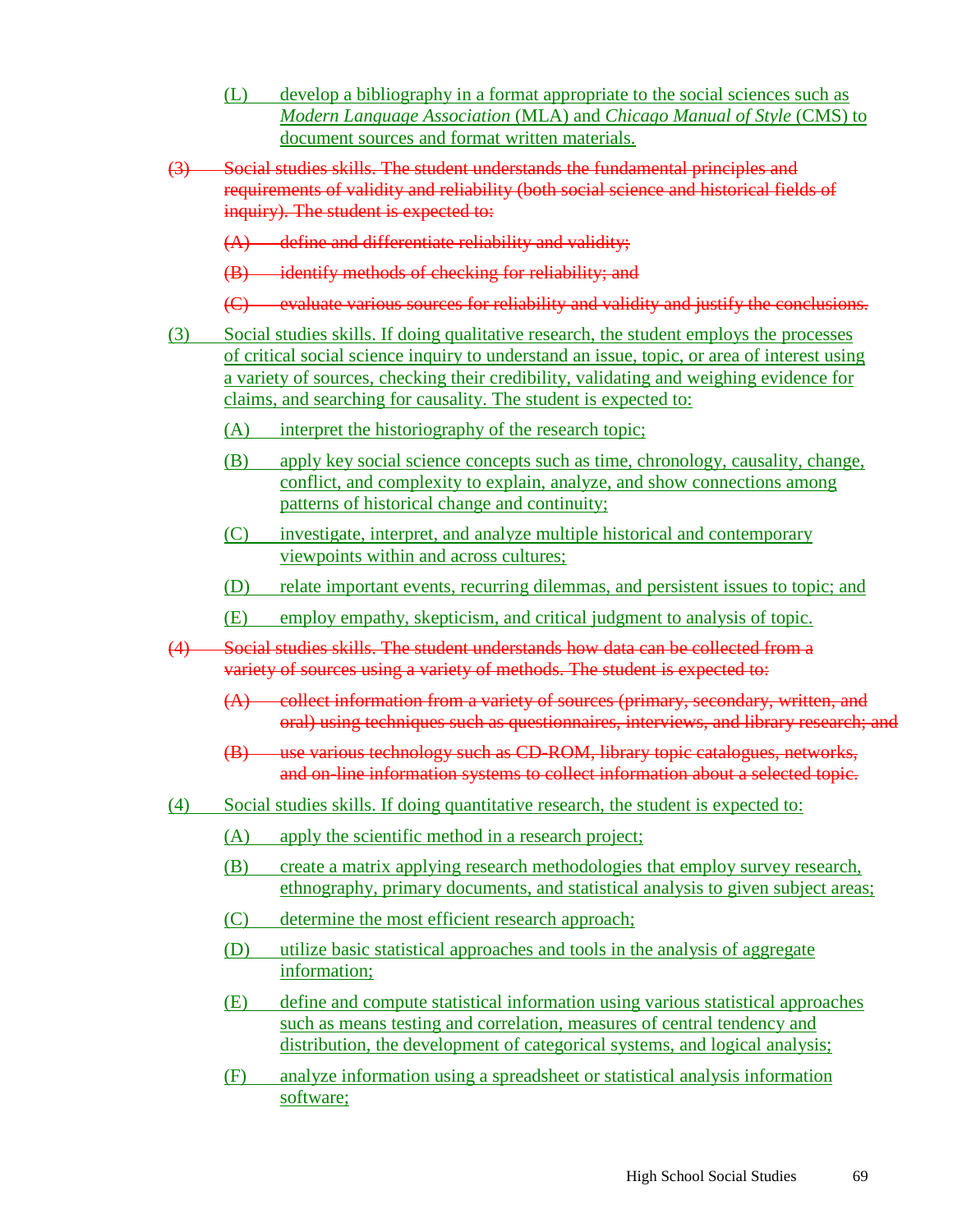(L) develop a bibliography in a format appropriate to the social sciences such as *Modern Language Association* (MLA) and *Chicago Manual of Style* (CMS) to document sources and format written materials.

~~(3) Social studies skills. The student understands the fundamental principles and requirements of validity and reliability (both social science and historical fields of inquiry). The student is expected to:~~

~~(A) define and differentiate reliability and validity;~~

~~(B) identify methods of checking for reliability; and~~

~~(C) evaluate various sources for reliability and validity and justify the conclusions.~~

(3) Social studies skills. If doing qualitative research, the student employs the processes of critical social science inquiry to understand an issue, topic, or area of interest using a variety of sources, checking their credibility, validating and weighing evidence for claims, and searching for causality. The student is expected to:

(A) interpret the historiography of the research topic;

(B) apply key social science concepts such as time, chronology, causality, change, conflict, and complexity to explain, analyze, and show connections among patterns of historical change and continuity;

(C) investigate, interpret, and analyze multiple historical and contemporary viewpoints within and across cultures;

(D) relate important events, recurring dilemmas, and persistent issues to topic; and

(E) employ empathy, skepticism, and critical judgment to analysis of topic.

~~(4) Social studies skills. The student understands how data can be collected from a variety of sources using a variety of methods. The student is expected to:~~

~~(A) collect information from a variety of sources (primary, secondary, written, and oral) using techniques such as questionnaires, interviews, and library research; and~~

~~(B) use various technology such as CD-ROM, library topic catalogues, networks, and on-line information systems to collect information about a selected topic.~~

(4) Social studies skills. If doing quantitative research, the student is expected to:

(A) apply the scientific method in a research project;

(B) create a matrix applying research methodologies that employ survey research, ethnography, primary documents, and statistical analysis to given subject areas;

(C) determine the most efficient research approach;

(D) utilize basic statistical approaches and tools in the analysis of aggregate information;

(E) define and compute statistical information using various statistical approaches such as means testing and correlation, measures of central tendency and distribution, the development of categorical systems, and logical analysis;

(F) analyze information using a spreadsheet or statistical analysis information software;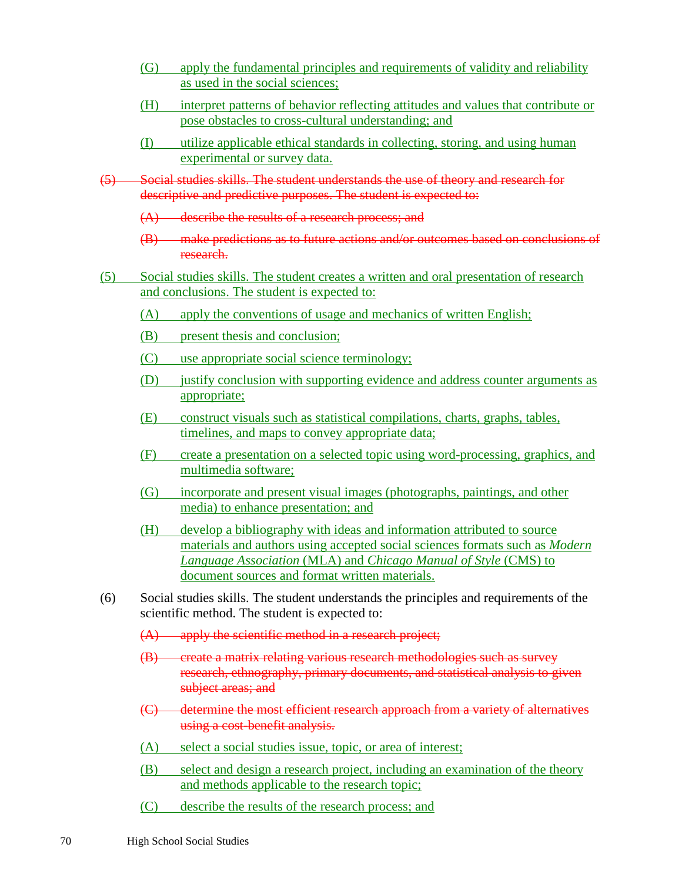(G) apply the fundamental principles and requirements of validity and reliability as used in the social sciences;

(H) interpret patterns of behavior reflecting attitudes and values that contribute or pose obstacles to cross-cultural understanding; and

(I) utilize applicable ethical standards in collecting, storing, and using human experimental or survey data.

~~(5) Social studies skills. The student understands the use of theory and research for descriptive and predictive purposes. The student is expected to:~~

~~(A) describe the results of a research process; and~~

~~(B) make predictions as to future actions and/or outcomes based on conclusions of research.~~

(5) Social studies skills. The student creates a written and oral presentation of research and conclusions. The student is expected to:

(A) apply the conventions of usage and mechanics of written English;

(B) present thesis and conclusion;

(C) use appropriate social science terminology;

(D) justify conclusion with supporting evidence and address counter arguments as appropriate;

(E) construct visuals such as statistical compilations, charts, graphs, tables, timelines, and maps to convey appropriate data;

(F) create a presentation on a selected topic using word-processing, graphics, and multimedia software;

(G) incorporate and present visual images (photographs, paintings, and other media) to enhance presentation; and

(H) develop a bibliography with ideas and information attributed to source materials and authors using accepted social sciences formats such as *Modern Language Association* (MLA) and *Chicago Manual of Style* (CMS) to document sources and format written materials.

(6) Social studies skills. The student understands the principles and requirements of the scientific method. The student is expected to:

~~(A) apply the scientific method in a research project;~~

~~(B) create a matrix relating various research methodologies such as survey research, ethnography, primary documents, and statistical analysis to given subject areas; and~~

~~(C) determine the most efficient research approach from a variety of alternatives using a cost-benefit analysis.~~

(A) select a social studies issue, topic, or area of interest;

(B) select and design a research project, including an examination of the theory and methods applicable to the research topic;

(C) describe the results of the research process; and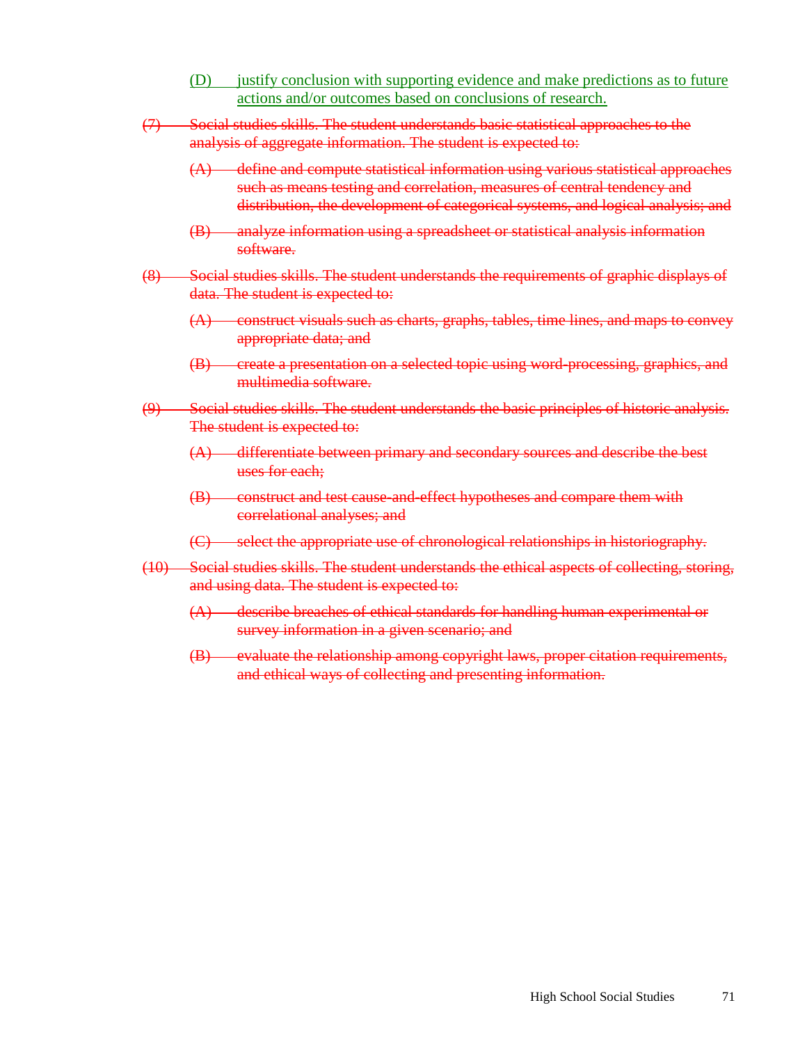(D) <ins>justify conclusion with supporting evidence and make predictions as to future actions and/or outcomes based on conclusions of research.</ins>

~~(7) Social studies skills. The student understands basic statistical approaches to the analysis of aggregate information. The student is expected to:~~

~~(A) define and compute statistical information using various statistical approaches such as means testing and correlation, measures of central tendency and distribution, the development of categorical systems, and logical analysis; and~~

~~(B) analyze information using a spreadsheet or statistical analysis information software.~~

~~(8) Social studies skills. The student understands the requirements of graphic displays of data. The student is expected to:~~

~~(A) construct visuals such as charts, graphs, tables, time lines, and maps to convey appropriate data; and~~

~~(B) create a presentation on a selected topic using word-processing, graphics, and multimedia software.~~

~~(9) Social studies skills. The student understands the basic principles of historic analysis. The student is expected to:~~

~~(A) differentiate between primary and secondary sources and describe the best uses for each;~~

~~(B) construct and test cause-and-effect hypotheses and compare them with correlational analyses; and~~

~~(C) select the appropriate use of chronological relationships in historiography.~~

~~(10) Social studies skills. The student understands the ethical aspects of collecting, storing, and using data. The student is expected to:~~

~~(A) describe breaches of ethical standards for handling human experimental or survey information in a given scenario; and~~

~~(B) evaluate the relationship among copyright laws, proper citation requirements, and ethical ways of collecting and presenting information.~~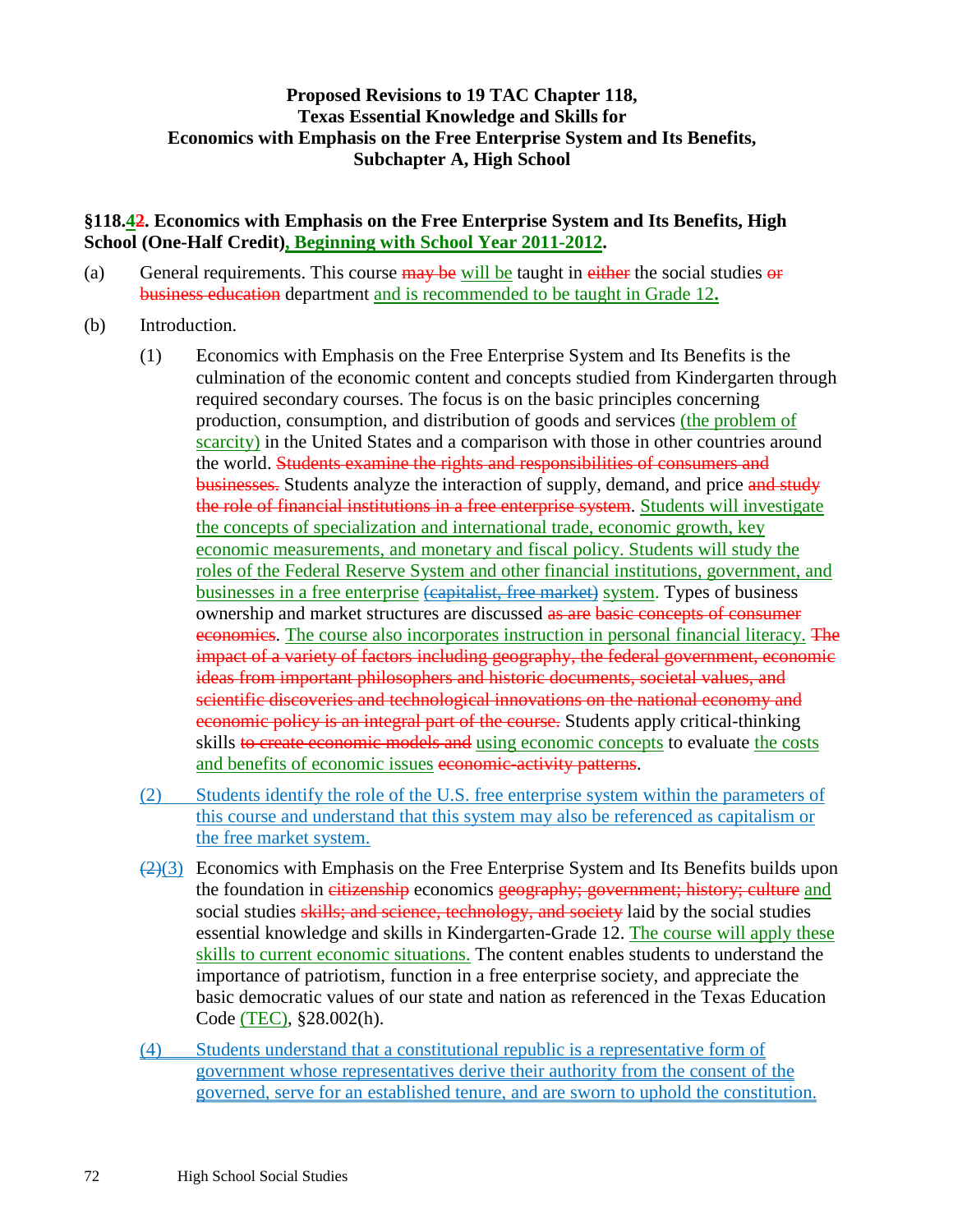**Proposed Revisions to 19 TAC Chapter 118,**
**Texas Essential Knowledge and Skills for**
**Economics with Emphasis on the Free Enterprise System and Its Benefits,**
**Subchapter A, High School**

**§118.42. Economics with Emphasis on the Free Enterprise System and Its Benefits, High School (One-Half Credit), Beginning with School Year 2011-2012.**

(a) General requirements. This course may be will be taught in either the social studies or business education department and is recommended to be taught in Grade 12.

(b) Introduction.

(1) Economics with Emphasis on the Free Enterprise System and Its Benefits is the culmination of the economic content and concepts studied from Kindergarten through required secondary courses. The focus is on the basic principles concerning production, consumption, and distribution of goods and services (the problem of scarcity) in the United States and a comparison with those in other countries around the world. Students examine the rights and responsibilities of consumers and businesses. Students analyze the interaction of supply, demand, and price and study the role of financial institutions in a free enterprise system. Students will investigate the concepts of specialization and international trade, economic growth, key economic measurements, and monetary and fiscal policy. Students will study the roles of the Federal Reserve System and other financial institutions, government, and businesses in a free enterprise (capitalist, free market) system. Types of business ownership and market structures are discussed as are basic concepts of consumer economics. The course also incorporates instruction in personal financial literacy. The impact of a variety of factors including geography, the federal government, economic ideas from important philosophers and historic documents, societal values, and scientific discoveries and technological innovations on the national economy and economic policy is an integral part of the course. Students apply critical-thinking skills to create economic models and using economic concepts to evaluate the costs and benefits of economic issues economic-activity patterns.

(2) Students identify the role of the U.S. free enterprise system within the parameters of this course and understand that this system may also be referenced as capitalism or the free market system.

(2)(3) Economics with Emphasis on the Free Enterprise System and Its Benefits builds upon the foundation in citizenship economics geography; government; history; culture and social studies skills; and science, technology, and society laid by the social studies essential knowledge and skills in Kindergarten-Grade 12. The course will apply these skills to current economic situations. The content enables students to understand the importance of patriotism, function in a free enterprise society, and appreciate the basic democratic values of our state and nation as referenced in the Texas Education Code (TEC), §28.002(h).

(4) Students understand that a constitutional republic is a representative form of government whose representatives derive their authority from the consent of the governed, serve for an established tenure, and are sworn to uphold the constitution.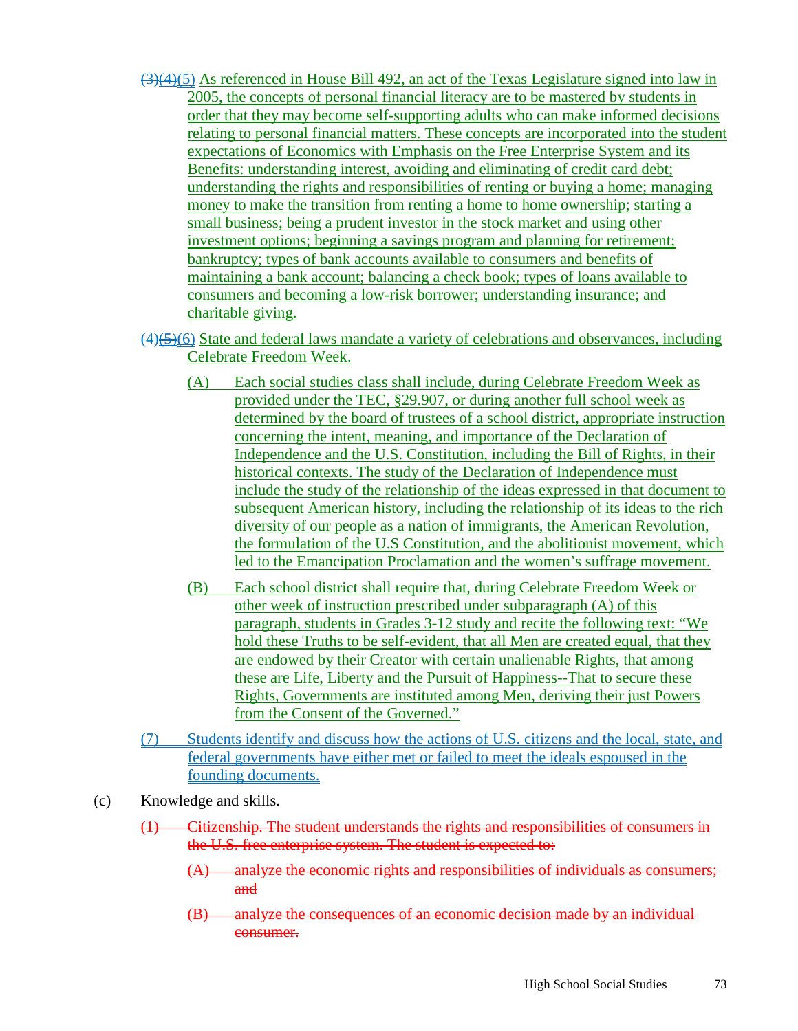~~(3)~~~~(4)~~(5) As referenced in House Bill 492, an act of the Texas Legislature signed into law in 2005, the concepts of personal financial literacy are to be mastered by students in order that they may become self-supporting adults who can make informed decisions relating to personal financial matters. These concepts are incorporated into the student expectations of Economics with Emphasis on the Free Enterprise System and its Benefits: understanding interest, avoiding and eliminating of credit card debt; understanding the rights and responsibilities of renting or buying a home; managing money to make the transition from renting a home to home ownership; starting a small business; being a prudent investor in the stock market and using other investment options; beginning a savings program and planning for retirement; bankruptcy; types of bank accounts available to consumers and benefits of maintaining a bank account; balancing a check book; types of loans available to consumers and becoming a low-risk borrower; understanding insurance; and charitable giving.

~~(4)~~~~(5)~~(6) State and federal laws mandate a variety of celebrations and observances, including Celebrate Freedom Week.

- (A) Each social studies class shall include, during Celebrate Freedom Week as provided under the TEC, §29.907, or during another full school week as determined by the board of trustees of a school district, appropriate instruction concerning the intent, meaning, and importance of the Declaration of Independence and the U.S. Constitution, including the Bill of Rights, in their historical contexts. The study of the Declaration of Independence must include the study of the relationship of the ideas expressed in that document to subsequent American history, including the relationship of its ideas to the rich diversity of our people as a nation of immigrants, the American Revolution, the formulation of the U.S Constitution, and the abolitionist movement, which led to the Emancipation Proclamation and the women's suffrage movement.

- (B) Each school district shall require that, during Celebrate Freedom Week or other week of instruction prescribed under subparagraph (A) of this paragraph, students in Grades 3-12 study and recite the following text: "We hold these Truths to be self-evident, that all Men are created equal, that they are endowed by their Creator with certain unalienable Rights, that among these are Life, Liberty and the Pursuit of Happiness--That to secure these Rights, Governments are instituted among Men, deriving their just Powers from the Consent of the Governed."

(7) Students identify and discuss how the actions of U.S. citizens and the local, state, and federal governments have either met or failed to meet the ideals espoused in the founding documents.

(c) Knowledge and skills.

~~(1) Citizenship. The student understands the rights and responsibilities of consumers in the U.S. free enterprise system. The student is expected to:~~

- ~~(A) analyze the economic rights and responsibilities of individuals as consumers; and~~
- ~~(B) analyze the consequences of an economic decision made by an individual consumer.~~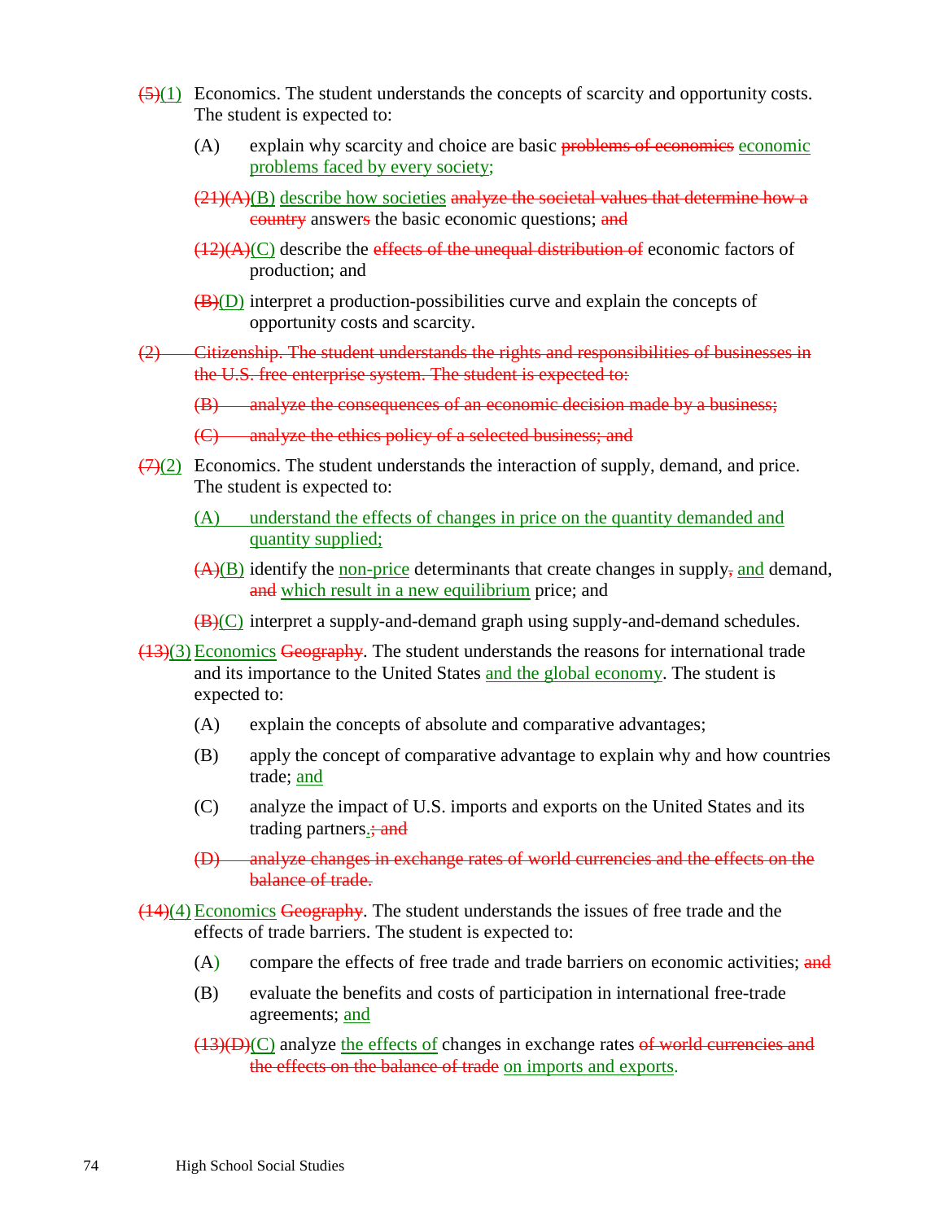~~(5)~~<u>(1)</u> Economics. The student understands the concepts of scarcity and opportunity costs. The student is expected to:

- (A) explain why scarcity and choice are basic ~~problems of economics~~ <u>economic problems faced by every society;</u>
- ~~(21)(A)~~<u>(B)</u> <u>describe how societies</u> ~~analyze the societal values that determine how a country~~ answer~~s~~ the basic economic questions; ~~and~~
- ~~(12)(A)~~<u>(C)</u> describe the ~~effects of the unequal distribution of~~ economic factors of production; and
- ~~(B)~~<u>(D)</u> interpret a production-possibilities curve and explain the concepts of opportunity costs and scarcity.

~~(2) Citizenship. The student understands the rights and responsibilities of businesses in the U.S. free enterprise system. The student is expected to:~~

- ~~(B) analyze the consequences of an economic decision made by a business;~~
- ~~(C) analyze the ethics policy of a selected business; and~~

~~(7)~~<u>(2)</u> Economics. The student understands the interaction of supply, demand, and price. The student is expected to:

- <u>(A) understand the effects of changes in price on the quantity demanded and quantity supplied;</u>
- ~~(A)~~<u>(B)</u> identify the <u>non-price</u> determinants that create changes in supply~~,~~ <u>and</u> demand, ~~and~~ <u>which result in a new equilibrium</u> price; and
- ~~(B)~~<u>(C)</u> interpret a supply-and-demand graph using supply-and-demand schedules.

~~(13)~~<u>(3)</u> <u>Economics</u> ~~Geography~~. The student understands the reasons for international trade and its importance to the United States <u>and the global economy</u>. The student is expected to:

- (A) explain the concepts of absolute and comparative advantages;
- (B) apply the concept of comparative advantage to explain why and how countries trade; <u>and</u>
- (C) analyze the impact of U.S. imports and exports on the United States and its trading partners<u>.</u>~~; and~~
- ~~(D) analyze changes in exchange rates of world currencies and the effects on the balance of trade.~~

~~(14)~~<u>(4)</u> <u>Economics</u> ~~Geography~~. The student understands the issues of free trade and the effects of trade barriers. The student is expected to:

- (A) compare the effects of free trade and trade barriers on economic activities; ~~and~~
- (B) evaluate the benefits and costs of participation in international free-trade agreements; <u>and</u>
- ~~(13)(D)~~<u>(C)</u> analyze <u>the effects of</u> changes in exchange rates ~~of world currencies and the effects on the balance of trade~~ <u>on imports and exports</u>.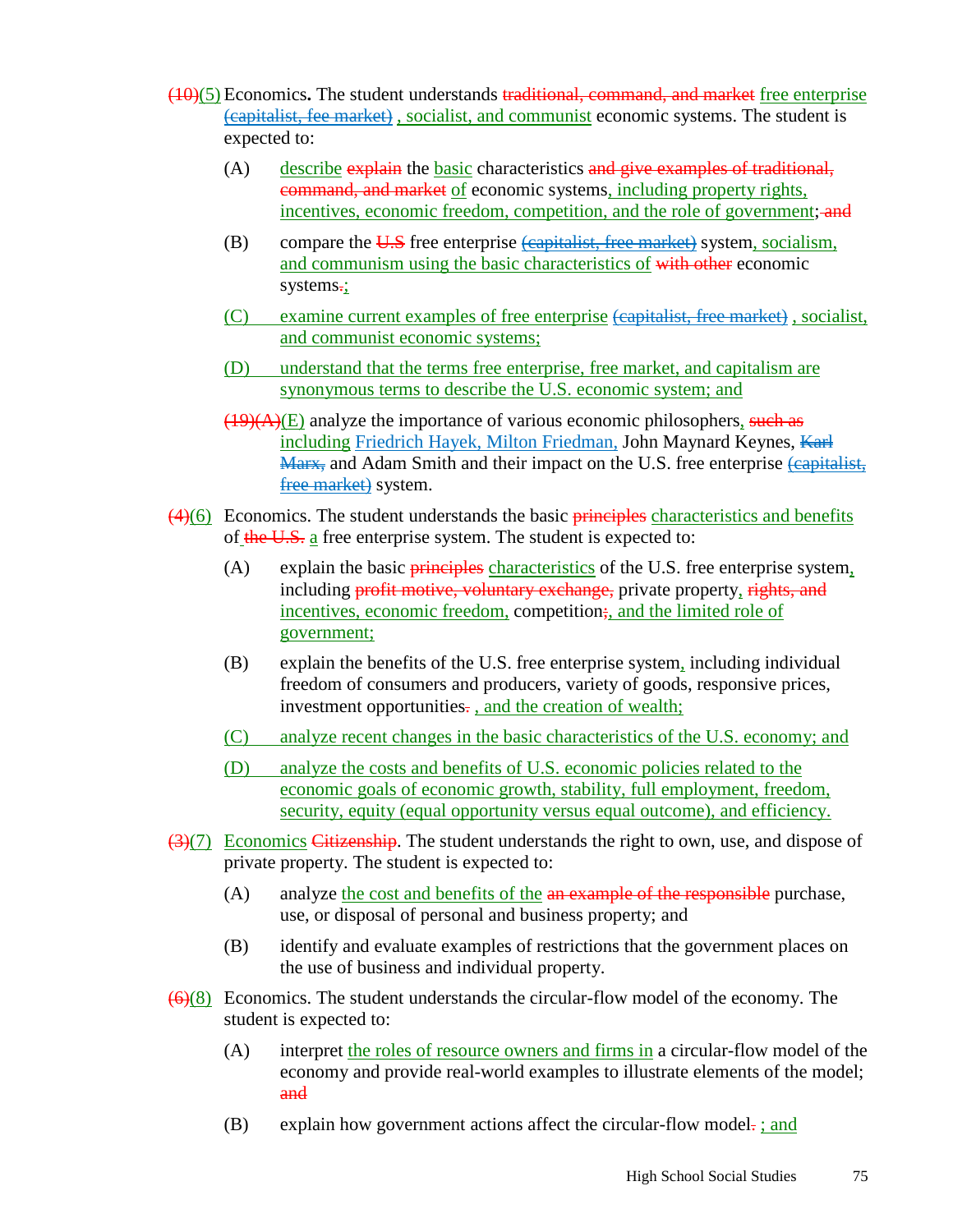~~(10)~~(5) Economics**.** The student understands ~~traditional, command, and market~~ free enterprise ~~(capitalist, fee market)~~ , socialist, and communist economic systems. The student is expected to:

- (A) describe ~~explain~~ the basic characteristics ~~and give examples of traditional, command, and market~~ of economic systems, including property rights, incentives, economic freedom, competition, and the role of government; ~~and~~
- (B) compare the ~~U.S~~ free enterprise ~~(capitalist, free market)~~ system, socialism, and communism using the basic characteristics of ~~with other~~ economic systems~~.~~;
- (C) examine current examples of free enterprise ~~(capitalist, free market)~~ , socialist, and communist economic systems;
- (D) understand that the terms free enterprise, free market, and capitalism are synonymous terms to describe the U.S. economic system; and
- ~~(19)(A)~~(E) analyze the importance of various economic philosophers, ~~such as~~ including Friedrich Hayek, Milton Friedman, John Maynard Keynes, ~~Karl Marx,~~ and Adam Smith and their impact on the U.S. free enterprise ~~(capitalist, free market)~~ system.

~~(4)~~(6) Economics. The student understands the basic ~~principles~~ characteristics and benefits of ~~the U.S.~~ a free enterprise system. The student is expected to:

- (A) explain the basic ~~principles~~ characteristics of the U.S. free enterprise system, including ~~profit motive, voluntary exchange,~~ private property, ~~rights, and~~ incentives, economic freedom, competition~~;~~, and the limited role of government;
- (B) explain the benefits of the U.S. free enterprise system, including individual freedom of consumers and producers, variety of goods, responsive prices, investment opportunities~~.~~ , and the creation of wealth;
- (C) analyze recent changes in the basic characteristics of the U.S. economy; and
- (D) analyze the costs and benefits of U.S. economic policies related to the economic goals of economic growth, stability, full employment, freedom, security, equity (equal opportunity versus equal outcome), and efficiency.

~~(3)~~(7) Economics ~~Citizenship~~. The student understands the right to own, use, and dispose of private property. The student is expected to:

- (A) analyze the cost and benefits of the ~~an example of the responsible~~ purchase, use, or disposal of personal and business property; and
- (B) identify and evaluate examples of restrictions that the government places on the use of business and individual property.

~~(6)~~(8) Economics. The student understands the circular-flow model of the economy. The student is expected to:

- (A) interpret the roles of resource owners and firms in a circular-flow model of the economy and provide real-world examples to illustrate elements of the model; ~~and~~
- (B) explain how government actions affect the circular-flow model~~.~~ ; and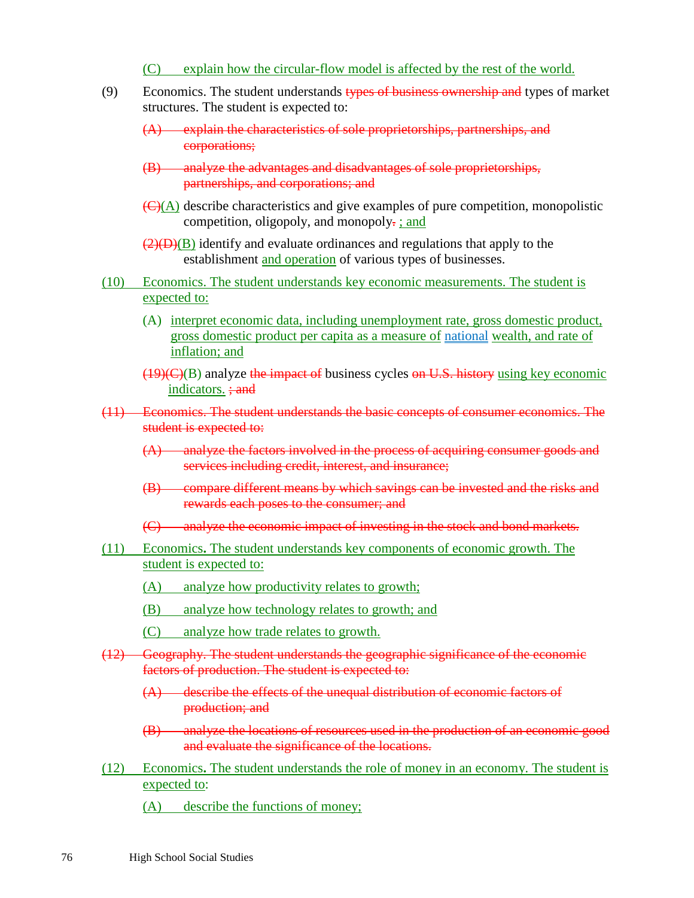(C) explain how the circular-flow model is affected by the rest of the world.

(9) Economics. The student understands ~~types of business ownership and~~ types of market structures. The student is expected to:

~~(A) explain the characteristics of sole proprietorships, partnerships, and corporations;~~

~~(B) analyze the advantages and disadvantages of sole proprietorships, partnerships, and corporations; and~~

~~(C)~~(A) describe characteristics and give examples of pure competition, monopolistic competition, oligopoly, and monopoly~~.~~ ; and

~~(2)(D)~~(B) identify and evaluate ordinances and regulations that apply to the establishment and operation of various types of businesses.

(10) Economics. The student understands key economic measurements. The student is expected to:

(A) interpret economic data, including unemployment rate, gross domestic product, gross domestic product per capita as a measure of national wealth, and rate of inflation; and

~~(19)(C)~~(B) analyze ~~the impact of~~ business cycles ~~on U.S. history~~ using key economic indicators. ~~; and~~

~~(11) Economics. The student understands the basic concepts of consumer economics. The student is expected to:~~

~~(A) analyze the factors involved in the process of acquiring consumer goods and services including credit, interest, and insurance;~~

~~(B) compare different means by which savings can be invested and the risks and rewards each poses to the consumer; and~~

~~(C) analyze the economic impact of investing in the stock and bond markets.~~

(11) Economics. The student understands key components of economic growth. The student is expected to:

(A) analyze how productivity relates to growth;

(B) analyze how technology relates to growth; and

(C) analyze how trade relates to growth.

~~(12) Geography. The student understands the geographic significance of the economic factors of production. The student is expected to:~~

~~(A) describe the effects of the unequal distribution of economic factors of production; and~~

~~(B) analyze the locations of resources used in the production of an economic good and evaluate the significance of the locations.~~

(12) Economics. The student understands the role of money in an economy. The student is expected to:

(A) describe the functions of money;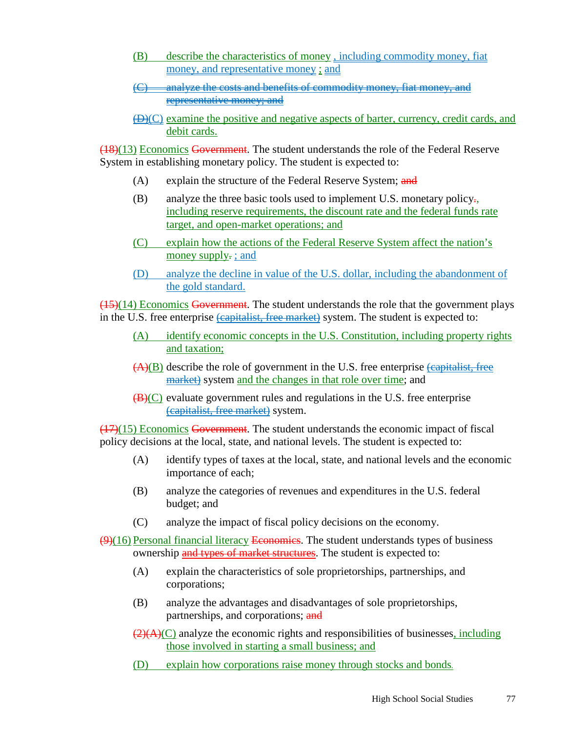- (B) describe the characteristics of money, including commodity money, fiat money, and representative money; and
- ~~(C) analyze the costs and benefits of commodity money, fiat money, and representative money; and~~
- ~~(D)~~(C) examine the positive and negative aspects of barter, currency, credit cards, and debit cards.

~~(18)~~(13) Economics ~~Government~~. The student understands the role of the Federal Reserve System in establishing monetary policy. The student is expected to:

- (A) explain the structure of the Federal Reserve System; ~~and~~
- (B) analyze the three basic tools used to implement U.S. monetary policy~~.~~, including reserve requirements, the discount rate and the federal funds rate target, and open-market operations; and
- (C) explain how the actions of the Federal Reserve System affect the nation's money supply~~.~~; and
- (D) analyze the decline in value of the U.S. dollar, including the abandonment of the gold standard.

~~(15)~~(14) Economics ~~Government~~. The student understands the role that the government plays in the U.S. free enterprise ~~(capitalist, free market)~~ system. The student is expected to:

- (A) identify economic concepts in the U.S. Constitution, including property rights and taxation;
- ~~(A)~~(B) describe the role of government in the U.S. free enterprise ~~(capitalist, free market)~~ system and the changes in that role over time; and
- ~~(B)~~(C) evaluate government rules and regulations in the U.S. free enterprise ~~(capitalist, free market)~~ system.

~~(17)~~(15) Economics ~~Government~~. The student understands the economic impact of fiscal policy decisions at the local, state, and national levels. The student is expected to:

- (A) identify types of taxes at the local, state, and national levels and the economic importance of each;
- (B) analyze the categories of revenues and expenditures in the U.S. federal budget; and
- (C) analyze the impact of fiscal policy decisions on the economy.

~~(9)~~(16) Personal financial literacy ~~Economics~~. The student understands types of business ownership ~~and types of market structures~~. The student is expected to:

- (A) explain the characteristics of sole proprietorships, partnerships, and corporations;
- (B) analyze the advantages and disadvantages of sole proprietorships, partnerships, and corporations; ~~and~~
- ~~(2)(A)~~(C) analyze the economic rights and responsibilities of businesses, including those involved in starting a small business; and
- (D) explain how corporations raise money through stocks and bonds.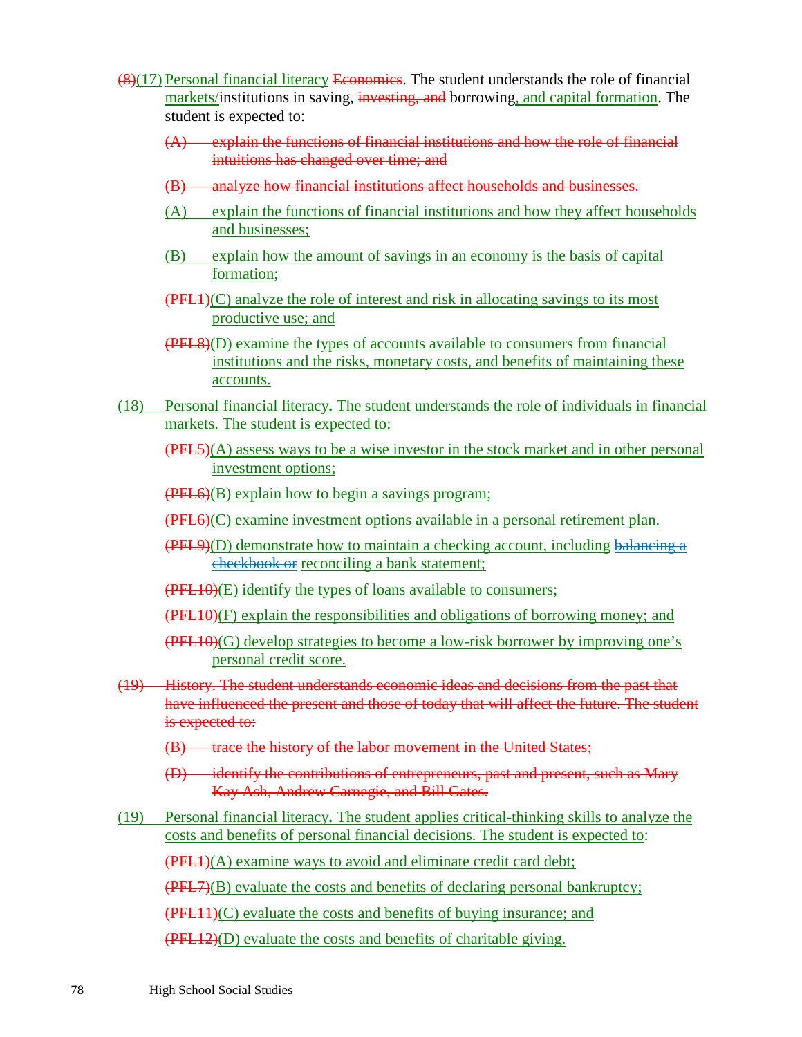~~(8)~~(17) Personal financial literacy ~~Economics~~. The student understands the role of financial markets/institutions in saving, ~~investing, and~~ borrowing, and capital formation. The student is expected to:

- ~~(A) explain the functions of financial institutions and how the role of financial intuitions has changed over time; and~~
- ~~(B) analyze how financial institutions affect households and businesses.~~
- (A) explain the functions of financial institutions and how they affect households and businesses;
- (B) explain how the amount of savings in an economy is the basis of capital formation;
- ~~(PFL1)~~(C) analyze the role of interest and risk in allocating savings to its most productive use; and
- ~~(PFL8)~~(D) examine the types of accounts available to consumers from financial institutions and the risks, monetary costs, and benefits of maintaining these accounts.

(18) Personal financial literacy**.** The student understands the role of individuals in financial markets. The student is expected to:

- ~~(PFL5)~~(A) assess ways to be a wise investor in the stock market and in other personal investment options;
- ~~(PFL6)~~(B) explain how to begin a savings program;
- ~~(PFL6)~~(C) examine investment options available in a personal retirement plan.
- ~~(PFL9)~~(D) demonstrate how to maintain a checking account, including ~~balancing a checkbook or~~ reconciling a bank statement;
- ~~(PFL10)~~(E) identify the types of loans available to consumers;
- ~~(PFL10)~~(F) explain the responsibilities and obligations of borrowing money; and
- ~~(PFL10)~~(G) develop strategies to become a low-risk borrower by improving one's personal credit score.

~~(19) History. The student understands economic ideas and decisions from the past that have influenced the present and those of today that will affect the future. The student is expected to:~~

- ~~(B) trace the history of the labor movement in the United States;~~
- ~~(D) identify the contributions of entrepreneurs, past and present, such as Mary Kay Ash, Andrew Carnegie, and Bill Gates.~~

(19) Personal financial literacy**.** The student applies critical-thinking skills to analyze the costs and benefits of personal financial decisions. The student is expected to:

- ~~(PFL1)~~(A) examine ways to avoid and eliminate credit card debt;
- ~~(PFL7)~~(B) evaluate the costs and benefits of declaring personal bankruptcy;
- ~~(PFL11)~~(C) evaluate the costs and benefits of buying insurance; and
- ~~(PFL12)~~(D) evaluate the costs and benefits of charitable giving.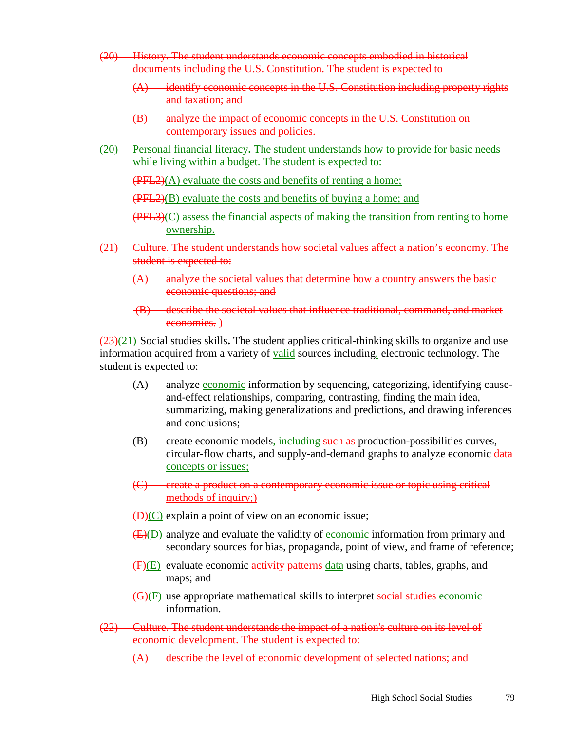~~(20) History. The student understands economic concepts embodied in historical documents including the U.S. Constitution. The student is expected to~~

> ~~(A) identify economic concepts in the U.S. Constitution including property rights and taxation; and~~
>
> ~~(B) analyze the impact of economic concepts in the U.S. Constitution on contemporary issues and policies.~~

<u>(20) Personal financial literacy**.** The student understands how to provide for basic needs while living within a budget. The student is expected to:</u>

> ~~(PFL2)~~<u>(A) evaluate the costs and benefits of renting a home;</u>
>
> ~~(PFL2)~~<u>(B) evaluate the costs and benefits of buying a home; and</u>
>
> ~~(PFL3)~~<u>(C) assess the financial aspects of making the transition from renting to home ownership.</u>

~~(21) Culture. The student understands how societal values affect a nation's economy. The student is expected to:~~

> ~~(A) analyze the societal values that determine how a country answers the basic economic questions; and~~
>
> ~~(B) describe the societal values that influence traditional, command, and market economies.~~ )

~~(23)~~<u>(21)</u> Social studies skills**.** The student applies critical-thinking skills to organize and use information acquired from a variety of <u>valid</u> sources including<u>,</u> electronic technology. The student is expected to:

> (A) analyze <u>economic</u> information by sequencing, categorizing, identifying cause-and-effect relationships, comparing, contrasting, finding the main idea, summarizing, making generalizations and predictions, and drawing inferences and conclusions;
>
> (B) create economic models<u>, including</u> ~~such as~~ production-possibilities curves, circular-flow charts, and supply-and-demand graphs to analyze economic ~~data~~ <u>concepts or issues;</u>
>
> ~~(C) create a product on a contemporary economic issue or topic using critical methods of inquiry;)~~
>
> ~~(D)~~<u>(C)</u> explain a point of view on an economic issue;
>
> ~~(E)~~<u>(D)</u> analyze and evaluate the validity of <u>economic</u> information from primary and secondary sources for bias, propaganda, point of view, and frame of reference;
>
> ~~(F)~~<u>(E)</u> evaluate economic ~~activity patterns~~ <u>data</u> using charts, tables, graphs, and maps; and
>
> ~~(G)~~<u>(F)</u> use appropriate mathematical skills to interpret ~~social studies~~ <u>economic</u> information.

~~(22) Culture. The student understands the impact of a nation's culture on its level of economic development. The student is expected to:~~

> ~~(A) describe the level of economic development of selected nations; and~~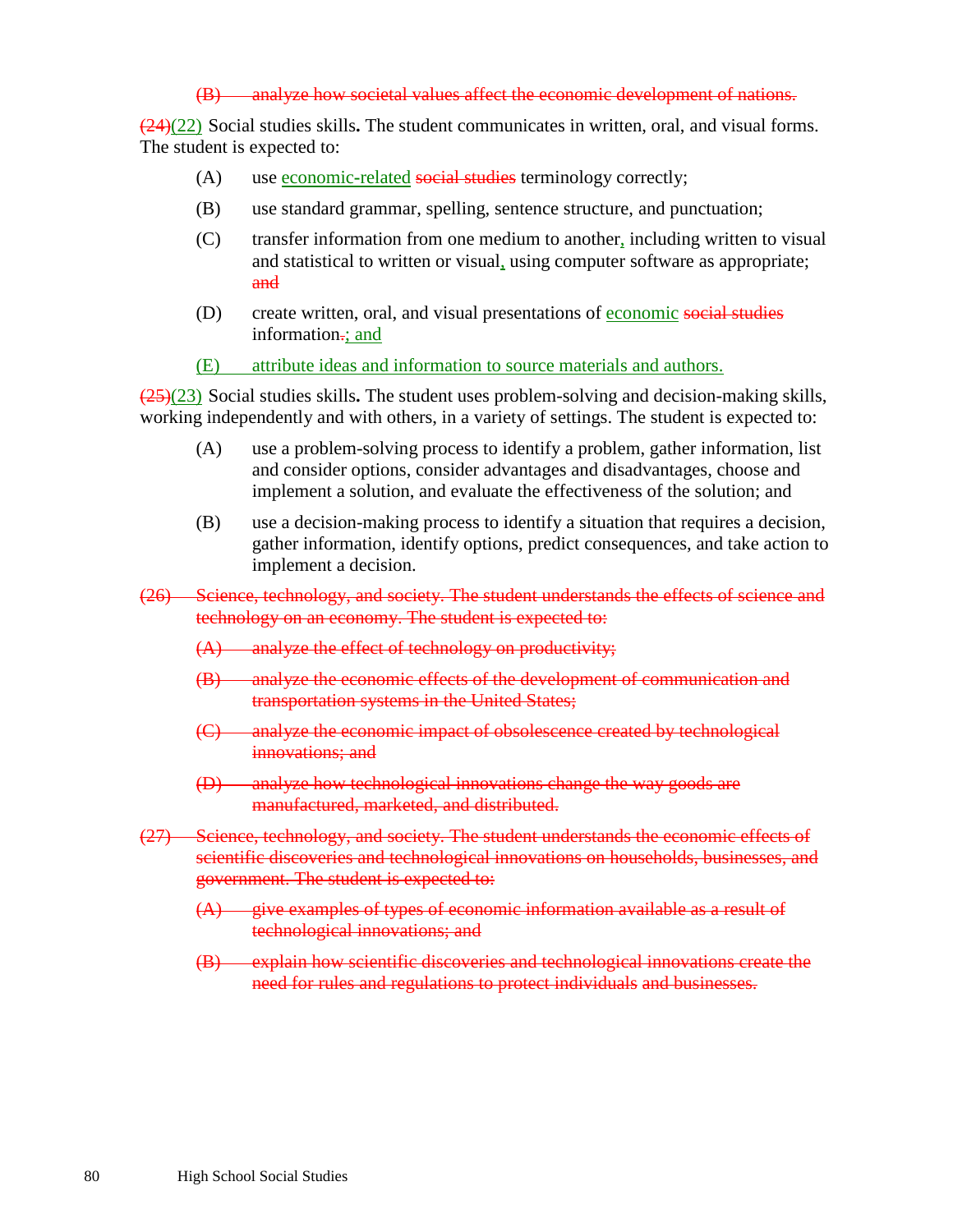~~(B) analyze how societal values affect the economic development of nations.~~

~~(24)~~(22) Social studies skills**.** The student communicates in written, oral, and visual forms. The student is expected to:

- (A) use economic-related ~~social studies~~ terminology correctly;
- (B) use standard grammar, spelling, sentence structure, and punctuation;
- (C) transfer information from one medium to another, including written to visual and statistical to written or visual, using computer software as appropriate; ~~and~~
- (D) create written, oral, and visual presentations of economic ~~social studies~~ information~~.~~; and
- (E) attribute ideas and information to source materials and authors.

~~(25)~~(23) Social studies skills**.** The student uses problem-solving and decision-making skills, working independently and with others, in a variety of settings. The student is expected to:

- (A) use a problem-solving process to identify a problem, gather information, list and consider options, consider advantages and disadvantages, choose and implement a solution, and evaluate the effectiveness of the solution; and
- (B) use a decision-making process to identify a situation that requires a decision, gather information, identify options, predict consequences, and take action to implement a decision.

~~(26) Science, technology, and society. The student understands the effects of science and technology on an economy. The student is expected to:~~

- ~~(A) analyze the effect of technology on productivity;~~
- ~~(B) analyze the economic effects of the development of communication and transportation systems in the United States;~~
- ~~(C) analyze the economic impact of obsolescence created by technological innovations; and~~
- ~~(D) analyze how technological innovations change the way goods are manufactured, marketed, and distributed.~~

~~(27) Science, technology, and society. The student understands the economic effects of scientific discoveries and technological innovations on households, businesses, and government. The student is expected to:~~

- ~~(A) give examples of types of economic information available as a result of technological innovations; and~~
- ~~(B) explain how scientific discoveries and technological innovations create the need for rules and regulations to protect individuals and businesses.~~